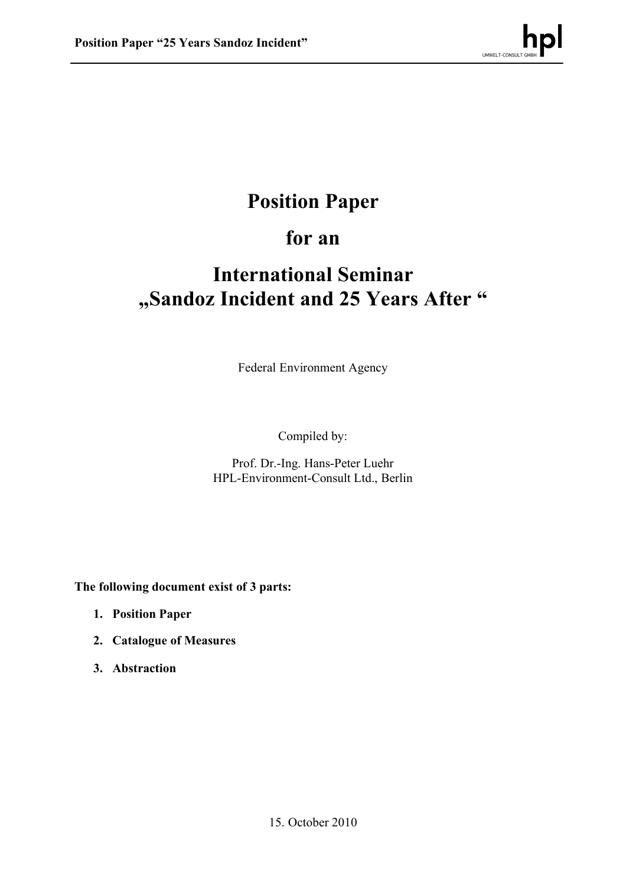# Position Paper

# for an

# International Seminar „Sandoz Incident and 25 Years After "

Federal Environment Agency

Compiled by:

Prof. Dr.-Ing. Hans-Peter Luehr
HPL-Environment-Consult Ltd., Berlin

**The following document exist of 3 parts:**

1. **Position Paper**
2. **Catalogue of Measures**
3. **Abstraction**

15. October 2010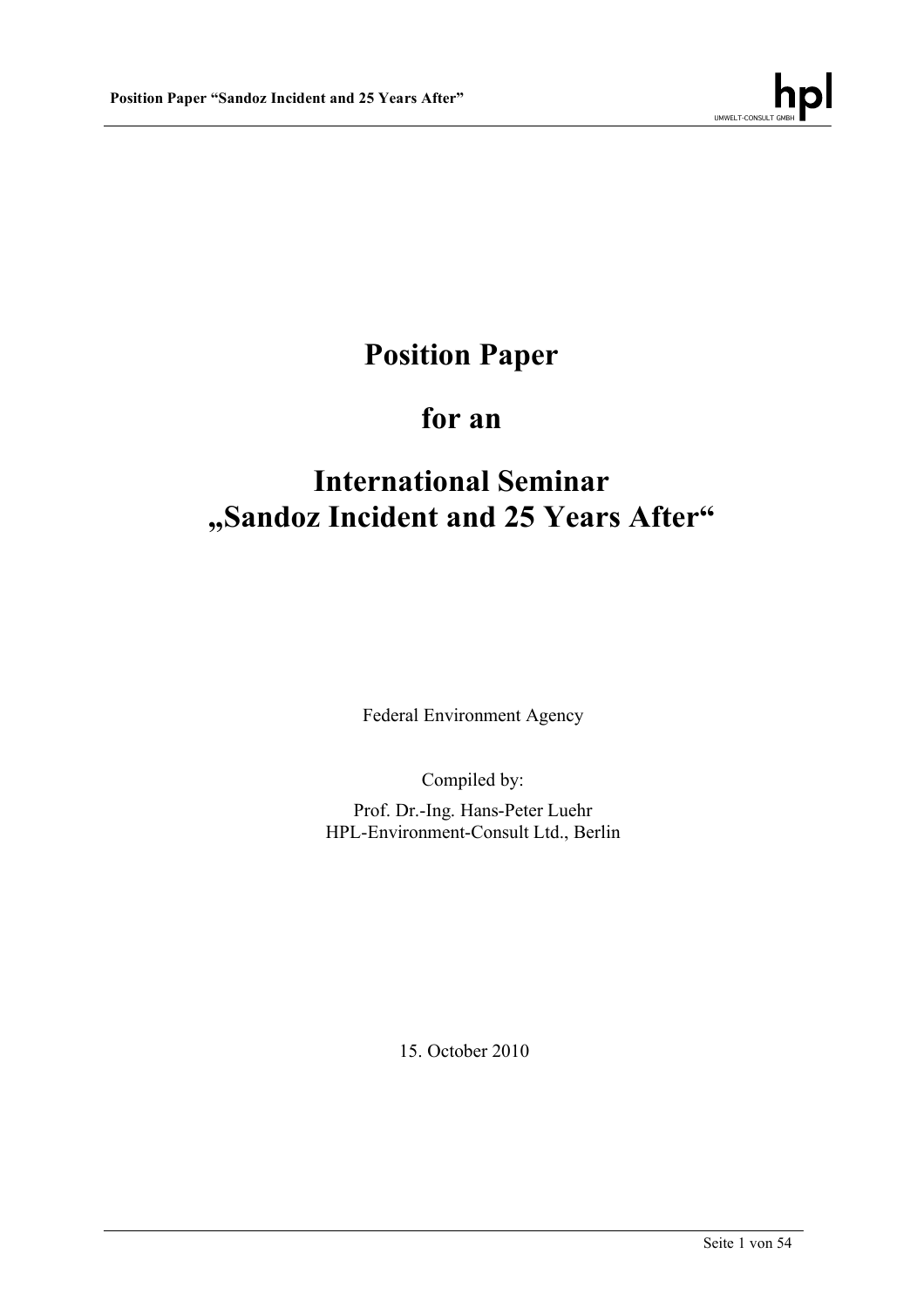# Position Paper

# for an

# International Seminar „Sandoz Incident and 25 Years After"

Federal Environment Agency

Compiled by:

Prof. Dr.-Ing. Hans-Peter Luehr
HPL-Environment-Consult Ltd., Berlin

15. October 2010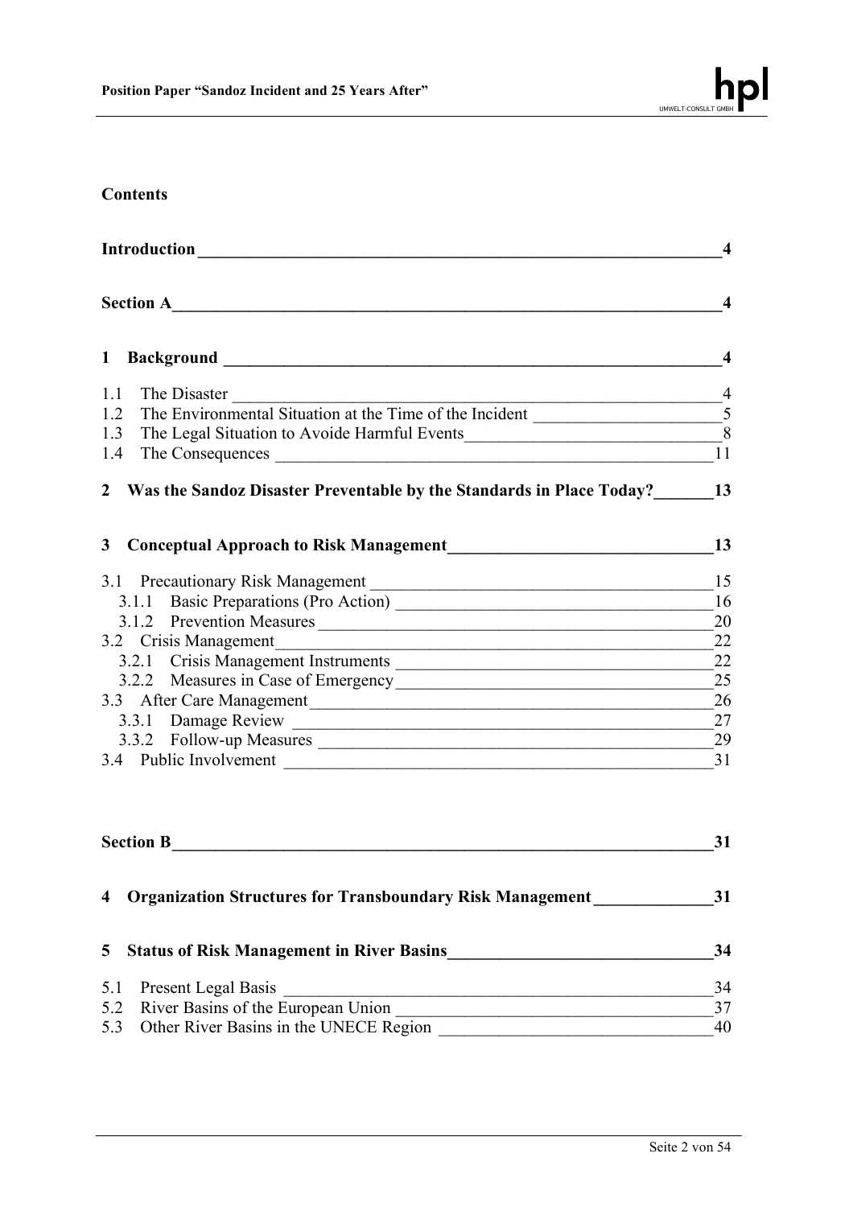## Contents

**Introduction** 4

**Section A** 4

**1 Background** 4

1.1 The Disaster 4
1.2 The Environmental Situation at the Time of the Incident 5
1.3 The Legal Situation to Avoid Harmful Events 8
1.4 The Consequences 11

**2 Was the Sandoz Disaster Preventable by the Standards in Place Today?** 13

**3 Conceptual Approach to Risk Management** 13

3.1 Precautionary Risk Management 15
- 3.1.1 Basic Preparations (Pro Action) 16
- 3.1.2 Prevention Measures 20

3.2 Crisis Management 22
- 3.2.1 Crisis Management Instruments 22
- 3.2.2 Measures in Case of Emergency 25

3.3 After Care Management 26
- 3.3.1 Damage Review 27
- 3.3.2 Follow-up Measures 29

3.4 Public Involvement 31

**Section B** 31

**4 Organization Structures for Transboundary Risk Management** 31

**5 Status of Risk Management in River Basins** 34

5.1 Present Legal Basis 34
5.2 River Basins of the European Union 37
5.3 Other River Basins in the UNECE Region 40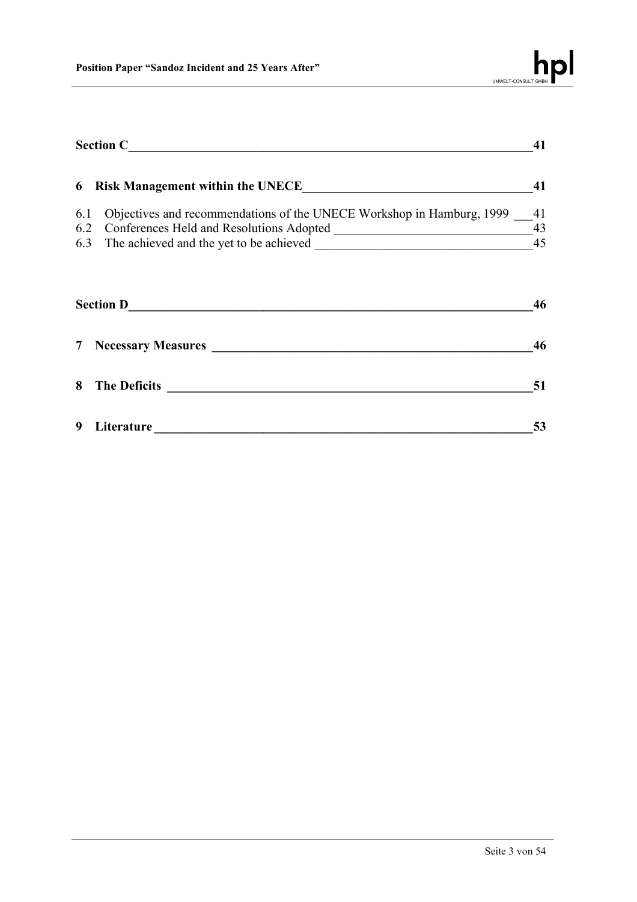**Section C** 41

**6 Risk Management within the UNECE** 41

6.1 Objectives and recommendations of the UNECE Workshop in Hamburg, 1999 41
6.2 Conferences Held and Resolutions Adopted 43
6.3 The achieved and the yet to be achieved 45

**Section D** 46

**7 Necessary Measures** 46

**8 The Deficits** 51

**9 Literature** 53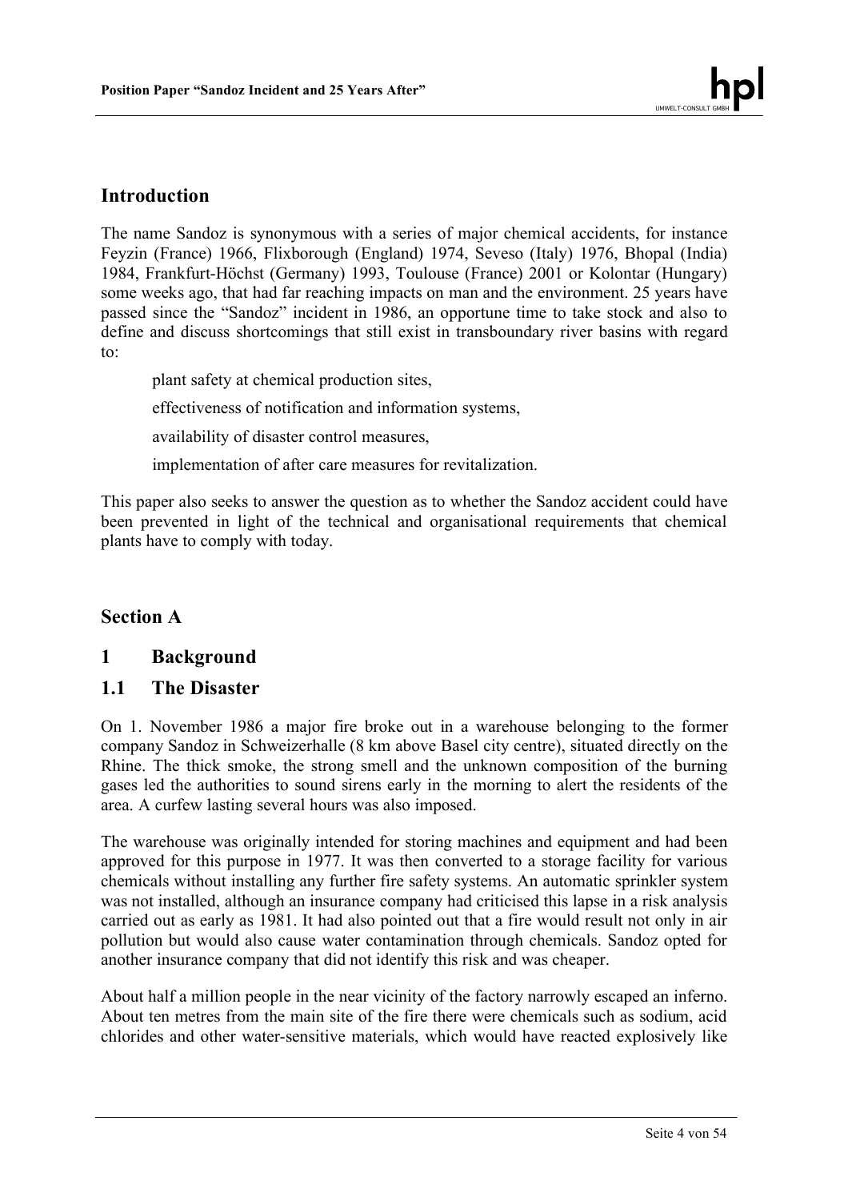## Introduction

The name Sandoz is synonymous with a series of major chemical accidents, for instance Feyzin (France) 1966, Flixborough (England) 1974, Seveso (Italy) 1976, Bhopal (India) 1984, Frankfurt-Höchst (Germany) 1993, Toulouse (France) 2001 or Kolontar (Hungary) some weeks ago, that had far reaching impacts on man and the environment. 25 years have passed since the "Sandoz" incident in 1986, an opportune time to take stock and also to define and discuss shortcomings that still exist in transboundary river basins with regard to:

- plant safety at chemical production sites,
- effectiveness of notification and information systems,
- availability of disaster control measures,
- implementation of after care measures for revitalization.

This paper also seeks to answer the question as to whether the Sandoz accident could have been prevented in light of the technical and organisational requirements that chemical plants have to comply with today.

## Section A

# 1 Background

## 1.1 The Disaster

On 1. November 1986 a major fire broke out in a warehouse belonging to the former company Sandoz in Schweizerhalle (8 km above Basel city centre), situated directly on the Rhine. The thick smoke, the strong smell and the unknown composition of the burning gases led the authorities to sound sirens early in the morning to alert the residents of the area. A curfew lasting several hours was also imposed.

The warehouse was originally intended for storing machines and equipment and had been approved for this purpose in 1977. It was then converted to a storage facility for various chemicals without installing any further fire safety systems. An automatic sprinkler system was not installed, although an insurance company had criticised this lapse in a risk analysis carried out as early as 1981. It had also pointed out that a fire would result not only in air pollution but would also cause water contamination through chemicals. Sandoz opted for another insurance company that did not identify this risk and was cheaper.

About half a million people in the near vicinity of the factory narrowly escaped an inferno. About ten metres from the main site of the fire there were chemicals such as sodium, acid chlorides and other water-sensitive materials, which would have reacted explosively like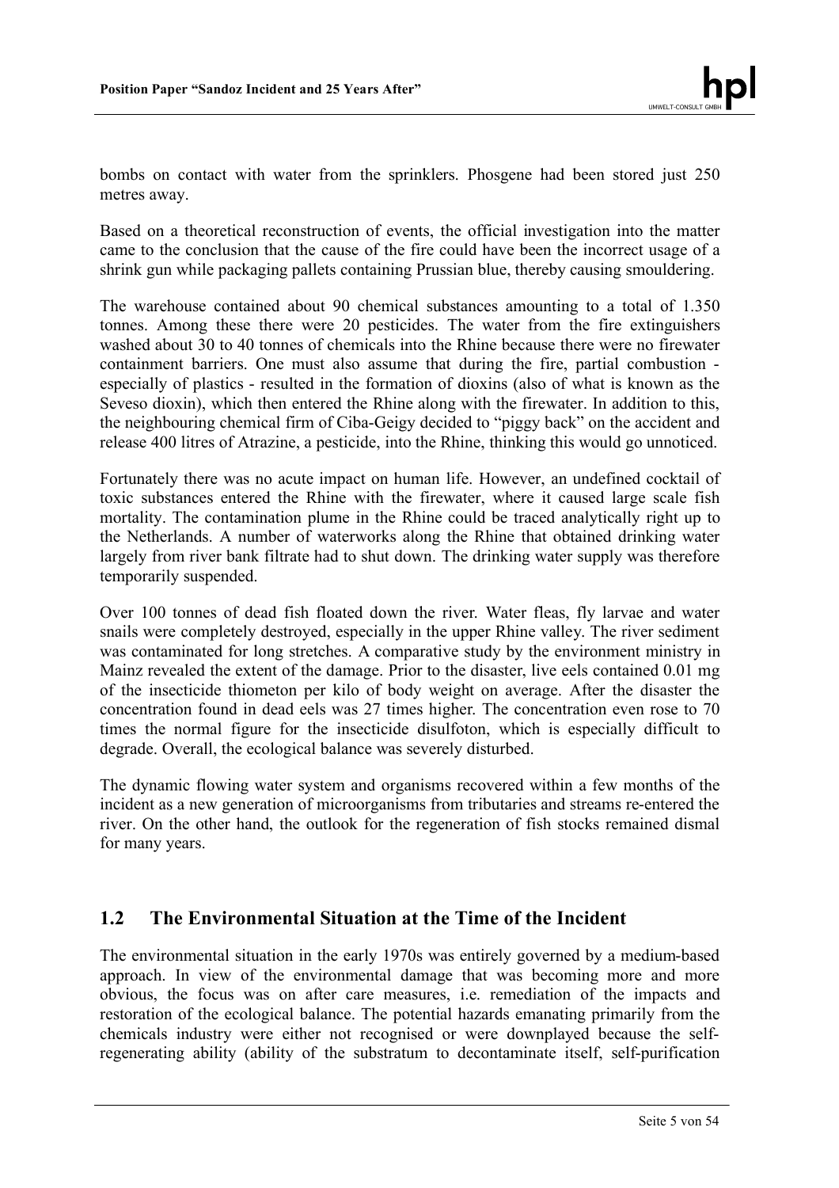bombs on contact with water from the sprinklers. Phosgene had been stored just 250 metres away.

Based on a theoretical reconstruction of events, the official investigation into the matter came to the conclusion that the cause of the fire could have been the incorrect usage of a shrink gun while packaging pallets containing Prussian blue, thereby causing smouldering.

The warehouse contained about 90 chemical substances amounting to a total of 1.350 tonnes. Among these there were 20 pesticides. The water from the fire extinguishers washed about 30 to 40 tonnes of chemicals into the Rhine because there were no firewater containment barriers. One must also assume that during the fire, partial combustion - especially of plastics - resulted in the formation of dioxins (also of what is known as the Seveso dioxin), which then entered the Rhine along with the firewater. In addition to this, the neighbouring chemical firm of Ciba-Geigy decided to "piggy back" on the accident and release 400 litres of Atrazine, a pesticide, into the Rhine, thinking this would go unnoticed.

Fortunately there was no acute impact on human life. However, an undefined cocktail of toxic substances entered the Rhine with the firewater, where it caused large scale fish mortality. The contamination plume in the Rhine could be traced analytically right up to the Netherlands. A number of waterworks along the Rhine that obtained drinking water largely from river bank filtrate had to shut down. The drinking water supply was therefore temporarily suspended.

Over 100 tonnes of dead fish floated down the river. Water fleas, fly larvae and water snails were completely destroyed, especially in the upper Rhine valley. The river sediment was contaminated for long stretches. A comparative study by the environment ministry in Mainz revealed the extent of the damage. Prior to the disaster, live eels contained 0.01 mg of the insecticide thiometon per kilo of body weight on average. After the disaster the concentration found in dead eels was 27 times higher. The concentration even rose to 70 times the normal figure for the insecticide disulfoton, which is especially difficult to degrade. Overall, the ecological balance was severely disturbed.

The dynamic flowing water system and organisms recovered within a few months of the incident as a new generation of microorganisms from tributaries and streams re-entered the river. On the other hand, the outlook for the regeneration of fish stocks remained dismal for many years.

## 1.2 The Environmental Situation at the Time of the Incident

The environmental situation in the early 1970s was entirely governed by a medium-based approach. In view of the environmental damage that was becoming more and more obvious, the focus was on after care measures, i.e. remediation of the impacts and restoration of the ecological balance. The potential hazards emanating primarily from the chemicals industry were either not recognised or were downplayed because the self-regenerating ability (ability of the substratum to decontaminate itself, self-purification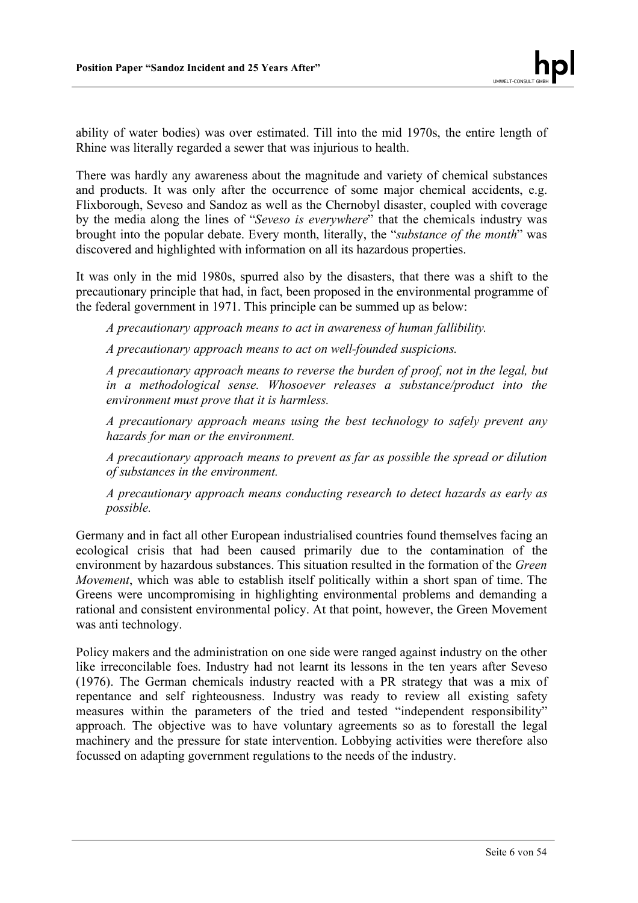ability of water bodies) was over estimated. Till into the mid 1970s, the entire length of Rhine was literally regarded a sewer that was injurious to health.

There was hardly any awareness about the magnitude and variety of chemical substances and products. It was only after the occurrence of some major chemical accidents, e.g. Flixborough, Seveso and Sandoz as well as the Chernobyl disaster, coupled with coverage by the media along the lines of "*Seveso is everywhere*" that the chemicals industry was brought into the popular debate. Every month, literally, the "*substance of the month*" was discovered and highlighted with information on all its hazardous properties.

It was only in the mid 1980s, spurred also by the disasters, that there was a shift to the precautionary principle that had, in fact, been proposed in the environmental programme of the federal government in 1971. This principle can be summed up as below:

*A precautionary approach means to act in awareness of human fallibility.*

*A precautionary approach means to act on well-founded suspicions.*

*A precautionary approach means to reverse the burden of proof, not in the legal, but in a methodological sense. Whosoever releases a substance/product into the environment must prove that it is harmless.*

*A precautionary approach means using the best technology to safely prevent any hazards for man or the environment.*

*A precautionary approach means to prevent as far as possible the spread or dilution of substances in the environment.*

*A precautionary approach means conducting research to detect hazards as early as possible.*

Germany and in fact all other European industrialised countries found themselves facing an ecological crisis that had been caused primarily due to the contamination of the environment by hazardous substances. This situation resulted in the formation of the *Green Movement*, which was able to establish itself politically within a short span of time. The Greens were uncompromising in highlighting environmental problems and demanding a rational and consistent environmental policy. At that point, however, the Green Movement was anti technology.

Policy makers and the administration on one side were ranged against industry on the other like irreconcilable foes. Industry had not learnt its lessons in the ten years after Seveso (1976). The German chemicals industry reacted with a PR strategy that was a mix of repentance and self righteousness. Industry was ready to review all existing safety measures within the parameters of the tried and tested "independent responsibility" approach. The objective was to have voluntary agreements so as to forestall the legal machinery and the pressure for state intervention. Lobbying activities were therefore also focussed on adapting government regulations to the needs of the industry.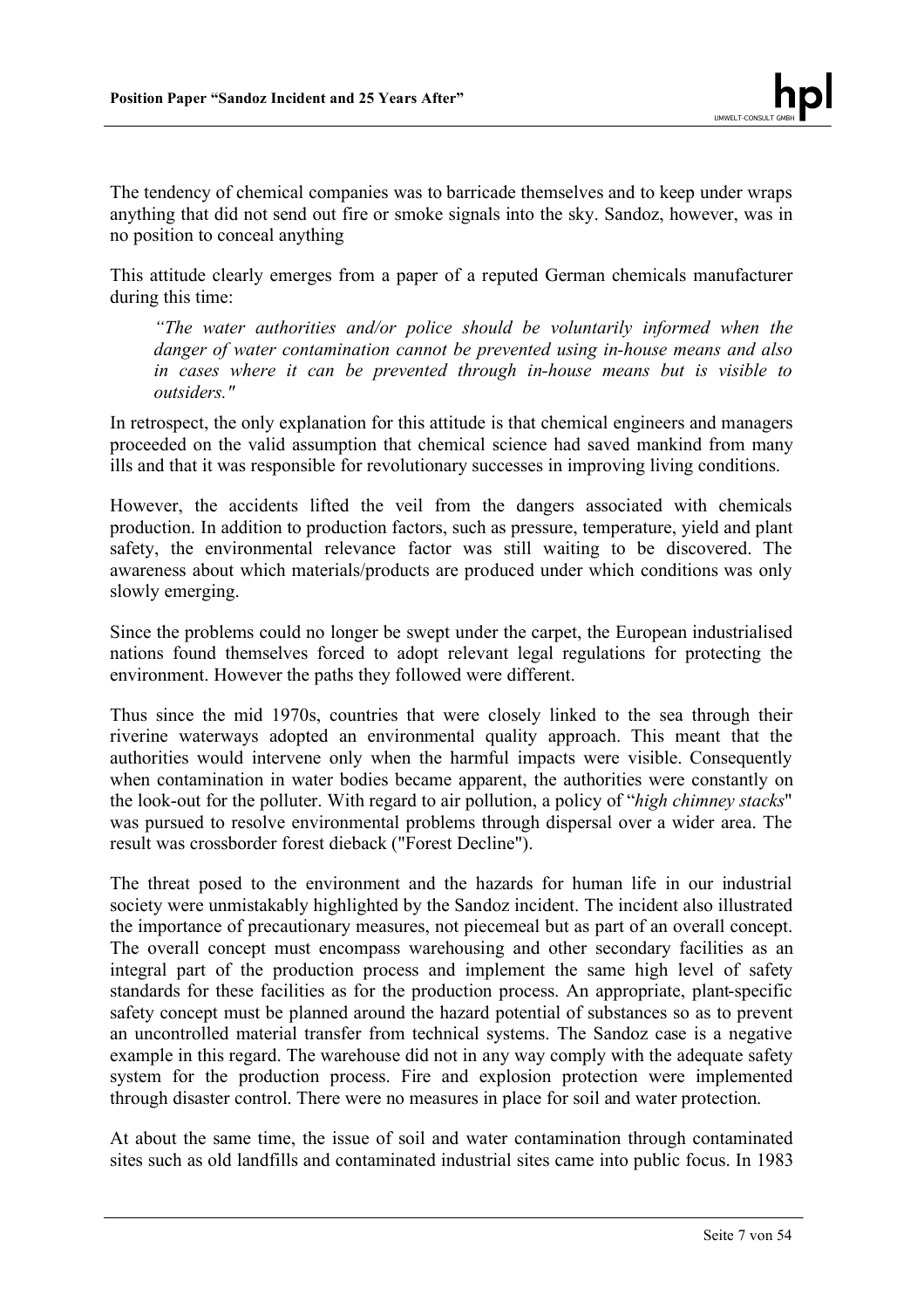The tendency of chemical companies was to barricade themselves and to keep under wraps anything that did not send out fire or smoke signals into the sky. Sandoz, however, was in no position to conceal anything

This attitude clearly emerges from a paper of a reputed German chemicals manufacturer during this time:

> *"The water authorities and/or police should be voluntarily informed when the danger of water contamination cannot be prevented using in-house means and also in cases where it can be prevented through in-house means but is visible to outsiders."*

In retrospect, the only explanation for this attitude is that chemical engineers and managers proceeded on the valid assumption that chemical science had saved mankind from many ills and that it was responsible for revolutionary successes in improving living conditions.

However, the accidents lifted the veil from the dangers associated with chemicals production. In addition to production factors, such as pressure, temperature, yield and plant safety, the environmental relevance factor was still waiting to be discovered. The awareness about which materials/products are produced under which conditions was only slowly emerging.

Since the problems could no longer be swept under the carpet, the European industrialised nations found themselves forced to adopt relevant legal regulations for protecting the environment. However the paths they followed were different.

Thus since the mid 1970s, countries that were closely linked to the sea through their riverine waterways adopted an environmental quality approach. This meant that the authorities would intervene only when the harmful impacts were visible. Consequently when contamination in water bodies became apparent, the authorities were constantly on the look-out for the polluter. With regard to air pollution, a policy of "*high chimney stacks*" was pursued to resolve environmental problems through dispersal over a wider area. The result was crossborder forest dieback ("Forest Decline").

The threat posed to the environment and the hazards for human life in our industrial society were unmistakably highlighted by the Sandoz incident. The incident also illustrated the importance of precautionary measures, not piecemeal but as part of an overall concept. The overall concept must encompass warehousing and other secondary facilities as an integral part of the production process and implement the same high level of safety standards for these facilities as for the production process. An appropriate, plant-specific safety concept must be planned around the hazard potential of substances so as to prevent an uncontrolled material transfer from technical systems. The Sandoz case is a negative example in this regard. The warehouse did not in any way comply with the adequate safety system for the production process. Fire and explosion protection were implemented through disaster control. There were no measures in place for soil and water protection.

At about the same time, the issue of soil and water contamination through contaminated sites such as old landfills and contaminated industrial sites came into public focus. In 1983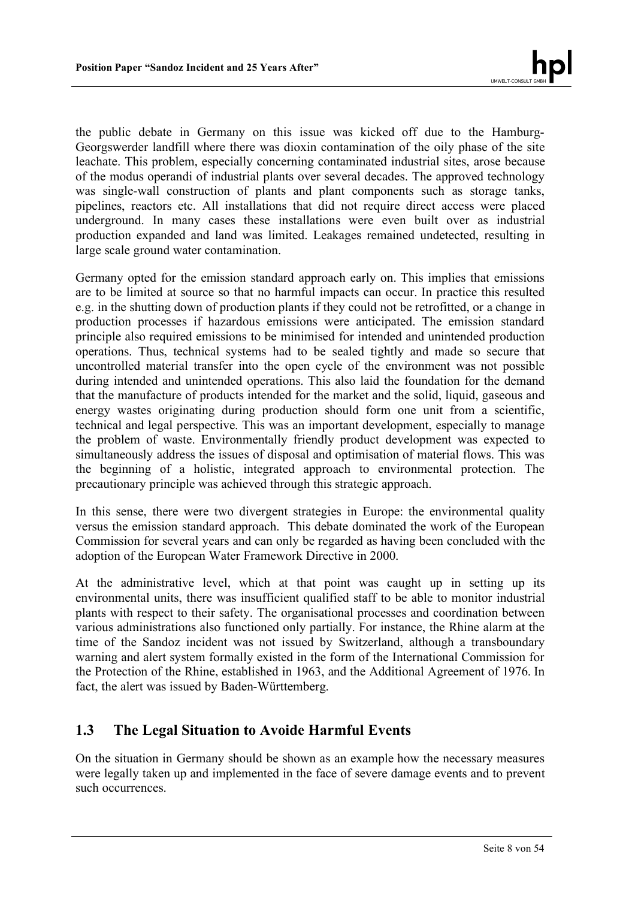the public debate in Germany on this issue was kicked off due to the Hamburg-Georgswerder landfill where there was dioxin contamination of the oily phase of the site leachate. This problem, especially concerning contaminated industrial sites, arose because of the modus operandi of industrial plants over several decades. The approved technology was single-wall construction of plants and plant components such as storage tanks, pipelines, reactors etc. All installations that did not require direct access were placed underground. In many cases these installations were even built over as industrial production expanded and land was limited. Leakages remained undetected, resulting in large scale ground water contamination.

Germany opted for the emission standard approach early on. This implies that emissions are to be limited at source so that no harmful impacts can occur. In practice this resulted e.g. in the shutting down of production plants if they could not be retrofitted, or a change in production processes if hazardous emissions were anticipated. The emission standard principle also required emissions to be minimised for intended and unintended production operations. Thus, technical systems had to be sealed tightly and made so secure that uncontrolled material transfer into the open cycle of the environment was not possible during intended and unintended operations. This also laid the foundation for the demand that the manufacture of products intended for the market and the solid, liquid, gaseous and energy wastes originating during production should form one unit from a scientific, technical and legal perspective. This was an important development, especially to manage the problem of waste. Environmentally friendly product development was expected to simultaneously address the issues of disposal and optimisation of material flows. This was the beginning of a holistic, integrated approach to environmental protection. The precautionary principle was achieved through this strategic approach.

In this sense, there were two divergent strategies in Europe: the environmental quality versus the emission standard approach. This debate dominated the work of the European Commission for several years and can only be regarded as having been concluded with the adoption of the European Water Framework Directive in 2000.

At the administrative level, which at that point was caught up in setting up its environmental units, there was insufficient qualified staff to be able to monitor industrial plants with respect to their safety. The organisational processes and coordination between various administrations also functioned only partially. For instance, the Rhine alarm at the time of the Sandoz incident was not issued by Switzerland, although a transboundary warning and alert system formally existed in the form of the International Commission for the Protection of the Rhine, established in 1963, and the Additional Agreement of 1976. In fact, the alert was issued by Baden-Württemberg.

## 1.3 The Legal Situation to Avoide Harmful Events

On the situation in Germany should be shown as an example how the necessary measures were legally taken up and implemented in the face of severe damage events and to prevent such occurrences.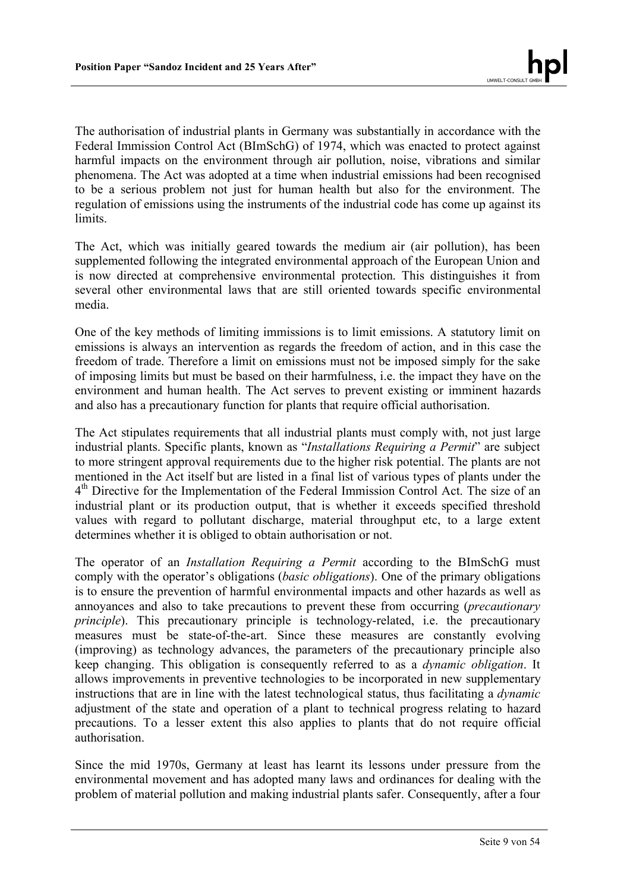The authorisation of industrial plants in Germany was substantially in accordance with the Federal Immission Control Act (BImSchG) of 1974, which was enacted to protect against harmful impacts on the environment through air pollution, noise, vibrations and similar phenomena. The Act was adopted at a time when industrial emissions had been recognised to be a serious problem not just for human health but also for the environment. The regulation of emissions using the instruments of the industrial code has come up against its limits.

The Act, which was initially geared towards the medium air (air pollution), has been supplemented following the integrated environmental approach of the European Union and is now directed at comprehensive environmental protection. This distinguishes it from several other environmental laws that are still oriented towards specific environmental media.

One of the key methods of limiting immissions is to limit emissions. A statutory limit on emissions is always an intervention as regards the freedom of action, and in this case the freedom of trade. Therefore a limit on emissions must not be imposed simply for the sake of imposing limits but must be based on their harmfulness, i.e. the impact they have on the environment and human health. The Act serves to prevent existing or imminent hazards and also has a precautionary function for plants that require official authorisation.

The Act stipulates requirements that all industrial plants must comply with, not just large industrial plants. Specific plants, known as "*Installations Requiring a Permit*" are subject to more stringent approval requirements due to the higher risk potential. The plants are not mentioned in the Act itself but are listed in a final list of various types of plants under the 4th Directive for the Implementation of the Federal Immission Control Act. The size of an industrial plant or its production output, that is whether it exceeds specified threshold values with regard to pollutant discharge, material throughput etc, to a large extent determines whether it is obliged to obtain authorisation or not.

The operator of an *Installation Requiring a Permit* according to the BImSchG must comply with the operator's obligations (*basic obligations*). One of the primary obligations is to ensure the prevention of harmful environmental impacts and other hazards as well as annoyances and also to take precautions to prevent these from occurring (*precautionary principle*). This precautionary principle is technology-related, i.e. the precautionary measures must be state-of-the-art. Since these measures are constantly evolving (improving) as technology advances, the parameters of the precautionary principle also keep changing. This obligation is consequently referred to as a *dynamic obligation*. It allows improvements in preventive technologies to be incorporated in new supplementary instructions that are in line with the latest technological status, thus facilitating a *dynamic* adjustment of the state and operation of a plant to technical progress relating to hazard precautions. To a lesser extent this also applies to plants that do not require official authorisation.

Since the mid 1970s, Germany at least has learnt its lessons under pressure from the environmental movement and has adopted many laws and ordinances for dealing with the problem of material pollution and making industrial plants safer. Consequently, after a four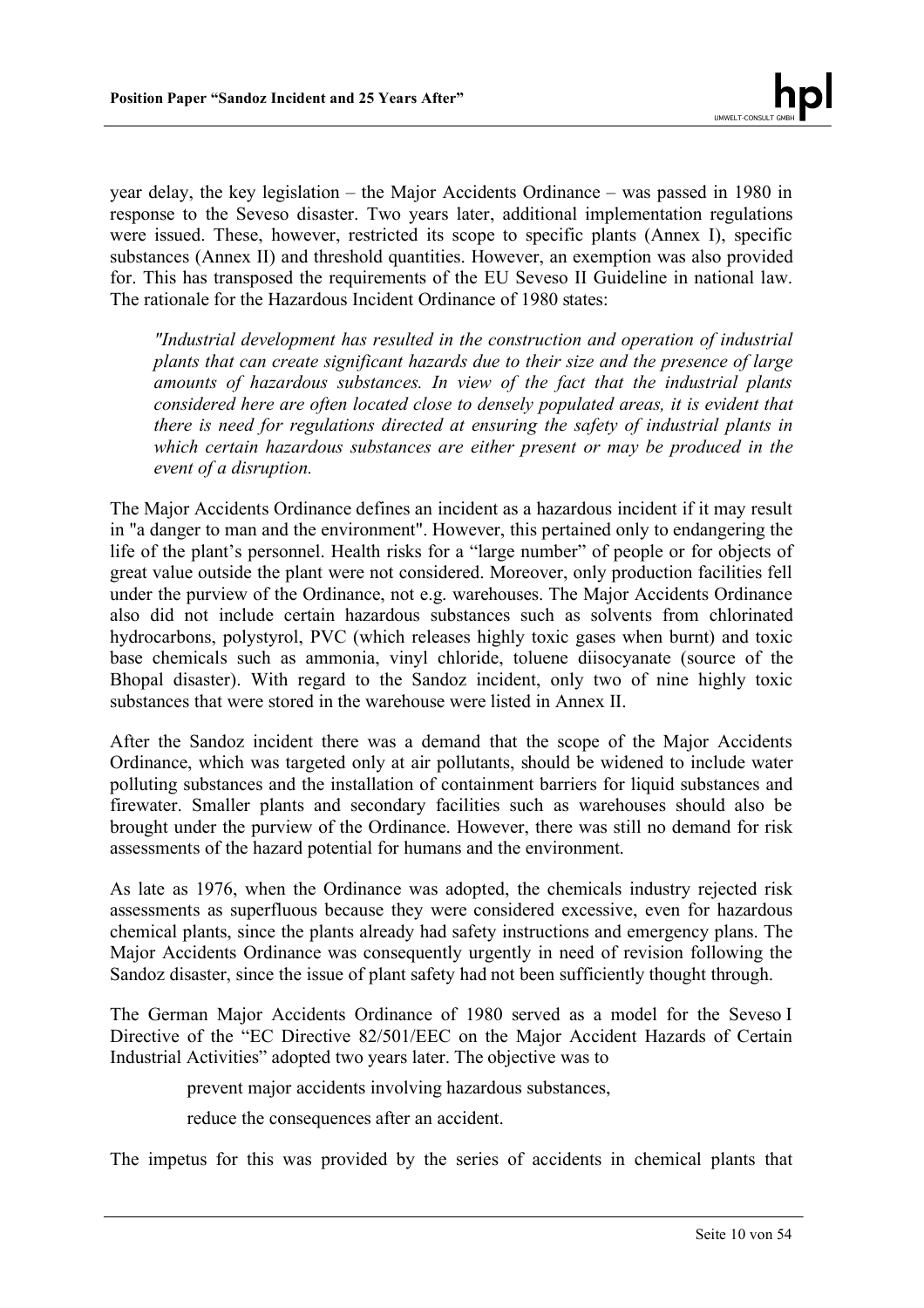year delay, the key legislation – the Major Accidents Ordinance – was passed in 1980 in response to the Seveso disaster. Two years later, additional implementation regulations were issued. These, however, restricted its scope to specific plants (Annex I), specific substances (Annex II) and threshold quantities. However, an exemption was also provided for. This has transposed the requirements of the EU Seveso II Guideline in national law. The rationale for the Hazardous Incident Ordinance of 1980 states:

> *"Industrial development has resulted in the construction and operation of industrial plants that can create significant hazards due to their size and the presence of large amounts of hazardous substances. In view of the fact that the industrial plants considered here are often located close to densely populated areas, it is evident that there is need for regulations directed at ensuring the safety of industrial plants in which certain hazardous substances are either present or may be produced in the event of a disruption.*

The Major Accidents Ordinance defines an incident as a hazardous incident if it may result in "a danger to man and the environment". However, this pertained only to endangering the life of the plant's personnel. Health risks for a "large number" of people or for objects of great value outside the plant were not considered. Moreover, only production facilities fell under the purview of the Ordinance, not e.g. warehouses. The Major Accidents Ordinance also did not include certain hazardous substances such as solvents from chlorinated hydrocarbons, polystyrol, PVC (which releases highly toxic gases when burnt) and toxic base chemicals such as ammonia, vinyl chloride, toluene diisocyanate (source of the Bhopal disaster). With regard to the Sandoz incident, only two of nine highly toxic substances that were stored in the warehouse were listed in Annex II.

After the Sandoz incident there was a demand that the scope of the Major Accidents Ordinance, which was targeted only at air pollutants, should be widened to include water polluting substances and the installation of containment barriers for liquid substances and firewater. Smaller plants and secondary facilities such as warehouses should also be brought under the purview of the Ordinance. However, there was still no demand for risk assessments of the hazard potential for humans and the environment.

As late as 1976, when the Ordinance was adopted, the chemicals industry rejected risk assessments as superfluous because they were considered excessive, even for hazardous chemical plants, since the plants already had safety instructions and emergency plans. The Major Accidents Ordinance was consequently urgently in need of revision following the Sandoz disaster, since the issue of plant safety had not been sufficiently thought through.

The German Major Accidents Ordinance of 1980 served as a model for the Seveso I Directive of the "EC Directive 82/501/EEC on the Major Accident Hazards of Certain Industrial Activities" adopted two years later. The objective was to

- prevent major accidents involving hazardous substances,
- reduce the consequences after an accident.

The impetus for this was provided by the series of accidents in chemical plants that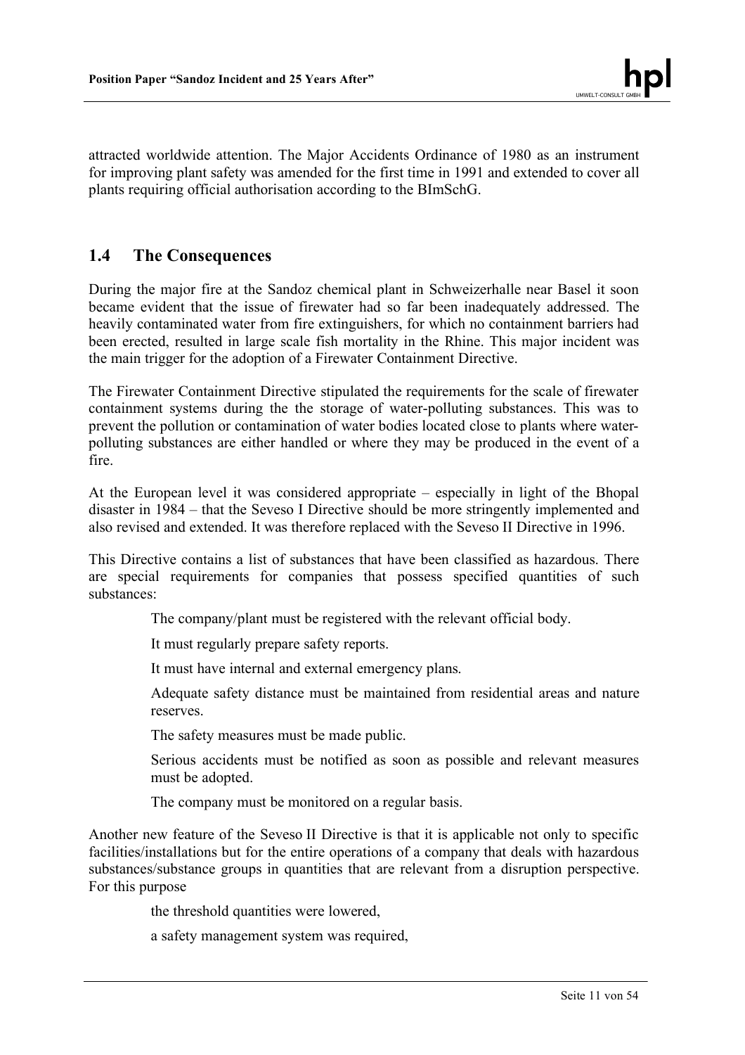attracted worldwide attention. The Major Accidents Ordinance of 1980 as an instrument for improving plant safety was amended for the first time in 1991 and extended to cover all plants requiring official authorisation according to the BImSchG.

## 1.4 The Consequences

During the major fire at the Sandoz chemical plant in Schweizerhalle near Basel it soon became evident that the issue of firewater had so far been inadequately addressed. The heavily contaminated water from fire extinguishers, for which no containment barriers had been erected, resulted in large scale fish mortality in the Rhine. This major incident was the main trigger for the adoption of a Firewater Containment Directive.

The Firewater Containment Directive stipulated the requirements for the scale of firewater containment systems during the the storage of water-polluting substances. This was to prevent the pollution or contamination of water bodies located close to plants where water-polluting substances are either handled or where they may be produced in the event of a fire.

At the European level it was considered appropriate – especially in light of the Bhopal disaster in 1984 – that the Seveso I Directive should be more stringently implemented and also revised and extended. It was therefore replaced with the Seveso II Directive in 1996.

This Directive contains a list of substances that have been classified as hazardous. There are special requirements for companies that possess specified quantities of such substances:

- The company/plant must be registered with the relevant official body.
- It must regularly prepare safety reports.
- It must have internal and external emergency plans.
- Adequate safety distance must be maintained from residential areas and nature reserves.
- The safety measures must be made public.
- Serious accidents must be notified as soon as possible and relevant measures must be adopted.
- The company must be monitored on a regular basis.

Another new feature of the Seveso II Directive is that it is applicable not only to specific facilities/installations but for the entire operations of a company that deals with hazardous substances/substance groups in quantities that are relevant from a disruption perspective. For this purpose

- the threshold quantities were lowered,
- a safety management system was required,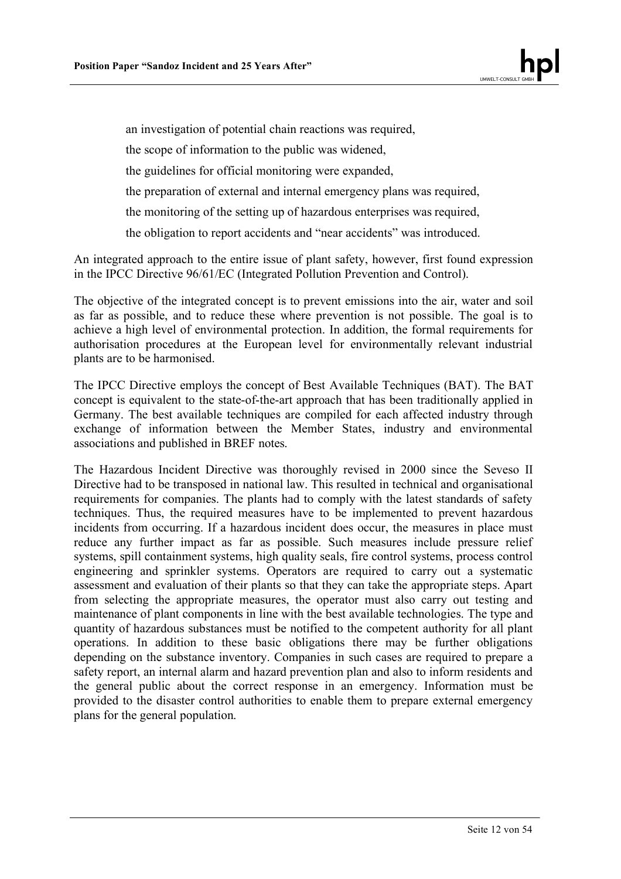an investigation of potential chain reactions was required,

the scope of information to the public was widened,

the guidelines for official monitoring were expanded,

the preparation of external and internal emergency plans was required,

the monitoring of the setting up of hazardous enterprises was required,

the obligation to report accidents and "near accidents" was introduced.

An integrated approach to the entire issue of plant safety, however, first found expression in the IPCC Directive 96/61/EC (Integrated Pollution Prevention and Control).

The objective of the integrated concept is to prevent emissions into the air, water and soil as far as possible, and to reduce these where prevention is not possible. The goal is to achieve a high level of environmental protection. In addition, the formal requirements for authorisation procedures at the European level for environmentally relevant industrial plants are to be harmonised.

The IPCC Directive employs the concept of Best Available Techniques (BAT). The BAT concept is equivalent to the state-of-the-art approach that has been traditionally applied in Germany. The best available techniques are compiled for each affected industry through exchange of information between the Member States, industry and environmental associations and published in BREF notes.

The Hazardous Incident Directive was thoroughly revised in 2000 since the Seveso II Directive had to be transposed in national law. This resulted in technical and organisational requirements for companies. The plants had to comply with the latest standards of safety techniques. Thus, the required measures have to be implemented to prevent hazardous incidents from occurring. If a hazardous incident does occur, the measures in place must reduce any further impact as far as possible. Such measures include pressure relief systems, spill containment systems, high quality seals, fire control systems, process control engineering and sprinkler systems. Operators are required to carry out a systematic assessment and evaluation of their plants so that they can take the appropriate steps. Apart from selecting the appropriate measures, the operator must also carry out testing and maintenance of plant components in line with the best available technologies. The type and quantity of hazardous substances must be notified to the competent authority for all plant operations. In addition to these basic obligations there may be further obligations depending on the substance inventory. Companies in such cases are required to prepare a safety report, an internal alarm and hazard prevention plan and also to inform residents and the general public about the correct response in an emergency. Information must be provided to the disaster control authorities to enable them to prepare external emergency plans for the general population.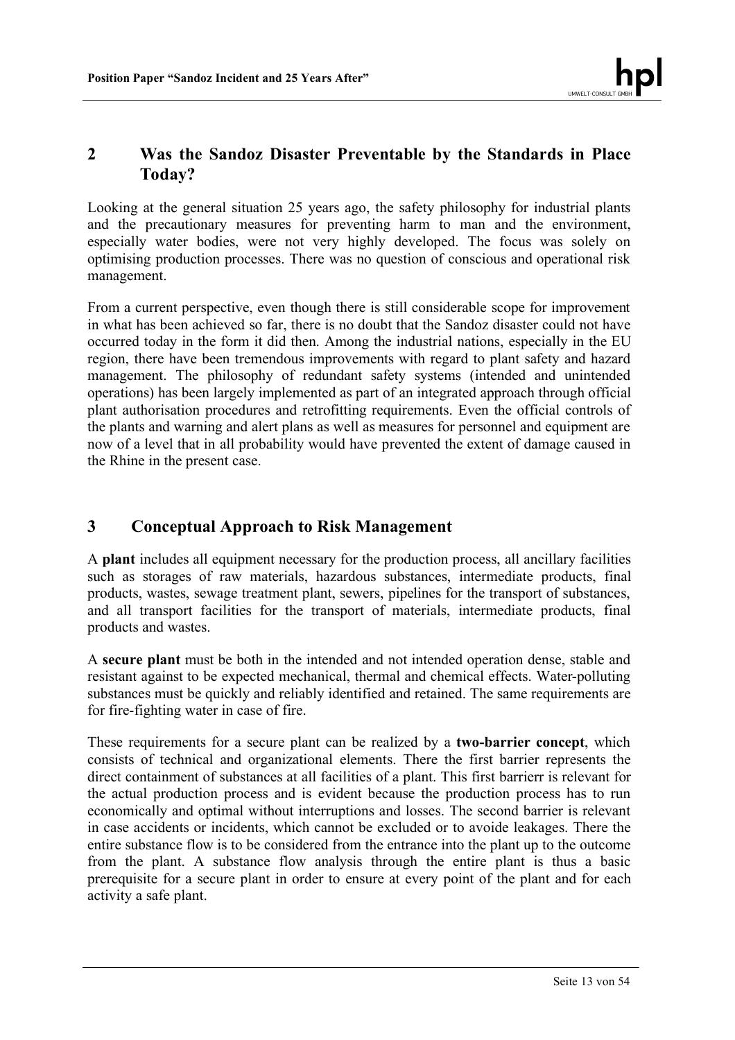## 2 Was the Sandoz Disaster Preventable by the Standards in Place Today?

Looking at the general situation 25 years ago, the safety philosophy for industrial plants and the precautionary measures for preventing harm to man and the environment, especially water bodies, were not very highly developed. The focus was solely on optimising production processes. There was no question of conscious and operational risk management.

From a current perspective, even though there is still considerable scope for improvement in what has been achieved so far, there is no doubt that the Sandoz disaster could not have occurred today in the form it did then. Among the industrial nations, especially in the EU region, there have been tremendous improvements with regard to plant safety and hazard management. The philosophy of redundant safety systems (intended and unintended operations) has been largely implemented as part of an integrated approach through official plant authorisation procedures and retrofitting requirements. Even the official controls of the plants and warning and alert plans as well as measures for personnel and equipment are now of a level that in all probability would have prevented the extent of damage caused in the Rhine in the present case.

## 3 Conceptual Approach to Risk Management

A **plant** includes all equipment necessary for the production process, all ancillary facilities such as storages of raw materials, hazardous substances, intermediate products, final products, wastes, sewage treatment plant, sewers, pipelines for the transport of substances, and all transport facilities for the transport of materials, intermediate products, final products and wastes.

A **secure plant** must be both in the intended and not intended operation dense, stable and resistant against to be expected mechanical, thermal and chemical effects. Water-polluting substances must be quickly and reliably identified and retained. The same requirements are for fire-fighting water in case of fire.

These requirements for a secure plant can be realized by a **two-barrier concept**, which consists of technical and organizational elements. There the first barrier represents the direct containment of substances at all facilities of a plant. This first barrierr is relevant for the actual production process and is evident because the production process has to run economically and optimal without interruptions and losses. The second barrier is relevant in case accidents or incidents, which cannot be excluded or to avoide leakages. There the entire substance flow is to be considered from the entrance into the plant up to the outcome from the plant. A substance flow analysis through the entire plant is thus a basic prerequisite for a secure plant in order to ensure at every point of the plant and for each activity a safe plant.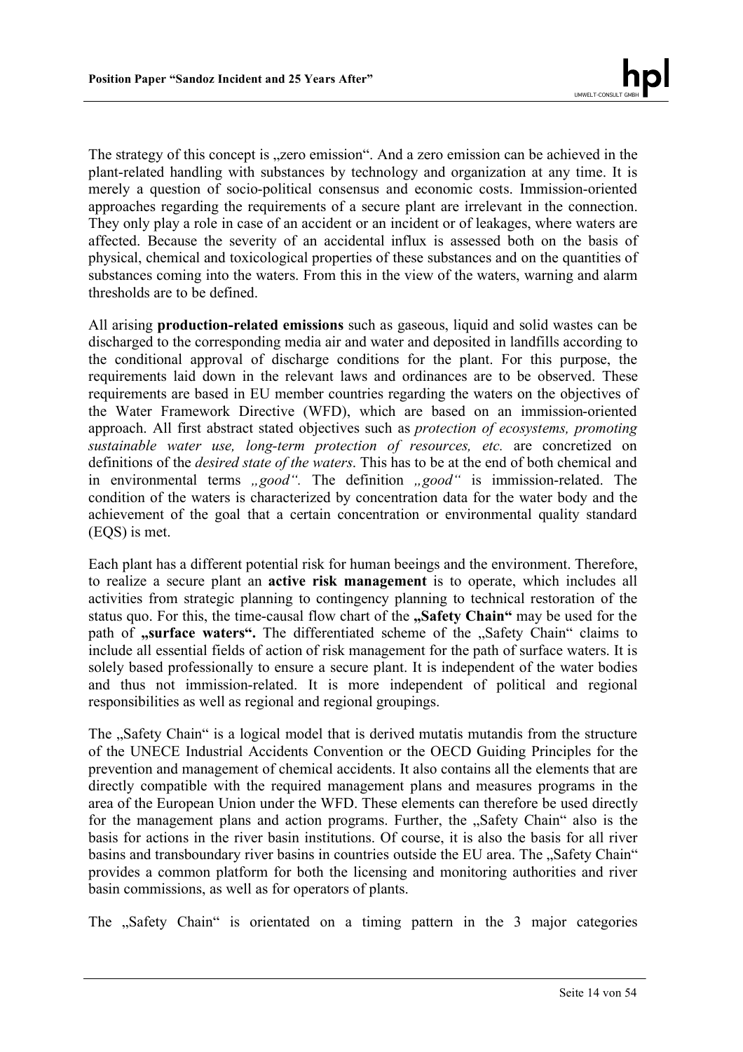The strategy of this concept is „zero emission". And a zero emission can be achieved in the plant-related handling with substances by technology and organization at any time. It is merely a question of socio-political consensus and economic costs. Immission-oriented approaches regarding the requirements of a secure plant are irrelevant in the connection. They only play a role in case of an accident or an incident or of leakages, where waters are affected. Because the severity of an accidental influx is assessed both on the basis of physical, chemical and toxicological properties of these substances and on the quantities of substances coming into the waters. From this in the view of the waters, warning and alarm thresholds are to be defined.

All arising **production-related emissions** such as gaseous, liquid and solid wastes can be discharged to the corresponding media air and water and deposited in landfills according to the conditional approval of discharge conditions for the plant. For this purpose, the requirements laid down in the relevant laws and ordinances are to be observed. These requirements are based in EU member countries regarding the waters on the objectives of the Water Framework Directive (WFD), which are based on an immission-oriented approach. All first abstract stated objectives such as *protection of ecosystems, promoting sustainable water use, long-term protection of resources, etc.* are concretized on definitions of the *desired state of the waters*. This has to be at the end of both chemical and in environmental terms *„good".* The definition *„good"* is immission-related. The condition of the waters is characterized by concentration data for the water body and the achievement of the goal that a certain concentration or environmental quality standard (EQS) is met.

Each plant has a different potential risk for human beeings and the environment. Therefore, to realize a secure plant an **active risk management** is to operate, which includes all activities from strategic planning to contingency planning to technical restoration of the status quo. For this, the time-causal flow chart of the **„Safety Chain"** may be used for the path of **„surface waters".** The differentiated scheme of the „Safety Chain" claims to include all essential fields of action of risk management for the path of surface waters. It is solely based professionally to ensure a secure plant. It is independent of the water bodies and thus not immission-related. It is more independent of political and regional responsibilities as well as regional and regional groupings.

The „Safety Chain" is a logical model that is derived mutatis mutandis from the structure of the UNECE Industrial Accidents Convention or the OECD Guiding Principles for the prevention and management of chemical accidents. It also contains all the elements that are directly compatible with the required management plans and measures programs in the area of the European Union under the WFD. These elements can therefore be used directly for the management plans and action programs. Further, the „Safety Chain" also is the basis for actions in the river basin institutions. Of course, it is also the basis for all river basins and transboundary river basins in countries outside the EU area. The „Safety Chain" provides a common platform for both the licensing and monitoring authorities and river basin commissions, as well as for operators of plants.

The „Safety Chain" is orientated on a timing pattern in the 3 major categories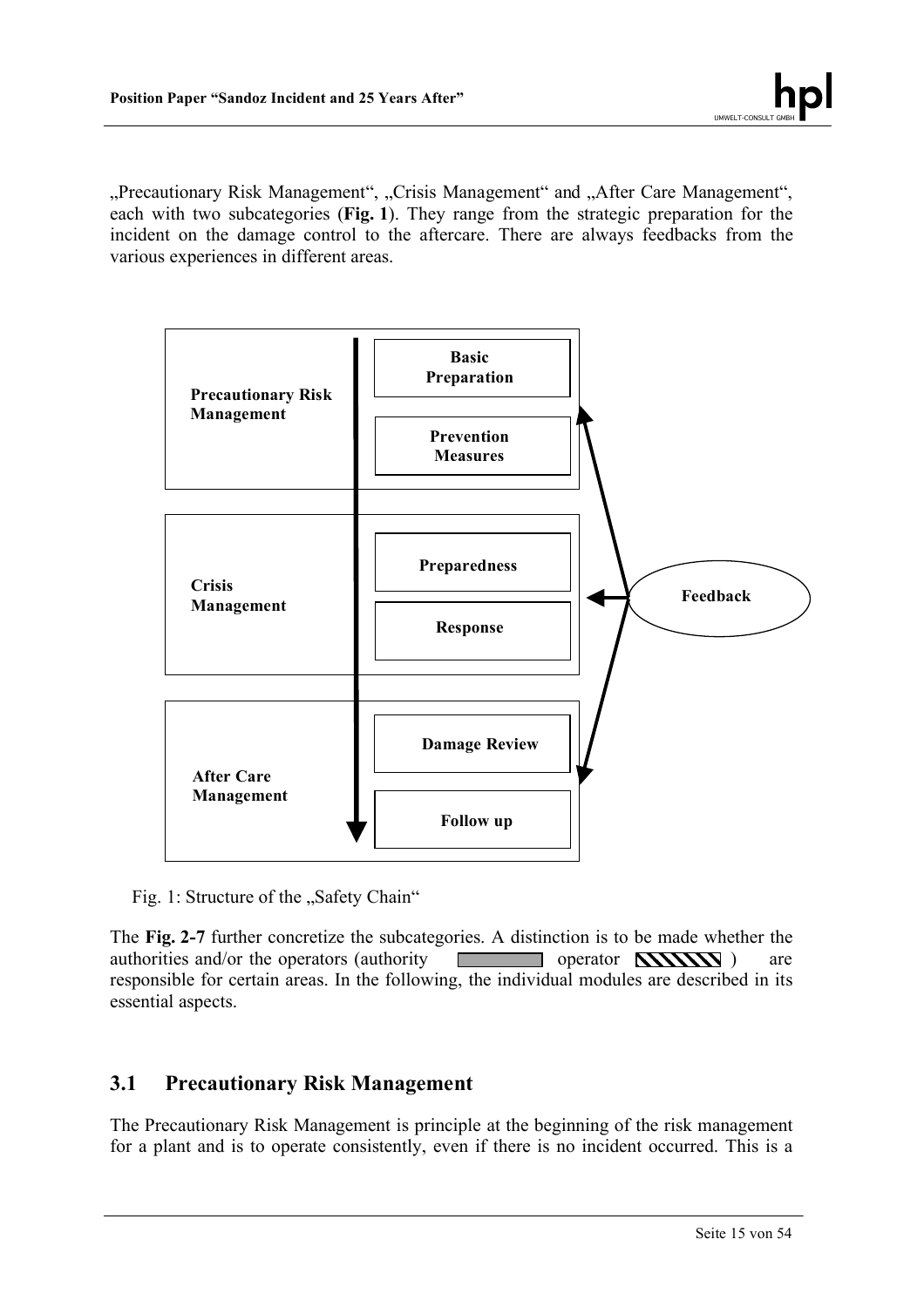„Precautionary Risk Management", „Crisis Management" and „After Care Management", each with two subcategories (**Fig. 1**). They range from the strategic preparation for the incident on the damage control to the aftercare. There are always feedbacks from the various experiences in different areas.

| | | |
|---|---|---|
| **Precautionary Risk Management** | **Basic Preparation** | |
| | **Prevention Measures** | |
| **Crisis Management** | **Preparedness** | **Feedback** |
| | **Response** | |
| **After Care Management** | **Damage Review** | |
| | **Follow up** | |

Fig. 1: Structure of the „Safety Chain"

The **Fig. 2-7** further concretize the subcategories. A distinction is to be made whether the authorities and/or the operators (authority [grey bar] operator [hatched bar]) are responsible for certain areas. In the following, the individual modules are described in its essential aspects.

## 3.1 Precautionary Risk Management

The Precautionary Risk Management is principle at the beginning of the risk management for a plant and is to operate consistently, even if there is no incident occurred. This is a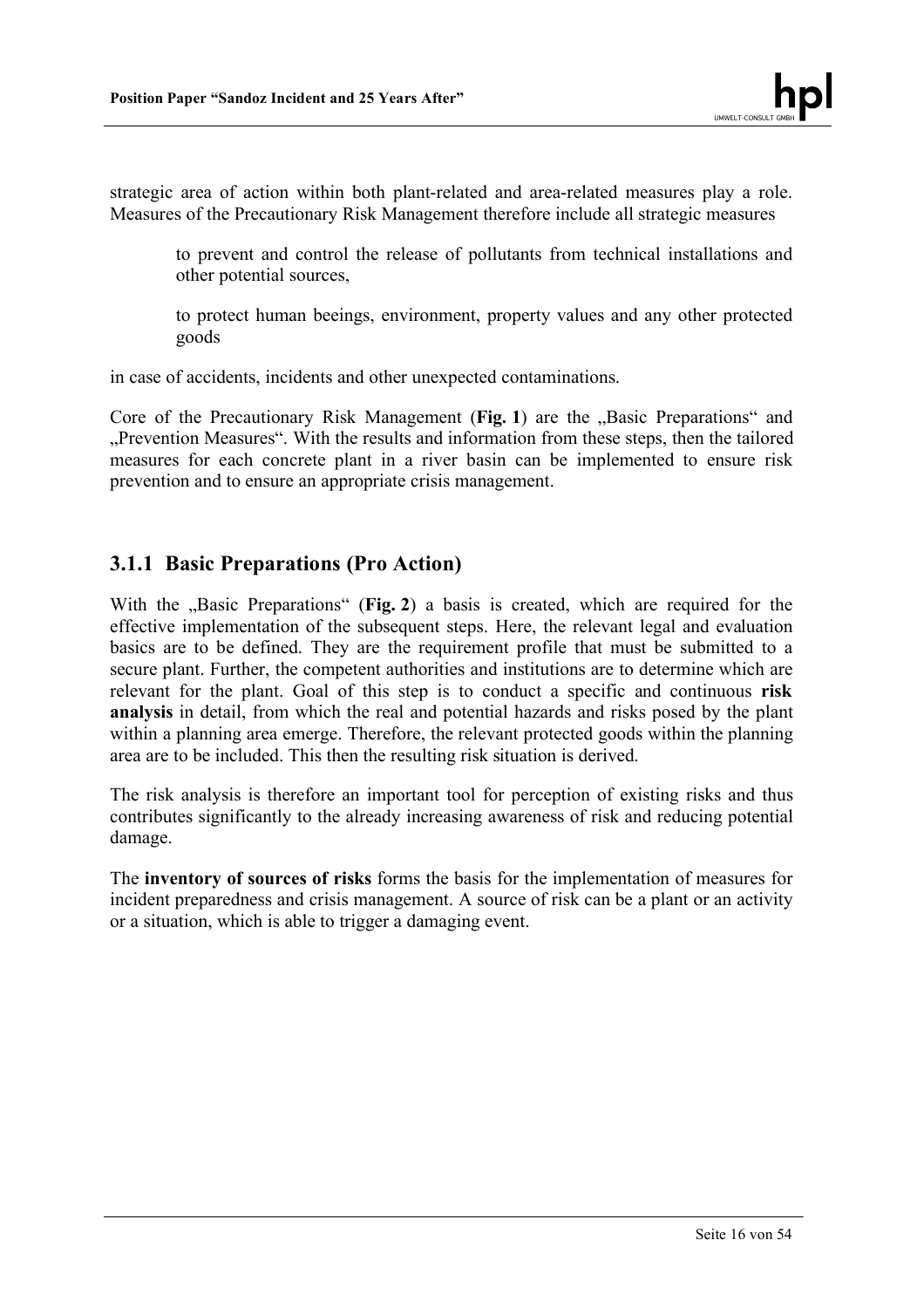strategic area of action within both plant-related and area-related measures play a role. Measures of the Precautionary Risk Management therefore include all strategic measures

> to prevent and control the release of pollutants from technical installations and other potential sources,
>
> to protect human beeings, environment, property values and any other protected goods

in case of accidents, incidents and other unexpected contaminations.

Core of the Precautionary Risk Management (**Fig. 1**) are the „Basic Preparations" and „Prevention Measures". With the results and information from these steps, then the tailored measures for each concrete plant in a river basin can be implemented to ensure risk prevention and to ensure an appropriate crisis management.

### 3.1.1 Basic Preparations (Pro Action)

With the „Basic Preparations" (**Fig. 2**) a basis is created, which are required for the effective implementation of the subsequent steps. Here, the relevant legal and evaluation basics are to be defined. They are the requirement profile that must be submitted to a secure plant. Further, the competent authorities and institutions are to determine which are relevant for the plant. Goal of this step is to conduct a specific and continuous **risk analysis** in detail, from which the real and potential hazards and risks posed by the plant within a planning area emerge. Therefore, the relevant protected goods within the planning area are to be included. This then the resulting risk situation is derived.

The risk analysis is therefore an important tool for perception of existing risks and thus contributes significantly to the already increasing awareness of risk and reducing potential damage.

The **inventory of sources of risks** forms the basis for the implementation of measures for incident preparedness and crisis management. A source of risk can be a plant or an activity or a situation, which is able to trigger a damaging event.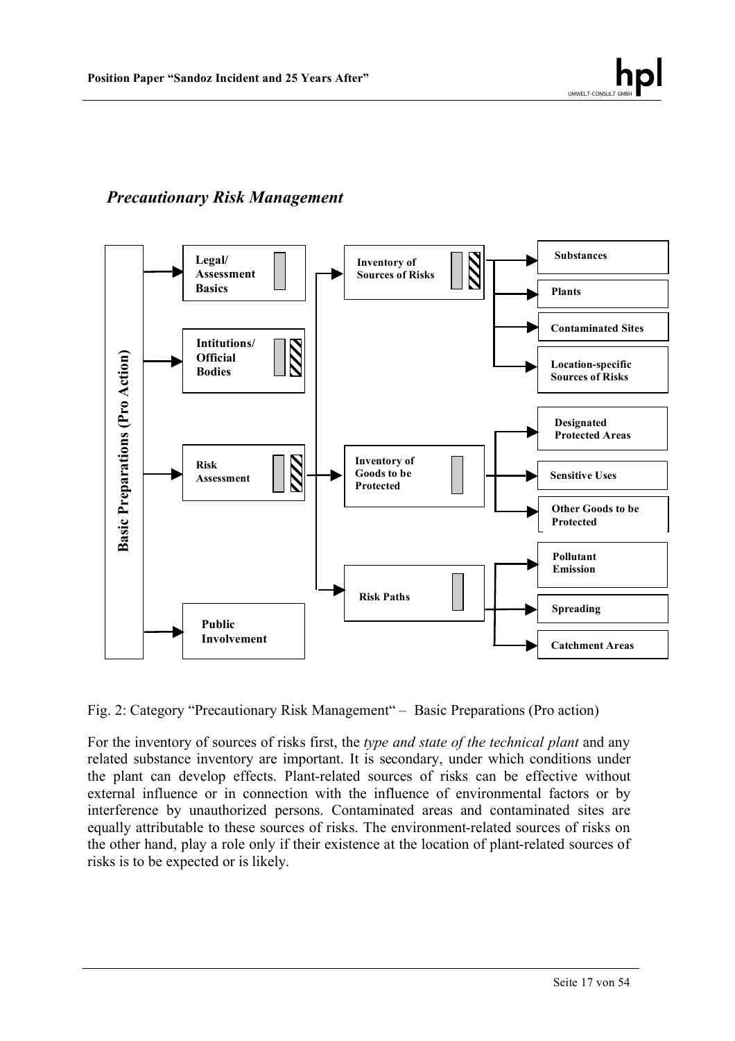## *Precautionary Risk Management*

**Basic Preparations (Pro Action)**

- **Legal/ Assessment Basics**
- **Intitutions/ Official Bodies**
- **Risk Assessment**
  - **Inventory of Sources of Risks**
    - **Substances**
    - **Plants**
    - **Contaminated Sites**
    - **Location-specific Sources of Risks**
  - **Inventory of Goods to be Protected**
    - **Designated Protected Areas**
    - **Sensitive Uses**
    - **Other Goods to be Protected**
  - **Risk Paths**
    - **Pollutant Emission**
    - **Spreading**
    - **Catchment Areas**
- **Public Involvement**

Fig. 2: Category "Precautionary Risk Management" – Basic Preparations (Pro action)

For the inventory of sources of risks first, the *type and state of the technical plant* and any related substance inventory are important. It is secondary, under which conditions under the plant can develop effects. Plant-related sources of risks can be effective without external influence or in connection with the influence of environmental factors or by interference by unauthorized persons. Contaminated areas and contaminated sites are equally attributable to these sources of risks. The environment-related sources of risks on the other hand, play a role only if their existence at the location of plant-related sources of risks is to be expected or is likely.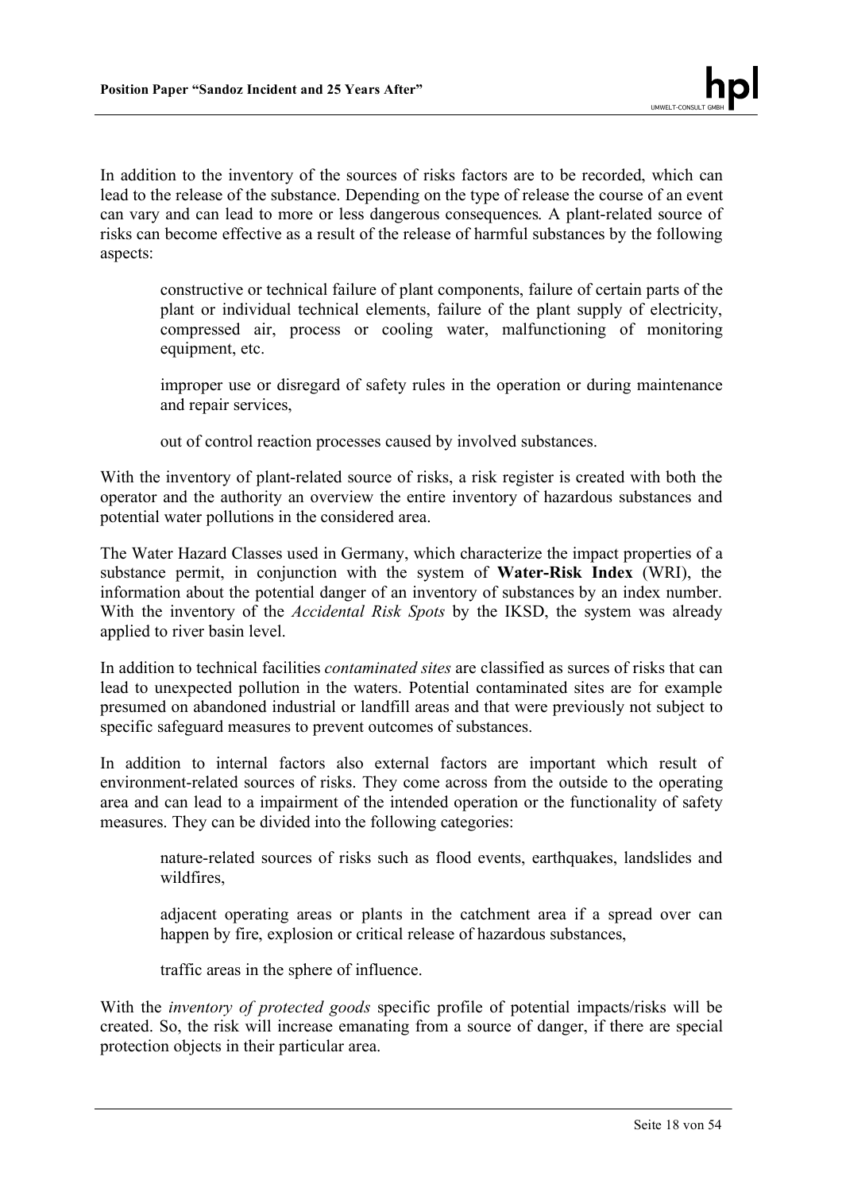In addition to the inventory of the sources of risks factors are to be recorded, which can lead to the release of the substance. Depending on the type of release the course of an event can vary and can lead to more or less dangerous consequences. A plant-related source of risks can become effective as a result of the release of harmful substances by the following aspects:

> constructive or technical failure of plant components, failure of certain parts of the plant or individual technical elements, failure of the plant supply of electricity, compressed air, process or cooling water, malfunctioning of monitoring equipment, etc.
>
> improper use or disregard of safety rules in the operation or during maintenance and repair services,
>
> out of control reaction processes caused by involved substances.

With the inventory of plant-related source of risks, a risk register is created with both the operator and the authority an overview the entire inventory of hazardous substances and potential water pollutions in the considered area.

The Water Hazard Classes used in Germany, which characterize the impact properties of a substance permit, in conjunction with the system of **Water-Risk Index** (WRI), the information about the potential danger of an inventory of substances by an index number. With the inventory of the *Accidental Risk Spots* by the IKSD, the system was already applied to river basin level.

In addition to technical facilities *contaminated sites* are classified as surces of risks that can lead to unexpected pollution in the waters. Potential contaminated sites are for example presumed on abandoned industrial or landfill areas and that were previously not subject to specific safeguard measures to prevent outcomes of substances.

In addition to internal factors also external factors are important which result of environment-related sources of risks. They come across from the outside to the operating area and can lead to a impairment of the intended operation or the functionality of safety measures. They can be divided into the following categories:

> nature-related sources of risks such as flood events, earthquakes, landslides and wildfires,
>
> adjacent operating areas or plants in the catchment area if a spread over can happen by fire, explosion or critical release of hazardous substances,
>
> traffic areas in the sphere of influence.

With the *inventory of protected goods* specific profile of potential impacts/risks will be created. So, the risk will increase emanating from a source of danger, if there are special protection objects in their particular area.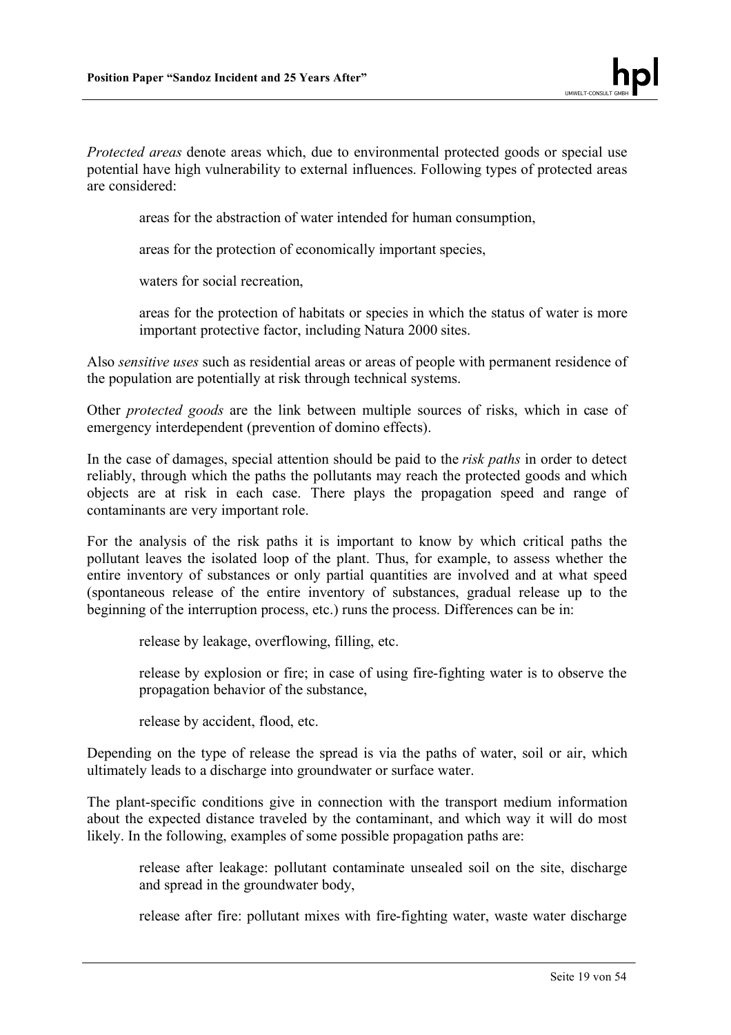*Protected areas* denote areas which, due to environmental protected goods or special use potential have high vulnerability to external influences. Following types of protected areas are considered:

- areas for the abstraction of water intended for human consumption,
- areas for the protection of economically important species,
- waters for social recreation,
- areas for the protection of habitats or species in which the status of water is more important protective factor, including Natura 2000 sites.

Also *sensitive uses* such as residential areas or areas of people with permanent residence of the population are potentially at risk through technical systems.

Other *protected goods* are the link between multiple sources of risks, which in case of emergency interdependent (prevention of domino effects).

In the case of damages, special attention should be paid to the *risk paths* in order to detect reliably, through which the paths the pollutants may reach the protected goods and which objects are at risk in each case. There plays the propagation speed and range of contaminants are very important role.

For the analysis of the risk paths it is important to know by which critical paths the pollutant leaves the isolated loop of the plant. Thus, for example, to assess whether the entire inventory of substances or only partial quantities are involved and at what speed (spontaneous release of the entire inventory of substances, gradual release up to the beginning of the interruption process, etc.) runs the process. Differences can be in:

- release by leakage, overflowing, filling, etc.
- release by explosion or fire; in case of using fire-fighting water is to observe the propagation behavior of the substance,
- release by accident, flood, etc.

Depending on the type of release the spread is via the paths of water, soil or air, which ultimately leads to a discharge into groundwater or surface water.

The plant-specific conditions give in connection with the transport medium information about the expected distance traveled by the contaminant, and which way it will do most likely. In the following, examples of some possible propagation paths are:

- release after leakage: pollutant contaminate unsealed soil on the site, discharge and spread in the groundwater body,
- release after fire: pollutant mixes with fire-fighting water, waste water discharge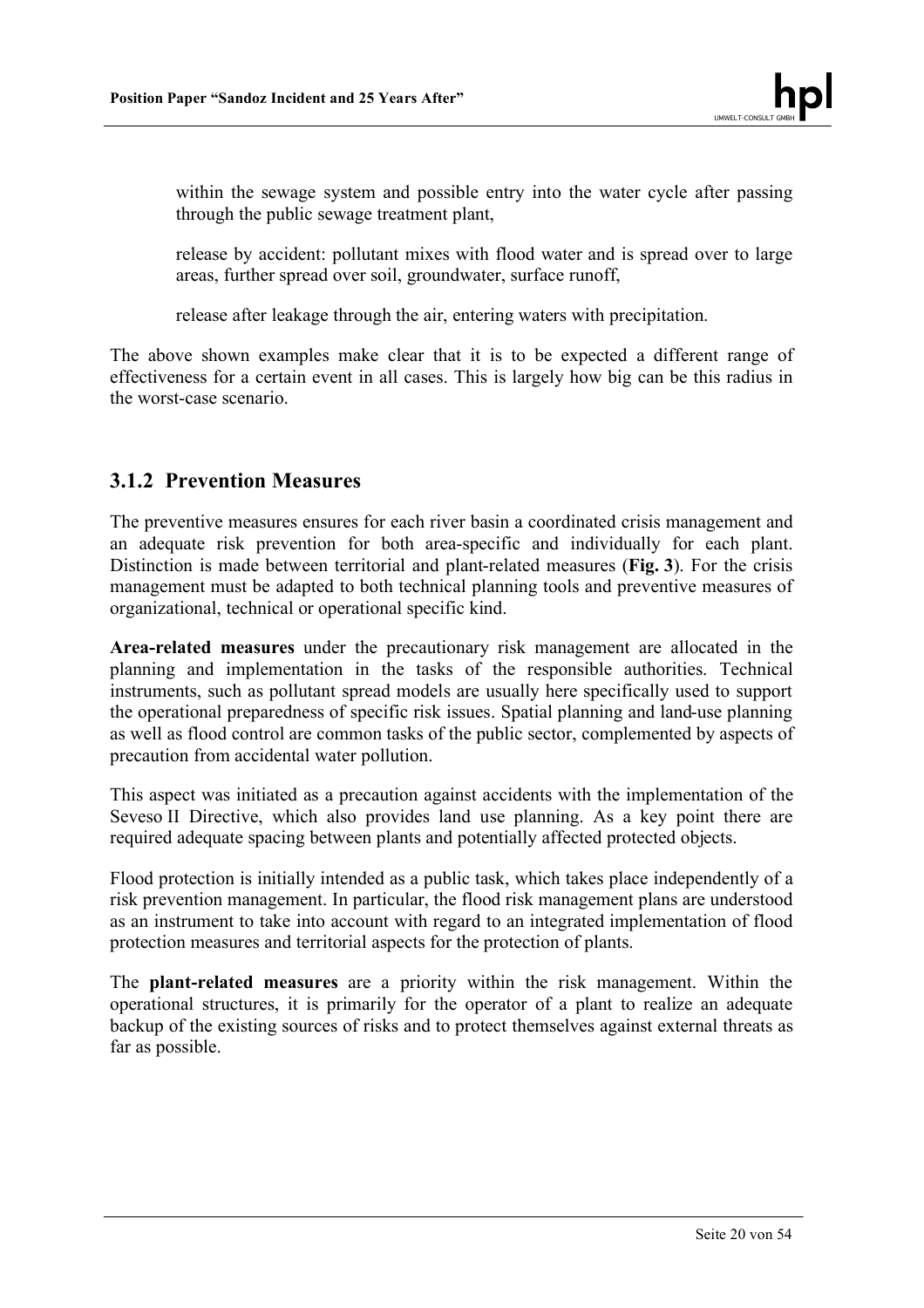within the sewage system and possible entry into the water cycle after passing through the public sewage treatment plant,

release by accident: pollutant mixes with flood water and is spread over to large areas, further spread over soil, groundwater, surface runoff,

release after leakage through the air, entering waters with precipitation.

The above shown examples make clear that it is to be expected a different range of effectiveness for a certain event in all cases. This is largely how big can be this radius in the worst-case scenario.

### 3.1.2 Prevention Measures

The preventive measures ensures for each river basin a coordinated crisis management and an adequate risk prevention for both area-specific and individually for each plant. Distinction is made between territorial and plant-related measures (**Fig. 3**). For the crisis management must be adapted to both technical planning tools and preventive measures of organizational, technical or operational specific kind.

**Area-related measures** under the precautionary risk management are allocated in the planning and implementation in the tasks of the responsible authorities. Technical instruments, such as pollutant spread models are usually here specifically used to support the operational preparedness of specific risk issues. Spatial planning and land-use planning as well as flood control are common tasks of the public sector, complemented by aspects of precaution from accidental water pollution.

This aspect was initiated as a precaution against accidents with the implementation of the Seveso II Directive, which also provides land use planning. As a key point there are required adequate spacing between plants and potentially affected protected objects.

Flood protection is initially intended as a public task, which takes place independently of a risk prevention management. In particular, the flood risk management plans are understood as an instrument to take into account with regard to an integrated implementation of flood protection measures and territorial aspects for the protection of plants.

The **plant-related measures** are a priority within the risk management. Within the operational structures, it is primarily for the operator of a plant to realize an adequate backup of the existing sources of risks and to protect themselves against external threats as far as possible.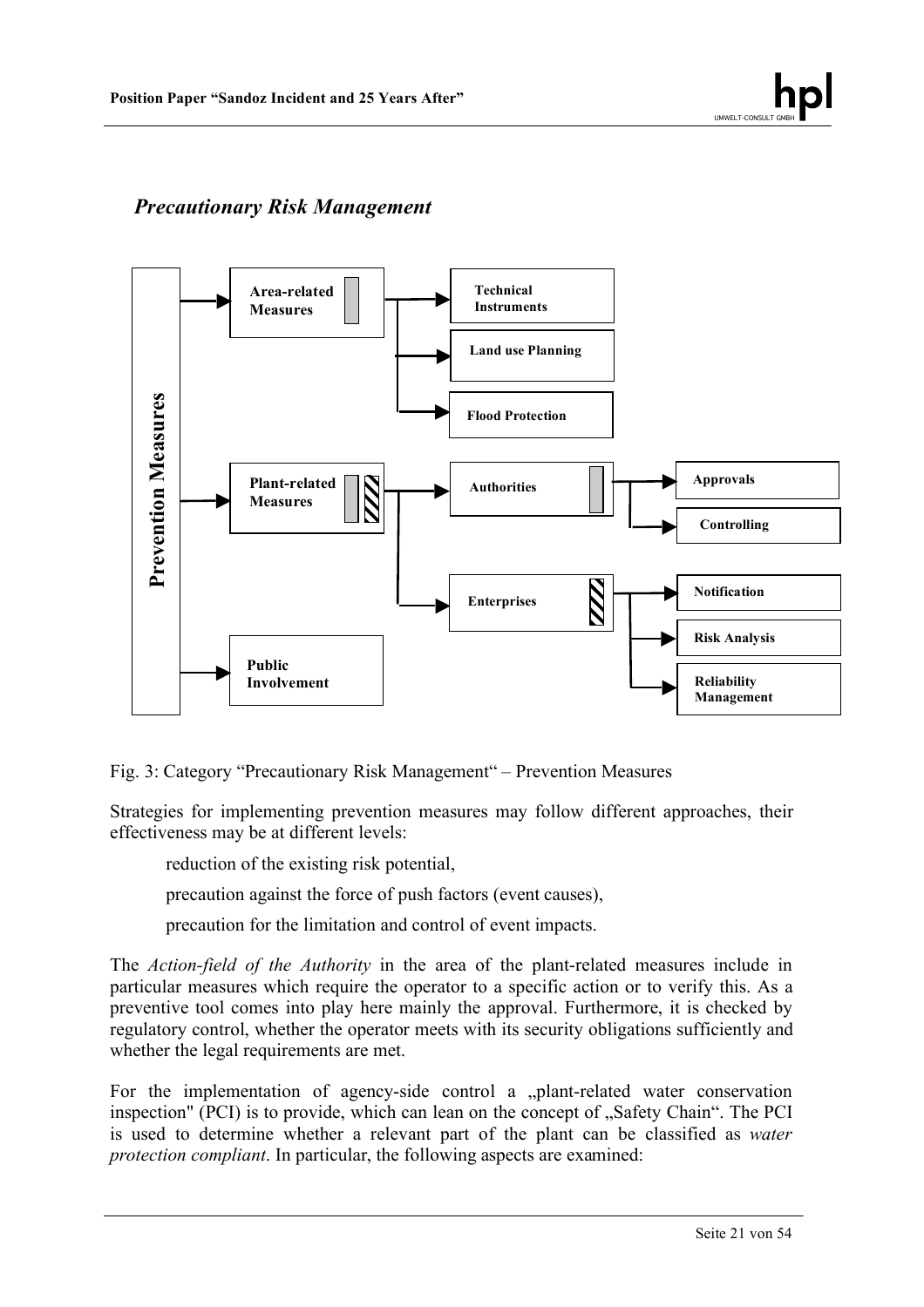## *Precautionary Risk Management*

Prevention Measures

- Area-related Measures
  - Technical Instruments
  - Land use Planning
  - Flood Protection
- Plant-related Measures
  - Authorities
    - Approvals
    - Controlling
  - Enterprises
    - Notification
    - Risk Analysis
    - Reliability Management
- Public Involvement

Fig. 3: Category "Precautionary Risk Management" – Prevention Measures

Strategies for implementing prevention measures may follow different approaches, their effectiveness may be at different levels:

reduction of the existing risk potential,

precaution against the force of push factors (event causes),

precaution for the limitation and control of event impacts.

The *Action-field of the Authority* in the area of the plant-related measures include in particular measures which require the operator to a specific action or to verify this. As a preventive tool comes into play here mainly the approval. Furthermore, it is checked by regulatory control, whether the operator meets with its security obligations sufficiently and whether the legal requirements are met.

For the implementation of agency-side control a „plant-related water conservation inspection" (PCI) is to provide, which can lean on the concept of „Safety Chain". The PCI is used to determine whether a relevant part of the plant can be classified as *water protection compliant*. In particular, the following aspects are examined: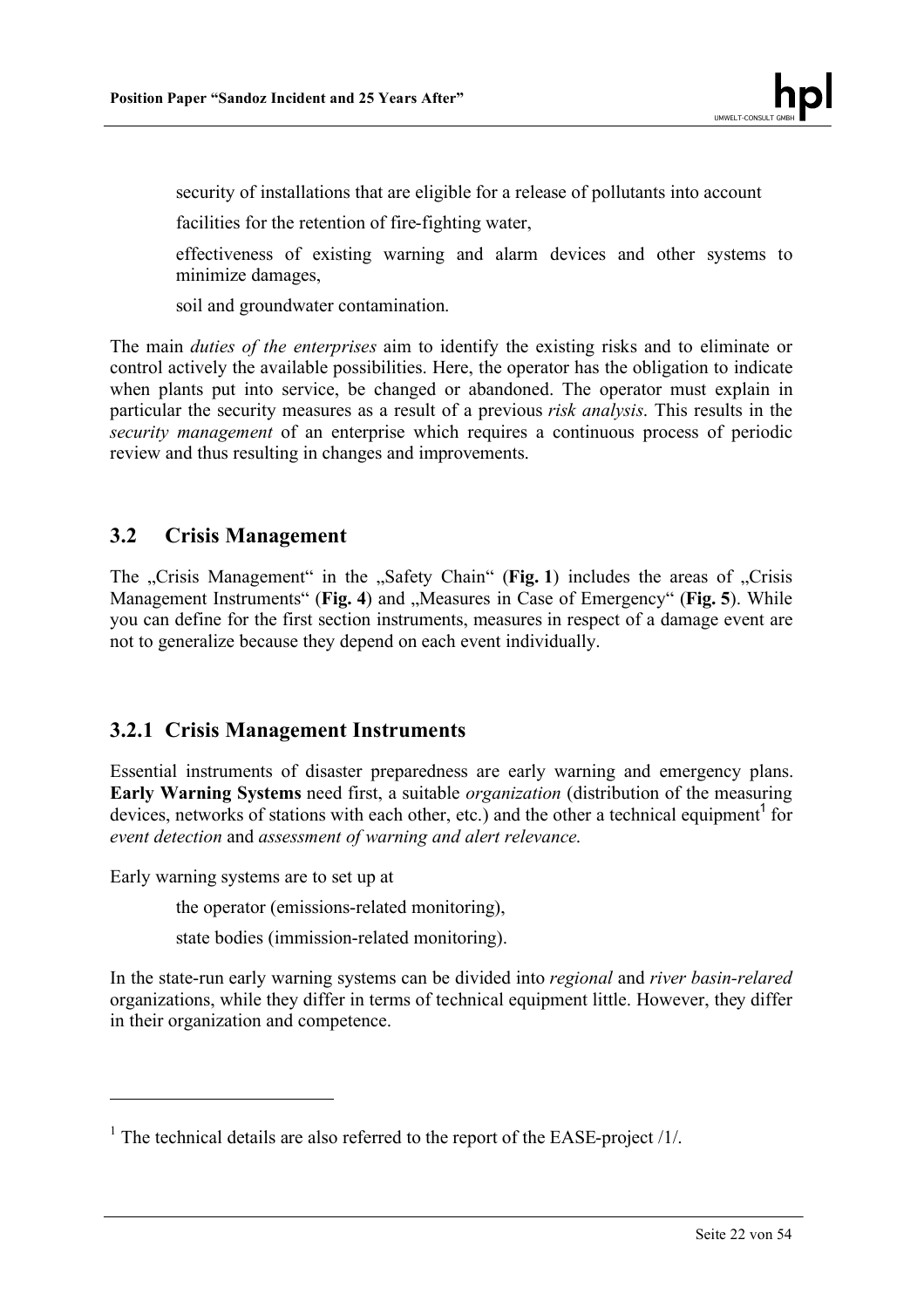security of installations that are eligible for a release of pollutants into account

facilities for the retention of fire-fighting water,

effectiveness of existing warning and alarm devices and other systems to minimize damages,

soil and groundwater contamination.

The main *duties of the enterprises* aim to identify the existing risks and to eliminate or control actively the available possibilities. Here, the operator has the obligation to indicate when plants put into service, be changed or abandoned. The operator must explain in particular the security measures as a result of a previous *risk analysis*. This results in the *security management* of an enterprise which requires a continuous process of periodic review and thus resulting in changes and improvements.

## 3.2 Crisis Management

The „Crisis Management“ in the „Safety Chain“ (**Fig. 1**) includes the areas of „Crisis Management Instruments“ (**Fig. 4**) and „Measures in Case of Emergency“ (**Fig. 5**). While you can define for the first section instruments, measures in respect of a damage event are not to generalize because they depend on each event individually.

### 3.2.1 Crisis Management Instruments

Essential instruments of disaster preparedness are early warning and emergency plans. **Early Warning Systems** need first, a suitable *organization* (distribution of the measuring devices, networks of stations with each other, etc.) and the other a technical equipment[1] for *event detection* and *assessment of warning and alert relevance*.

Early warning systems are to set up at

the operator (emissions-related monitoring),

state bodies (immission-related monitoring).

In the state-run early warning systems can be divided into *regional* and *river basin-relared* organizations, while they differ in terms of technical equipment little. However, they differ in their organization and competence.

[1] The technical details are also referred to the report of the EASE-project /1/.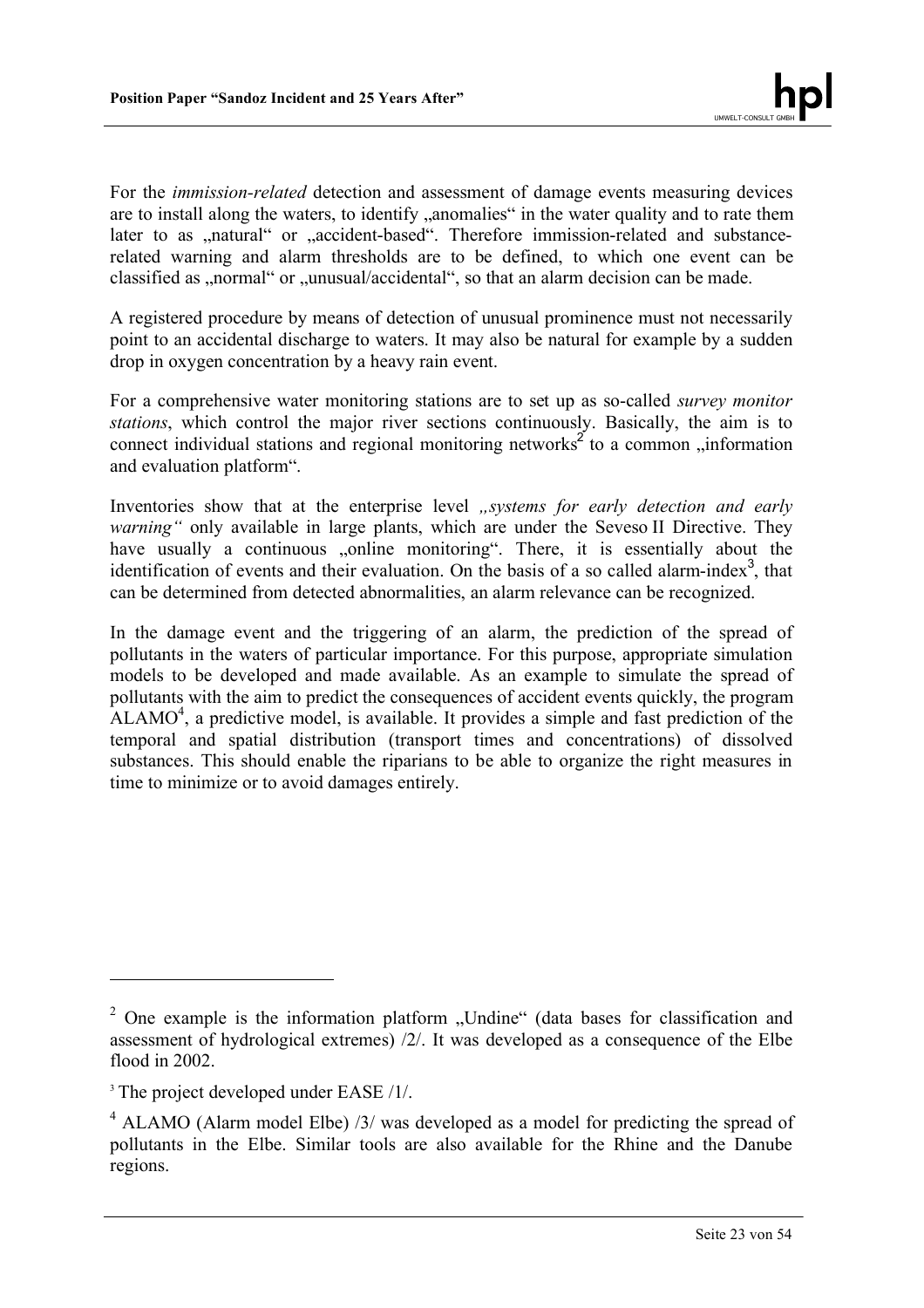For the *immission-related* detection and assessment of damage events measuring devices are to install along the waters, to identify „anomalies“ in the water quality and to rate them later to as „natural“ or „accident-based“. Therefore immission-related and substance-related warning and alarm thresholds are to be defined, to which one event can be classified as „normal“ or „unusual/accidental“, so that an alarm decision can be made.

A registered procedure by means of detection of unusual prominence must not necessarily point to an accidental discharge to waters. It may also be natural for example by a sudden drop in oxygen concentration by a heavy rain event.

For a comprehensive water monitoring stations are to set up as so-called *survey monitor stations*, which control the major river sections continuously. Basically, the aim is to connect individual stations and regional monitoring networks[2] to a common „information and evaluation platform“.

Inventories show that at the enterprise level *„systems for early detection and early warning“* only available in large plants, which are under the Seveso II Directive. They have usually a continuous „online monitoring“. There, it is essentially about the identification of events and their evaluation. On the basis of a so called alarm-index[3], that can be determined from detected abnormalities, an alarm relevance can be recognized.

In the damage event and the triggering of an alarm, the prediction of the spread of pollutants in the waters of particular importance. For this purpose, appropriate simulation models to be developed and made available. As an example to simulate the spread of pollutants with the aim to predict the consequences of accident events quickly, the program ALAMO[4], a predictive model, is available. It provides a simple and fast prediction of the temporal and spatial distribution (transport times and concentrations) of dissolved substances. This should enable the riparians to be able to organize the right measures in time to minimize or to avoid damages entirely.

---

[2] One example is the information platform „Undine“ (data bases for classification and assessment of hydrological extremes) /2/. It was developed as a consequence of the Elbe flood in 2002.

[3] The project developed under EASE /1/.

[4] ALAMO (Alarm model Elbe) /3/ was developed as a model for predicting the spread of pollutants in the Elbe. Similar tools are also available for the Rhine and the Danube regions.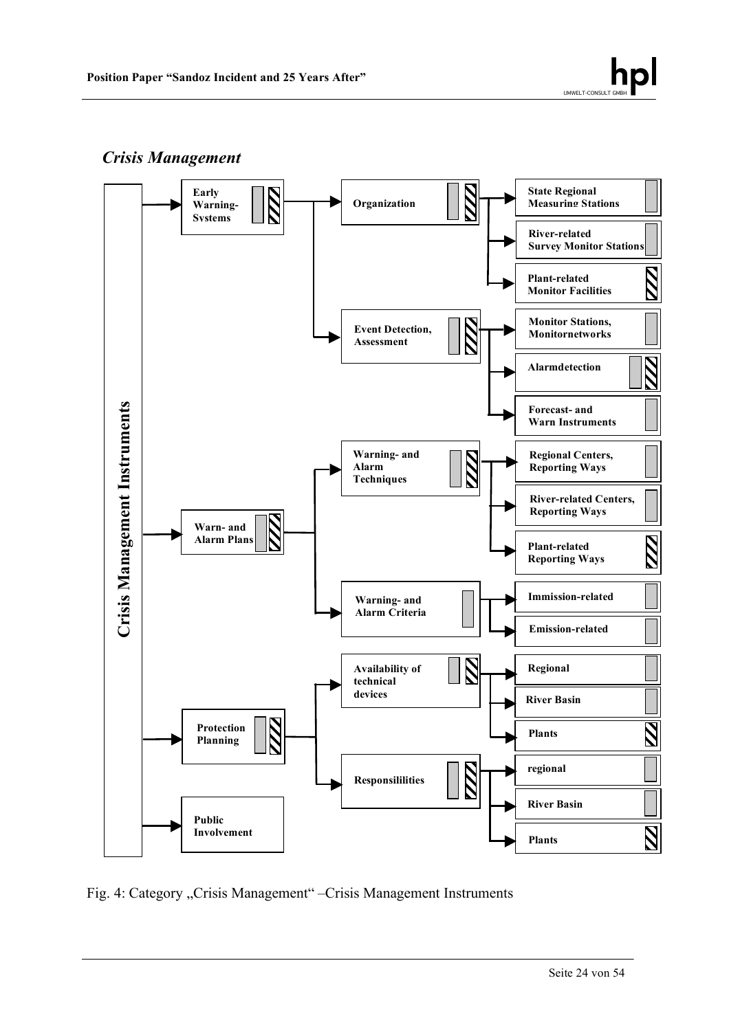## *Crisis Management*

**Crisis Management Instruments**

- **Early Warning-Systems**
  - **Organization**
    - State Regional Measuring Stations
    - River-related Survey Monitor Stations
    - Plant-related Monitor Facilities
  - **Event Detection, Assessment**
    - Monitor Stations, Monitornetworks
    - Alarmdetection
    - Forecast- and Warn Instruments
- **Warn- and Alarm Plans**
  - **Warning- and Alarm Techniques**
    - Regional Centers, Reporting Ways
    - River-related Centers, Reporting Ways
    - Plant-related Reporting Ways
  - **Warning- and Alarm Criteria**
    - Immission-related
    - Emission-related
- **Protection Planning**
  - **Availability of technical devices**
    - Regional
    - River Basin
    - Plants
  - **Responsililities**
    - regional
    - River Basin
    - Plants
- **Public Involvement**

Fig. 4: Category „Crisis Management" –Crisis Management Instruments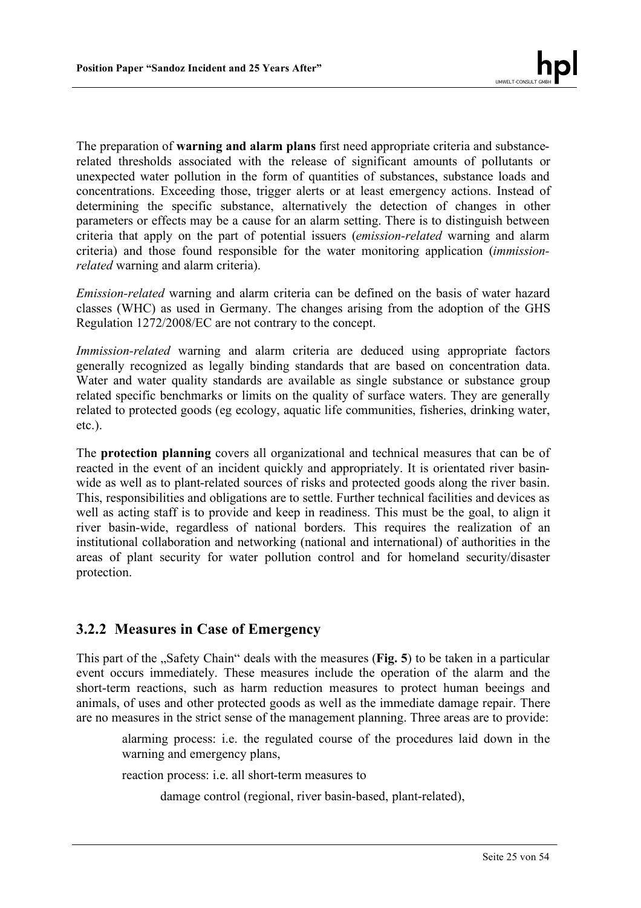The preparation of **warning and alarm plans** first need appropriate criteria and substance-related thresholds associated with the release of significant amounts of pollutants or unexpected water pollution in the form of quantities of substances, substance loads and concentrations. Exceeding those, trigger alerts or at least emergency actions. Instead of determining the specific substance, alternatively the detection of changes in other parameters or effects may be a cause for an alarm setting. There is to distinguish between criteria that apply on the part of potential issuers (*emission-related* warning and alarm criteria) and those found responsible for the water monitoring application (*immission-related* warning and alarm criteria).

*Emission-related* warning and alarm criteria can be defined on the basis of water hazard classes (WHC) as used in Germany. The changes arising from the adoption of the GHS Regulation 1272/2008/EC are not contrary to the concept.

*Immission-related* warning and alarm criteria are deduced using appropriate factors generally recognized as legally binding standards that are based on concentration data. Water and water quality standards are available as single substance or substance group related specific benchmarks or limits on the quality of surface waters. They are generally related to protected goods (eg ecology, aquatic life communities, fisheries, drinking water, etc.).

The **protection planning** covers all organizational and technical measures that can be of reacted in the event of an incident quickly and appropriately. It is orientated river basin-wide as well as to plant-related sources of risks and protected goods along the river basin. This, responsibilities and obligations are to settle. Further technical facilities and devices as well as acting staff is to provide and keep in readiness. This must be the goal, to align it river basin-wide, regardless of national borders. This requires the realization of an institutional collaboration and networking (national and international) of authorities in the areas of plant security for water pollution control and for homeland security/disaster protection.

### 3.2.2 Measures in Case of Emergency

This part of the „Safety Chain" deals with the measures (**Fig. 5**) to be taken in a particular event occurs immediately. These measures include the operation of the alarm and the short-term reactions, such as harm reduction measures to protect human beeings and animals, of uses and other protected goods as well as the immediate damage repair. There are no measures in the strict sense of the management planning. Three areas are to provide:

- alarming process: i.e. the regulated course of the procedures laid down in the warning and emergency plans,
- reaction process: i.e. all short-term measures to
  - damage control (regional, river basin-based, plant-related),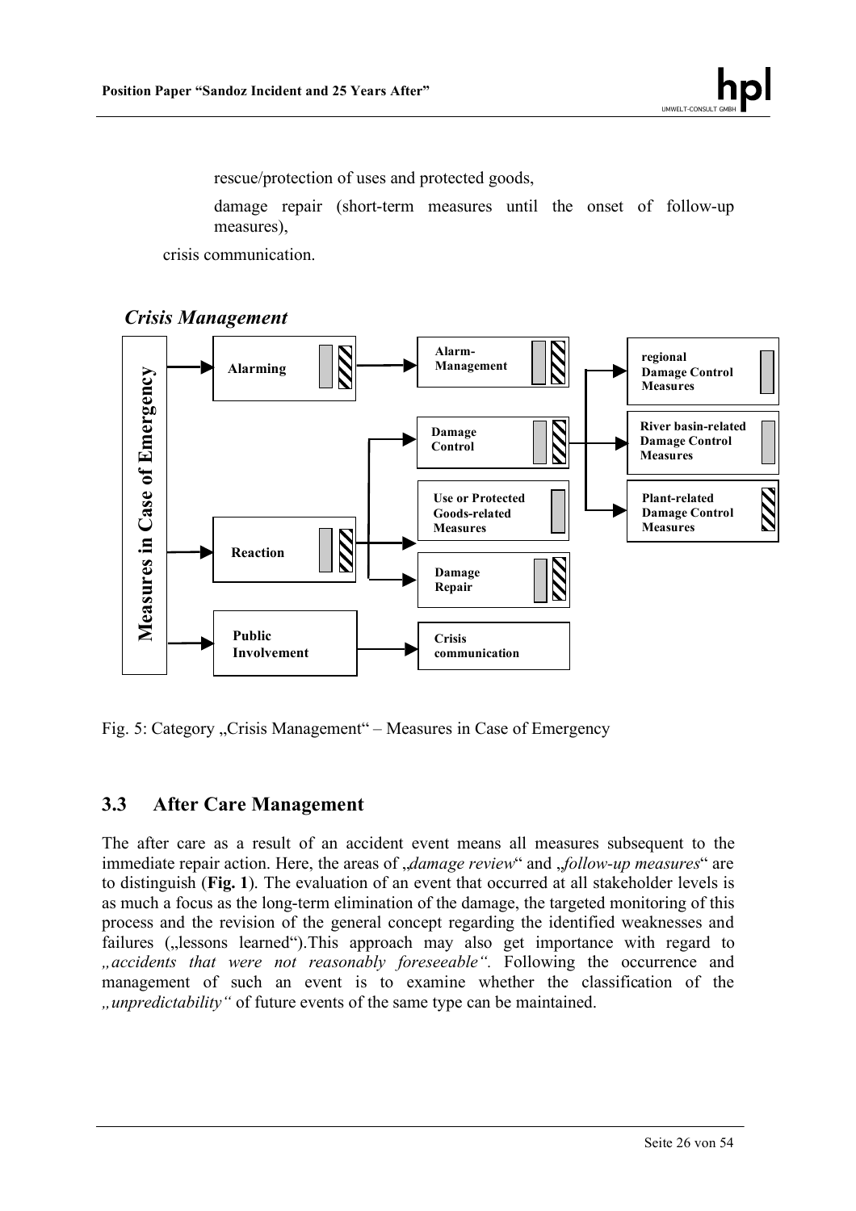rescue/protection of uses and protected goods,

damage repair (short-term measures until the onset of follow-up measures),

crisis communication.

*Crisis Management*

**Measures in Case of Emergency**

**Alarming** → **Alarm-Management**

**Reaction** → **Damage Control**, **Use or Protected Goods-related Measures**, **Damage Repair**

**Damage Control** → **regional Damage Control Measures**, **River basin-related Damage Control Measures**, **Plant-related Damage Control Measures**

**Public Involvement** → **Crisis communication**

Fig. 5: Category „Crisis Management" – Measures in Case of Emergency

## 3.3 After Care Management

The after care as a result of an accident event means all measures subsequent to the immediate repair action. Here, the areas of „*damage review*" and „*follow-up measures*" are to distinguish (**Fig. 1**). The evaluation of an event that occurred at all stakeholder levels is as much a focus as the long-term elimination of the damage, the targeted monitoring of this process and the revision of the general concept regarding the identified weaknesses and failures („lessons learned").This approach may also get importance with regard to *„accidents that were not reasonably foreseeable"*. Following the occurrence and management of such an event is to examine whether the classification of the *„unpredictability"* of future events of the same type can be maintained.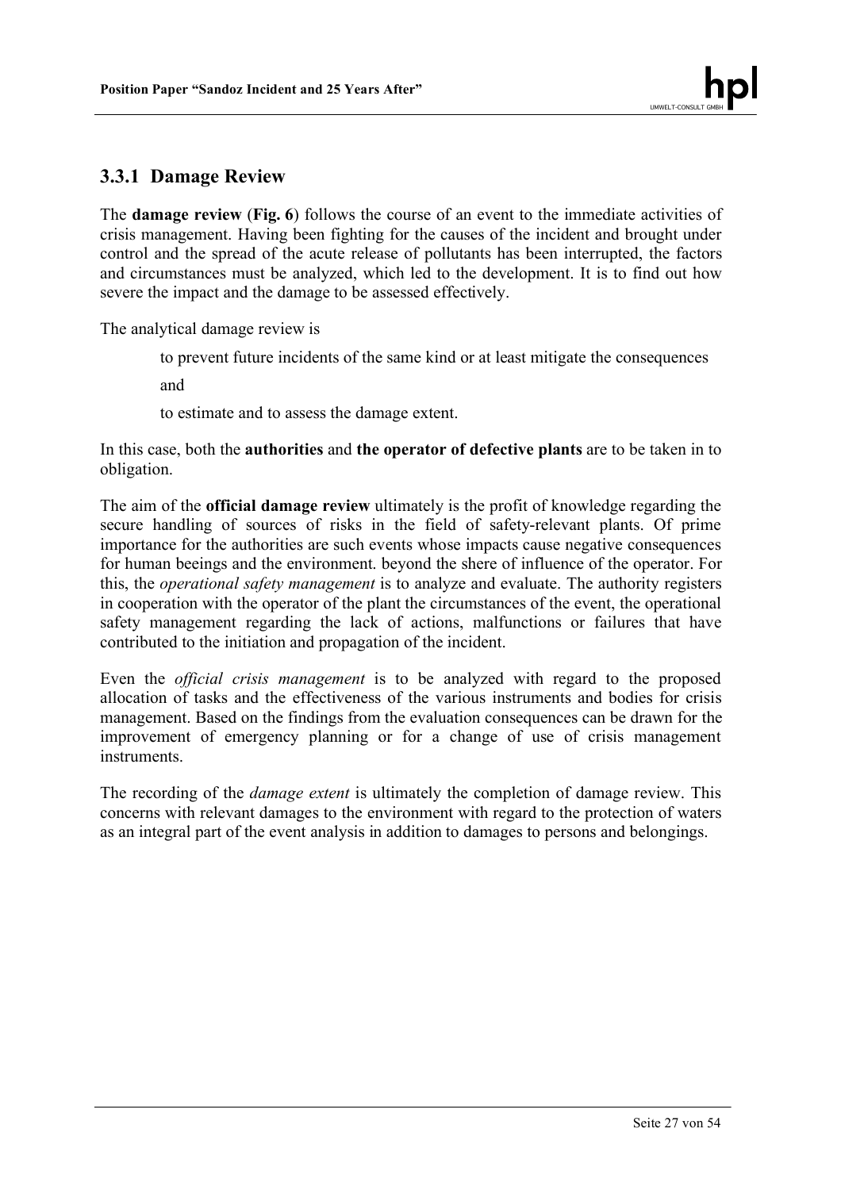### 3.3.1 Damage Review

The **damage review** (**Fig. 6**) follows the course of an event to the immediate activities of crisis management. Having been fighting for the causes of the incident and brought under control and the spread of the acute release of pollutants has been interrupted, the factors and circumstances must be analyzed, which led to the development. It is to find out how severe the impact and the damage to be assessed effectively.

The analytical damage review is

> to prevent future incidents of the same kind or at least mitigate the consequences
>
> and
>
> to estimate and to assess the damage extent.

In this case, both the **authorities** and **the operator of defective plants** are to be taken in to obligation.

The aim of the **official damage review** ultimately is the profit of knowledge regarding the secure handling of sources of risks in the field of safety-relevant plants. Of prime importance for the authorities are such events whose impacts cause negative consequences for human beeings and the environment. beyond the shere of influence of the operator. For this, the *operational safety management* is to analyze and evaluate. The authority registers in cooperation with the operator of the plant the circumstances of the event, the operational safety management regarding the lack of actions, malfunctions or failures that have contributed to the initiation and propagation of the incident.

Even the *official crisis management* is to be analyzed with regard to the proposed allocation of tasks and the effectiveness of the various instruments and bodies for crisis management. Based on the findings from the evaluation consequences can be drawn for the improvement of emergency planning or for a change of use of crisis management instruments.

The recording of the *damage extent* is ultimately the completion of damage review. This concerns with relevant damages to the environment with regard to the protection of waters as an integral part of the event analysis in addition to damages to persons and belongings.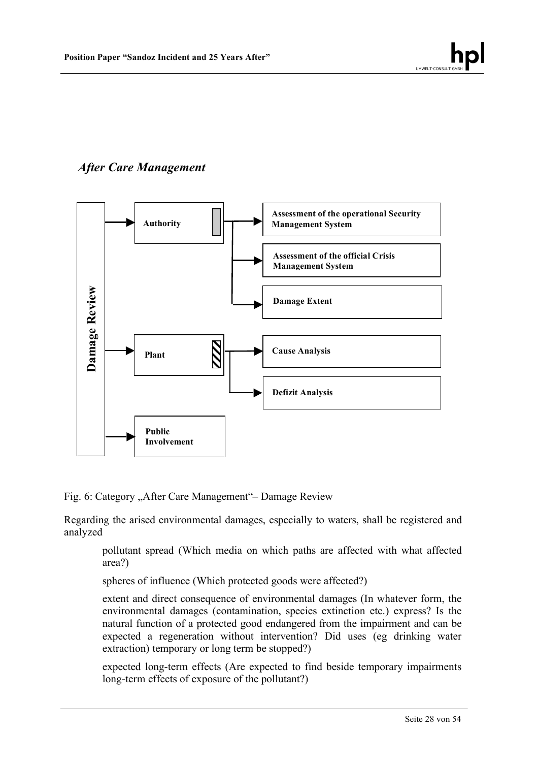## *After Care Management*

Damage Review

- Authority
  - Assessment of the operational Security Management System
  - Assessment of the official Crisis Management System
  - Damage Extent
- Plant
  - Cause Analysis
  - Defizit Analysis
- Public Involvement

Fig. 6: Category „After Care Management"– Damage Review

Regarding the arised environmental damages, especially to waters, shall be registered and analyzed

pollutant spread (Which media on which paths are affected with what affected area?)

spheres of influence (Which protected goods were affected?)

extent and direct consequence of environmental damages (In whatever form, the environmental damages (contamination, species extinction etc.) express? Is the natural function of a protected good endangered from the impairment and can be expected a regeneration without intervention? Did uses (eg drinking water extraction) temporary or long term be stopped?)

expected long-term effects (Are expected to find beside temporary impairments long-term effects of exposure of the pollutant?)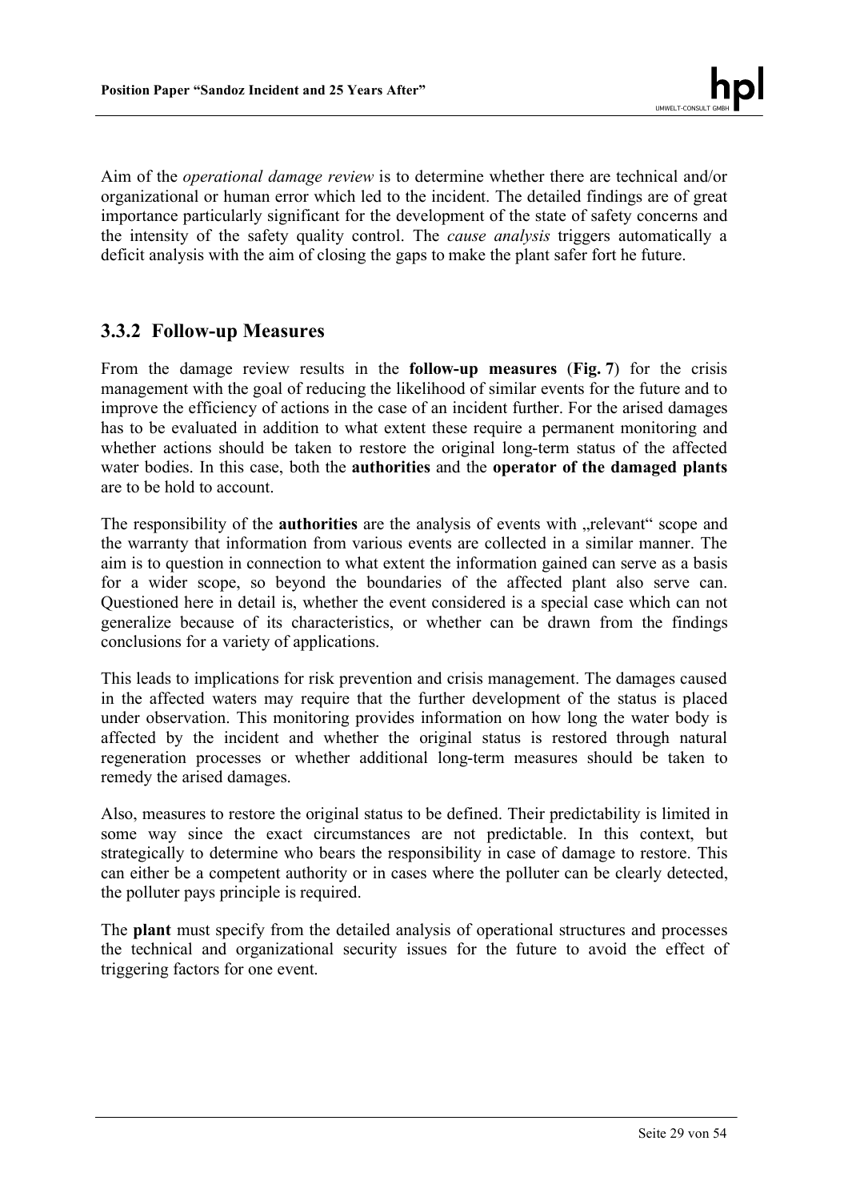Aim of the *operational damage review* is to determine whether there are technical and/or organizational or human error which led to the incident. The detailed findings are of great importance particularly significant for the development of the state of safety concerns and the intensity of the safety quality control. The *cause analysis* triggers automatically a deficit analysis with the aim of closing the gaps to make the plant safer fort he future.

### 3.3.2 Follow-up Measures

From the damage review results in the **follow-up measures** (**Fig. 7**) for the crisis management with the goal of reducing the likelihood of similar events for the future and to improve the efficiency of actions in the case of an incident further. For the arised damages has to be evaluated in addition to what extent these require a permanent monitoring and whether actions should be taken to restore the original long-term status of the affected water bodies. In this case, both the **authorities** and the **operator of the damaged plants** are to be hold to account.

The responsibility of the **authorities** are the analysis of events with „relevant“ scope and the warranty that information from various events are collected in a similar manner. The aim is to question in connection to what extent the information gained can serve as a basis for a wider scope, so beyond the boundaries of the affected plant also serve can. Questioned here in detail is, whether the event considered is a special case which can not generalize because of its characteristics, or whether can be drawn from the findings conclusions for a variety of applications.

This leads to implications for risk prevention and crisis management. The damages caused in the affected waters may require that the further development of the status is placed under observation. This monitoring provides information on how long the water body is affected by the incident and whether the original status is restored through natural regeneration processes or whether additional long-term measures should be taken to remedy the arised damages.

Also, measures to restore the original status to be defined. Their predictability is limited in some way since the exact circumstances are not predictable. In this context, but strategically to determine who bears the responsibility in case of damage to restore. This can either be a competent authority or in cases where the polluter can be clearly detected, the polluter pays principle is required.

The **plant** must specify from the detailed analysis of operational structures and processes the technical and organizational security issues for the future to avoid the effect of triggering factors for one event.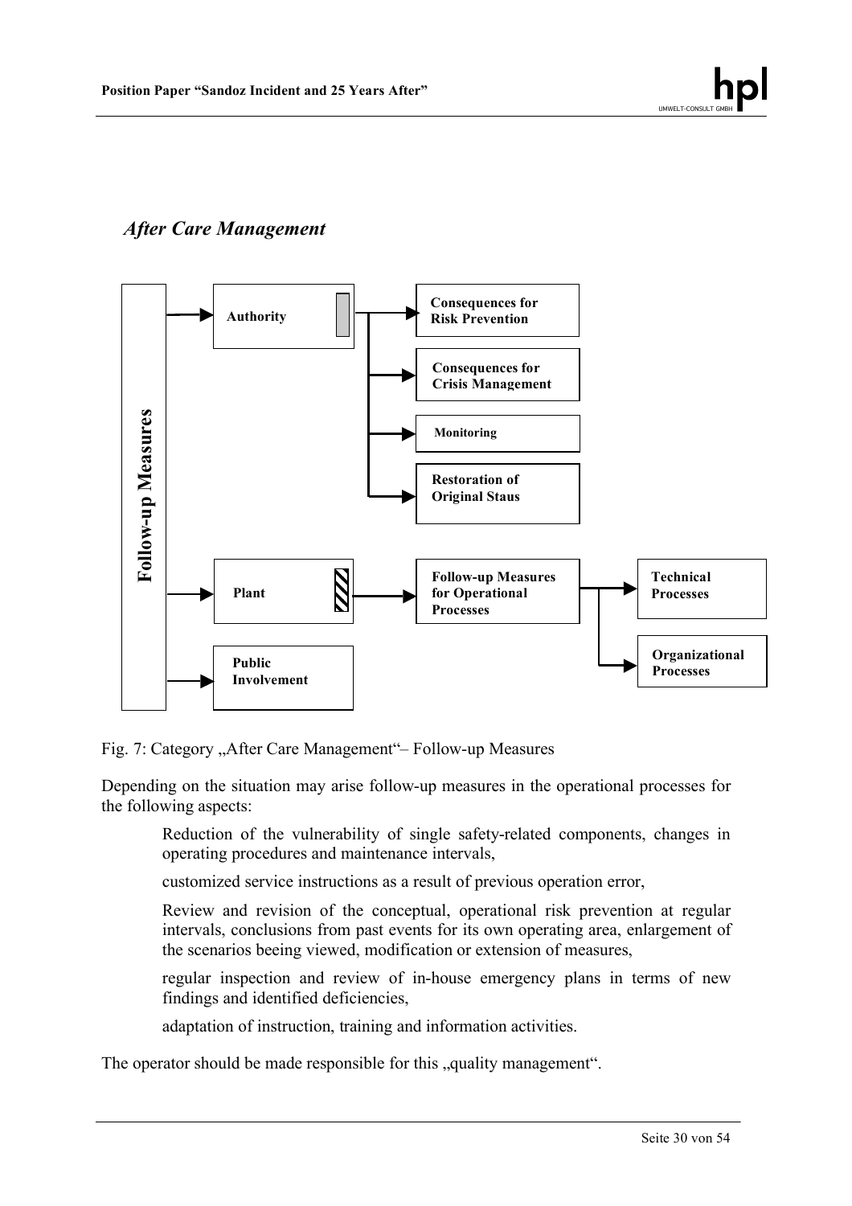*After Care Management*

Follow-up Measures

Authority → Consequences for Risk Prevention; Consequences for Crisis Management; Monitoring; Restoration of Original Staus

Plant → Follow-up Measures for Operational Processes → Technical Processes; Organizational Processes

Public Involvement

Fig. 7: Category „After Care Management"– Follow-up Measures

Depending on the situation may arise follow-up measures in the operational processes for the following aspects:

Reduction of the vulnerability of single safety-related components, changes in operating procedures and maintenance intervals,

customized service instructions as a result of previous operation error,

Review and revision of the conceptual, operational risk prevention at regular intervals, conclusions from past events for its own operating area, enlargement of the scenarios beeing viewed, modification or extension of measures,

regular inspection and review of in-house emergency plans in terms of new findings and identified deficiencies,

adaptation of instruction, training and information activities.

The operator should be made responsible for this „quality management".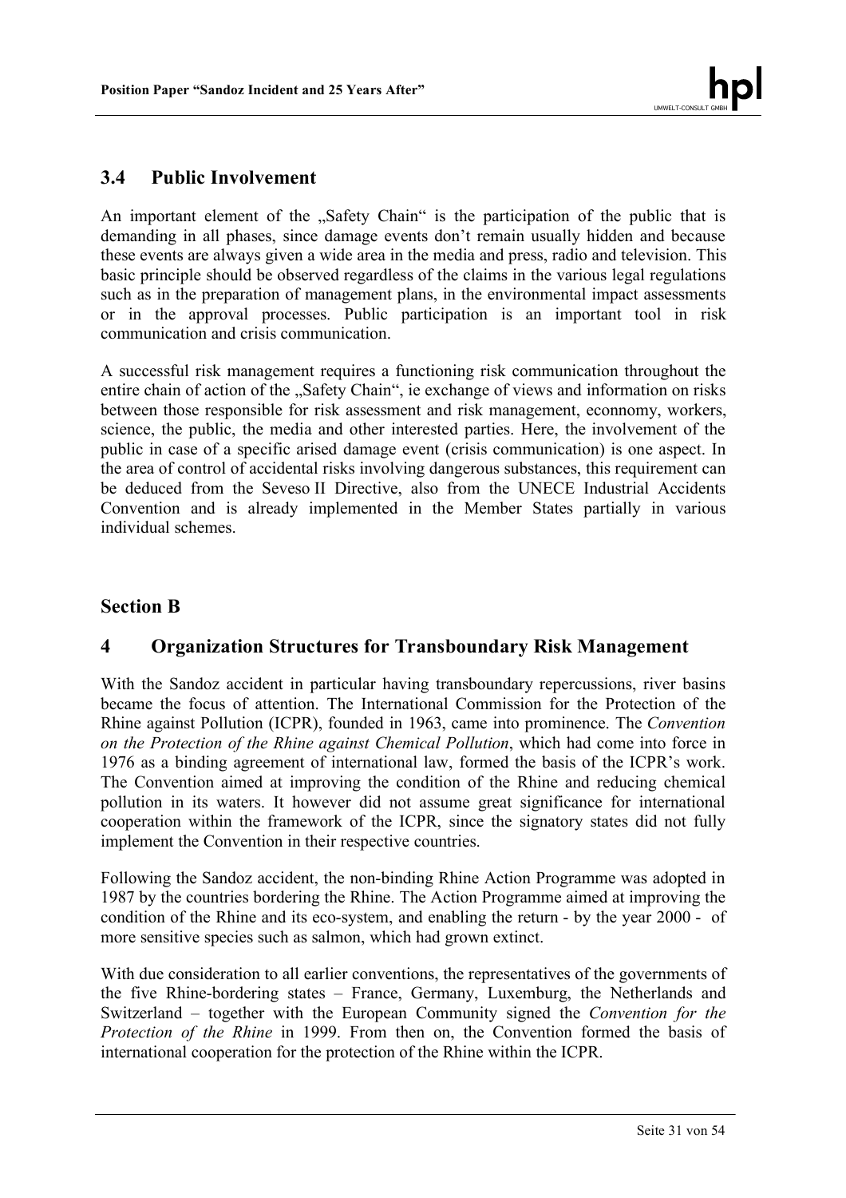## 3.4 Public Involvement

An important element of the „Safety Chain" is the participation of the public that is demanding in all phases, since damage events don't remain usually hidden and because these events are always given a wide area in the media and press, radio and television. This basic principle should be observed regardless of the claims in the various legal regulations such as in the preparation of management plans, in the environmental impact assessments or in the approval processes. Public participation is an important tool in risk communication and crisis communication.

A successful risk management requires a functioning risk communication throughout the entire chain of action of the „Safety Chain", ie exchange of views and information on risks between those responsible for risk assessment and risk management, econnomy, workers, science, the public, the media and other interested parties. Here, the involvement of the public in case of a specific arised damage event (crisis communication) is one aspect. In the area of control of accidental risks involving dangerous substances, this requirement can be deduced from the Seveso II Directive, also from the UNECE Industrial Accidents Convention and is already implemented in the Member States partially in various individual schemes.

## Section B

# 4 Organization Structures for Transboundary Risk Management

With the Sandoz accident in particular having transboundary repercussions, river basins became the focus of attention. The International Commission for the Protection of the Rhine against Pollution (ICPR), founded in 1963, came into prominence. The *Convention on the Protection of the Rhine against Chemical Pollution*, which had come into force in 1976 as a binding agreement of international law, formed the basis of the ICPR's work. The Convention aimed at improving the condition of the Rhine and reducing chemical pollution in its waters. It however did not assume great significance for international cooperation within the framework of the ICPR, since the signatory states did not fully implement the Convention in their respective countries.

Following the Sandoz accident, the non-binding Rhine Action Programme was adopted in 1987 by the countries bordering the Rhine. The Action Programme aimed at improving the condition of the Rhine and its eco-system, and enabling the return - by the year 2000 - of more sensitive species such as salmon, which had grown extinct.

With due consideration to all earlier conventions, the representatives of the governments of the five Rhine-bordering states – France, Germany, Luxemburg, the Netherlands and Switzerland – together with the European Community signed the *Convention for the Protection of the Rhine* in 1999. From then on, the Convention formed the basis of international cooperation for the protection of the Rhine within the ICPR.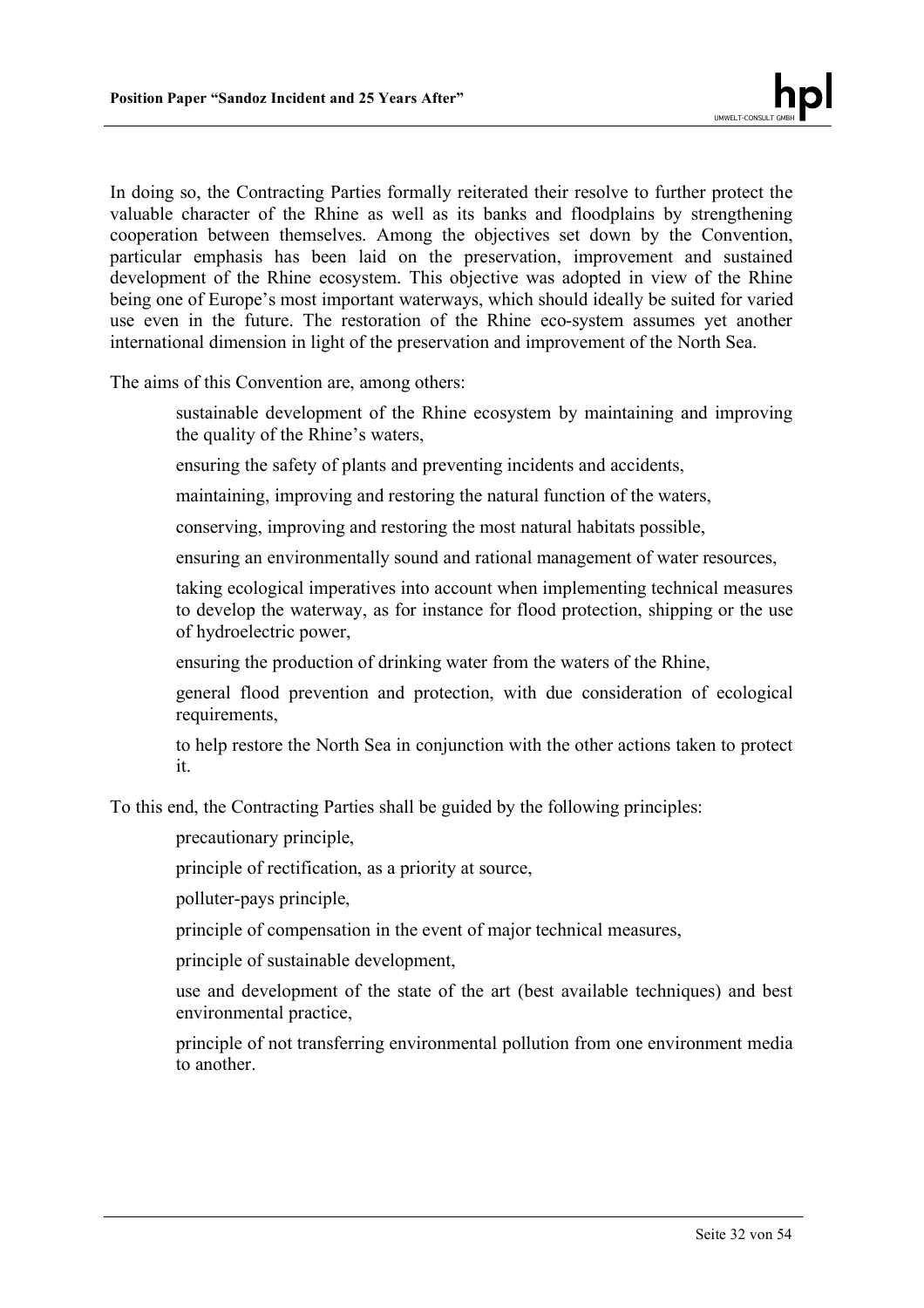In doing so, the Contracting Parties formally reiterated their resolve to further protect the valuable character of the Rhine as well as its banks and floodplains by strengthening cooperation between themselves. Among the objectives set down by the Convention, particular emphasis has been laid on the preservation, improvement and sustained development of the Rhine ecosystem. This objective was adopted in view of the Rhine being one of Europe's most important waterways, which should ideally be suited for varied use even in the future. The restoration of the Rhine eco-system assumes yet another international dimension in light of the preservation and improvement of the North Sea.

The aims of this Convention are, among others:

- sustainable development of the Rhine ecosystem by maintaining and improving the quality of the Rhine's waters,
- ensuring the safety of plants and preventing incidents and accidents,
- maintaining, improving and restoring the natural function of the waters,
- conserving, improving and restoring the most natural habitats possible,
- ensuring an environmentally sound and rational management of water resources,
- taking ecological imperatives into account when implementing technical measures to develop the waterway, as for instance for flood protection, shipping or the use of hydroelectric power,
- ensuring the production of drinking water from the waters of the Rhine,
- general flood prevention and protection, with due consideration of ecological requirements,
- to help restore the North Sea in conjunction with the other actions taken to protect it.

To this end, the Contracting Parties shall be guided by the following principles:

- precautionary principle,
- principle of rectification, as a priority at source,
- polluter-pays principle,
- principle of compensation in the event of major technical measures,
- principle of sustainable development,
- use and development of the state of the art (best available techniques) and best environmental practice,
- principle of not transferring environmental pollution from one environment media to another.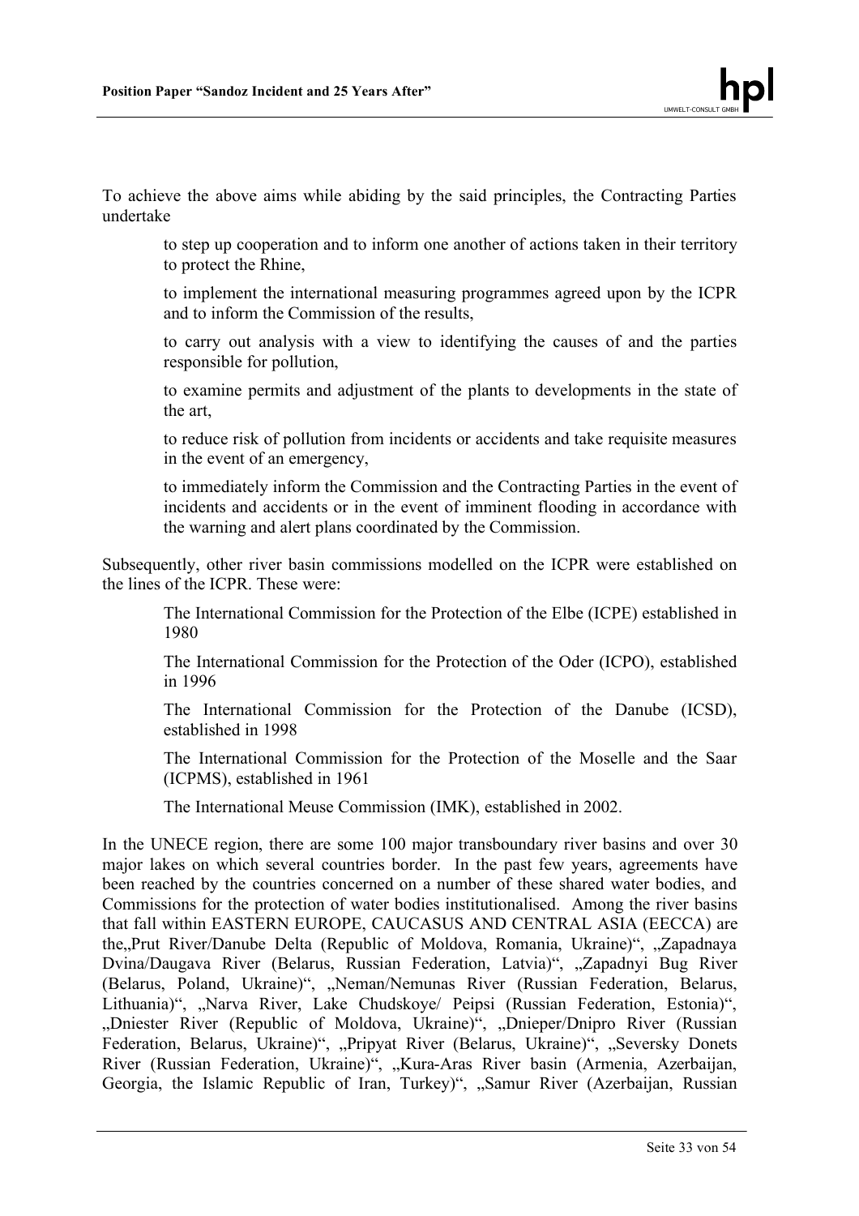To achieve the above aims while abiding by the said principles, the Contracting Parties undertake

to step up cooperation and to inform one another of actions taken in their territory to protect the Rhine,

to implement the international measuring programmes agreed upon by the ICPR and to inform the Commission of the results,

to carry out analysis with a view to identifying the causes of and the parties responsible for pollution,

to examine permits and adjustment of the plants to developments in the state of the art,

to reduce risk of pollution from incidents or accidents and take requisite measures in the event of an emergency,

to immediately inform the Commission and the Contracting Parties in the event of incidents and accidents or in the event of imminent flooding in accordance with the warning and alert plans coordinated by the Commission.

Subsequently, other river basin commissions modelled on the ICPR were established on the lines of the ICPR. These were:

The International Commission for the Protection of the Elbe (ICPE) established in 1980

The International Commission for the Protection of the Oder (ICPO), established in 1996

The International Commission for the Protection of the Danube (ICSD), established in 1998

The International Commission for the Protection of the Moselle and the Saar (ICPMS), established in 1961

The International Meuse Commission (IMK), established in 2002.

In the UNECE region, there are some 100 major transboundary river basins and over 30 major lakes on which several countries border. In the past few years, agreements have been reached by the countries concerned on a number of these shared water bodies, and Commissions for the protection of water bodies institutionalised. Among the river basins that fall within EASTERN EUROPE, CAUCASUS AND CENTRAL ASIA (EECCA) are the„Prut River/Danube Delta (Republic of Moldova, Romania, Ukraine)", „Zapadnaya Dvina/Daugava River (Belarus, Russian Federation, Latvia)", „Zapadnyi Bug River (Belarus, Poland, Ukraine)", „Neman/Nemunas River (Russian Federation, Belarus, Lithuania)", „Narva River, Lake Chudskoye/ Peipsi (Russian Federation, Estonia)", „Dniester River (Republic of Moldova, Ukraine)", „Dnieper/Dnipro River (Russian Federation, Belarus, Ukraine)", „Pripyat River (Belarus, Ukraine)", „Seversky Donets River (Russian Federation, Ukraine)", „Kura-Aras River basin (Armenia, Azerbaijan, Georgia, the Islamic Republic of Iran, Turkey)", „Samur River (Azerbaijan, Russian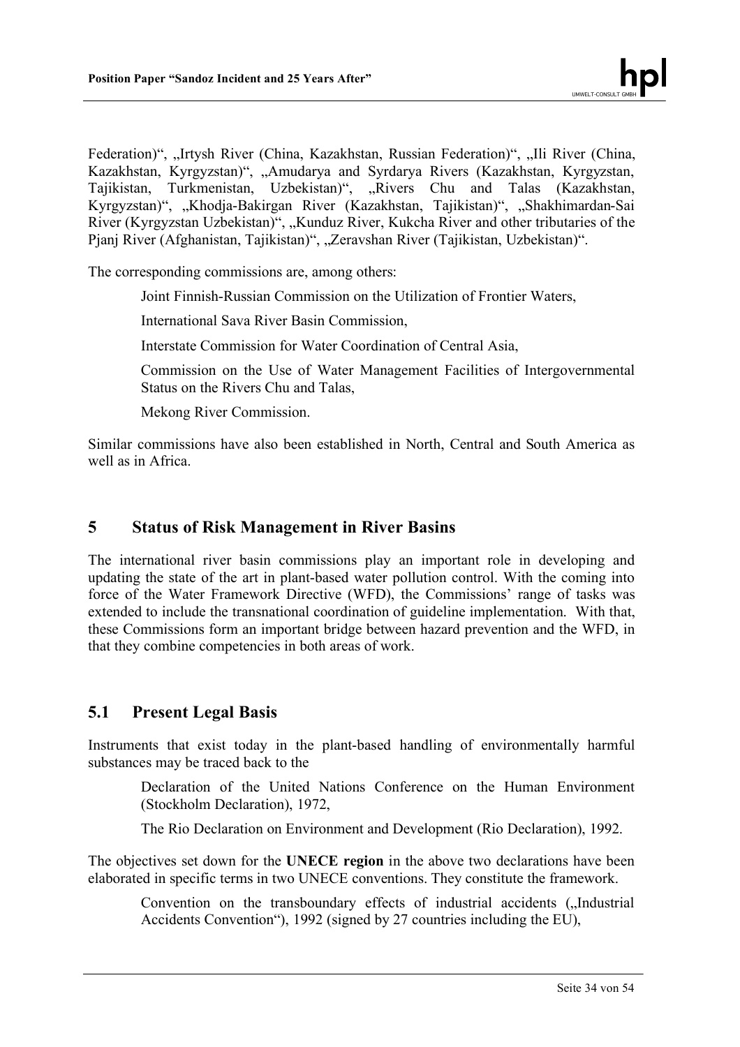Federation)", „Irtysh River (China, Kazakhstan, Russian Federation)", „Ili River (China, Kazakhstan, Kyrgyzstan)", „Amudarya and Syrdarya Rivers (Kazakhstan, Kyrgyzstan, Tajikistan, Turkmenistan, Uzbekistan)", „Rivers Chu and Talas (Kazakhstan, Kyrgyzstan)", „Khodja-Bakirgan River (Kazakhstan, Tajikistan)", „Shakhimardan-Sai River (Kyrgyzstan Uzbekistan)", „Kunduz River, Kukcha River and other tributaries of the Pjanj River (Afghanistan, Tajikistan)", „Zeravshan River (Tajikistan, Uzbekistan)".

The corresponding commissions are, among others:

- Joint Finnish-Russian Commission on the Utilization of Frontier Waters,
- International Sava River Basin Commission,
- Interstate Commission for Water Coordination of Central Asia,
- Commission on the Use of Water Management Facilities of Intergovernmental Status on the Rivers Chu and Talas,
- Mekong River Commission.

Similar commissions have also been established in North, Central and South America as well as in Africa.

# 5 Status of Risk Management in River Basins

The international river basin commissions play an important role in developing and updating the state of the art in plant-based water pollution control. With the coming into force of the Water Framework Directive (WFD), the Commissions' range of tasks was extended to include the transnational coordination of guideline implementation. With that, these Commissions form an important bridge between hazard prevention and the WFD, in that they combine competencies in both areas of work.

## 5.1 Present Legal Basis

Instruments that exist today in the plant-based handling of environmentally harmful substances may be traced back to the

- Declaration of the United Nations Conference on the Human Environment (Stockholm Declaration), 1972,
- The Rio Declaration on Environment and Development (Rio Declaration), 1992.

The objectives set down for the **UNECE region** in the above two declarations have been elaborated in specific terms in two UNECE conventions. They constitute the framework.

- Convention on the transboundary effects of industrial accidents („Industrial Accidents Convention"), 1992 (signed by 27 countries including the EU),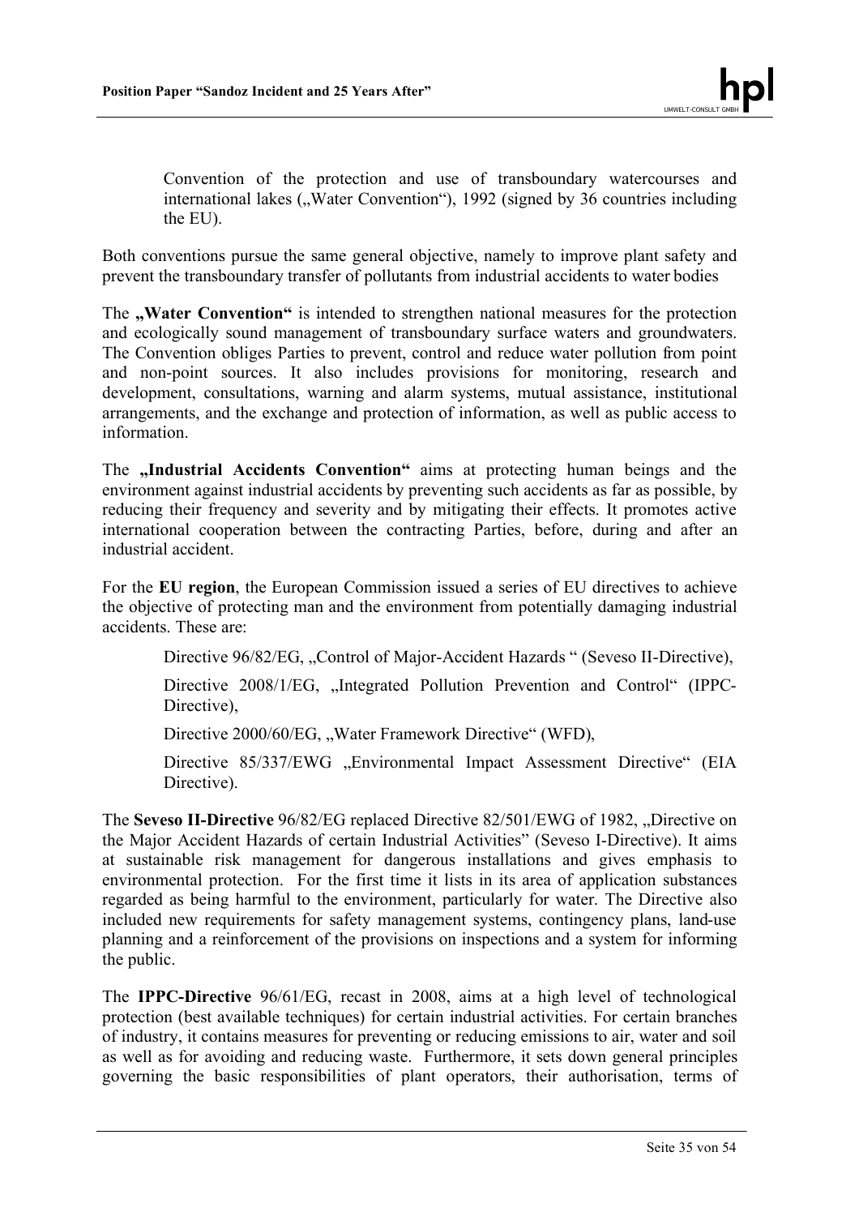Convention of the protection and use of transboundary watercourses and international lakes („Water Convention“), 1992 (signed by 36 countries including the EU).

Both conventions pursue the same general objective, namely to improve plant safety and prevent the transboundary transfer of pollutants from industrial accidents to water bodies

The **„Water Convention“** is intended to strengthen national measures for the protection and ecologically sound management of transboundary surface waters and groundwaters. The Convention obliges Parties to prevent, control and reduce water pollution from point and non-point sources. It also includes provisions for monitoring, research and development, consultations, warning and alarm systems, mutual assistance, institutional arrangements, and the exchange and protection of information, as well as public access to information.

The **„Industrial Accidents Convention“** aims at protecting human beings and the environment against industrial accidents by preventing such accidents as far as possible, by reducing their frequency and severity and by mitigating their effects. It promotes active international cooperation between the contracting Parties, before, during and after an industrial accident.

For the **EU region**, the European Commission issued a series of EU directives to achieve the objective of protecting man and the environment from potentially damaging industrial accidents. These are:

Directive 96/82/EG, „Control of Major-Accident Hazards “ (Seveso II-Directive),

Directive 2008/1/EG, „Integrated Pollution Prevention and Control“ (IPPC-Directive),

Directive 2000/60/EG, „Water Framework Directive“ (WFD),

Directive 85/337/EWG „Environmental Impact Assessment Directive“ (EIA Directive).

The **Seveso II-Directive** 96/82/EG replaced Directive 82/501/EWG of 1982, „Directive on the Major Accident Hazards of certain Industrial Activities” (Seveso I-Directive). It aims at sustainable risk management for dangerous installations and gives emphasis to environmental protection. For the first time it lists in its area of application substances regarded as being harmful to the environment, particularly for water. The Directive also included new requirements for safety management systems, contingency plans, land-use planning and a reinforcement of the provisions on inspections and a system for informing the public.

The **IPPC-Directive** 96/61/EG, recast in 2008, aims at a high level of technological protection (best available techniques) for certain industrial activities. For certain branches of industry, it contains measures for preventing or reducing emissions to air, water and soil as well as for avoiding and reducing waste. Furthermore, it sets down general principles governing the basic responsibilities of plant operators, their authorisation, terms of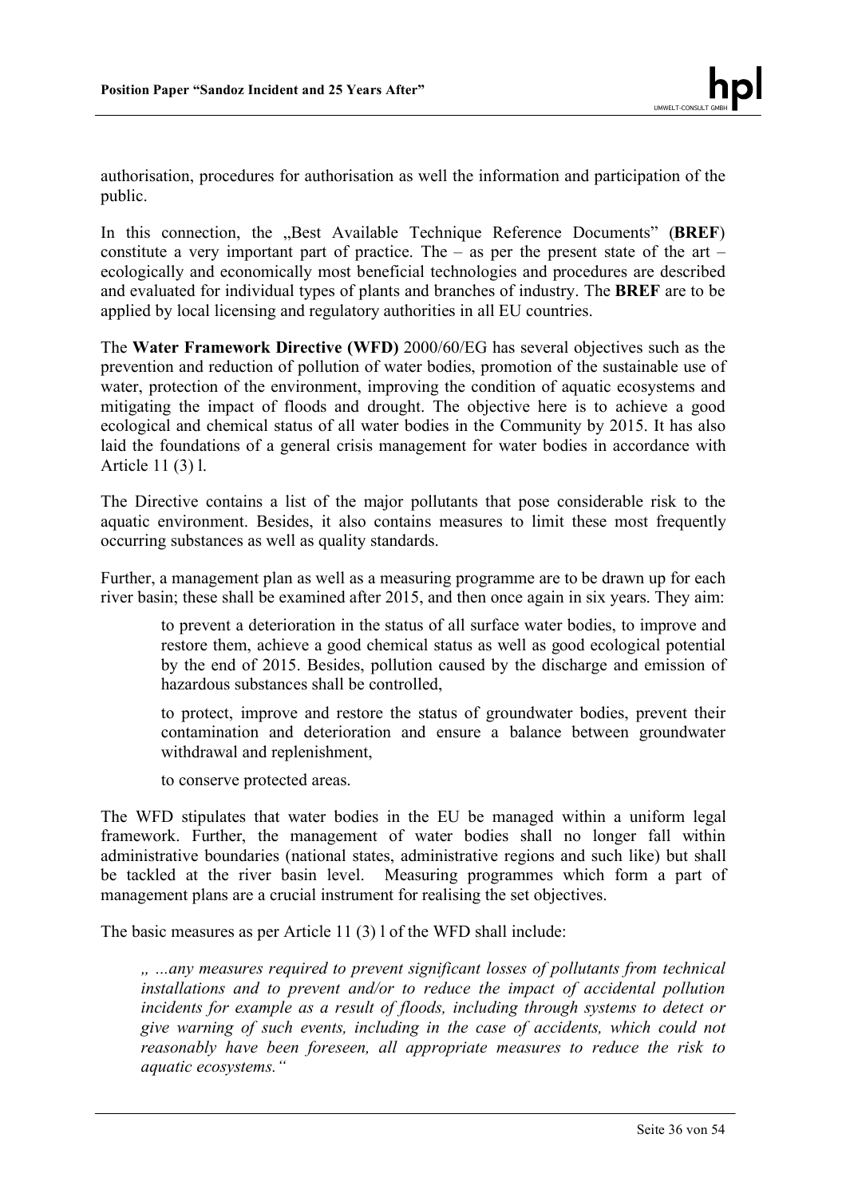authorisation, procedures for authorisation as well the information and participation of the public.

In this connection, the „Best Available Technique Reference Documents" (**BREF**) constitute a very important part of practice. The – as per the present state of the art – ecologically and economically most beneficial technologies and procedures are described and evaluated for individual types of plants and branches of industry. The **BREF** are to be applied by local licensing and regulatory authorities in all EU countries.

The **Water Framework Directive (WFD)** 2000/60/EG has several objectives such as the prevention and reduction of pollution of water bodies, promotion of the sustainable use of water, protection of the environment, improving the condition of aquatic ecosystems and mitigating the impact of floods and drought. The objective here is to achieve a good ecological and chemical status of all water bodies in the Community by 2015. It has also laid the foundations of a general crisis management for water bodies in accordance with Article 11 (3) l.

The Directive contains a list of the major pollutants that pose considerable risk to the aquatic environment. Besides, it also contains measures to limit these most frequently occurring substances as well as quality standards.

Further, a management plan as well as a measuring programme are to be drawn up for each river basin; these shall be examined after 2015, and then once again in six years. They aim:

> to prevent a deterioration in the status of all surface water bodies, to improve and restore them, achieve a good chemical status as well as good ecological potential by the end of 2015. Besides, pollution caused by the discharge and emission of hazardous substances shall be controlled,
>
> to protect, improve and restore the status of groundwater bodies, prevent their contamination and deterioration and ensure a balance between groundwater withdrawal and replenishment,
>
> to conserve protected areas.

The WFD stipulates that water bodies in the EU be managed within a uniform legal framework. Further, the management of water bodies shall no longer fall within administrative boundaries (national states, administrative regions and such like) but shall be tackled at the river basin level. Measuring programmes which form a part of management plans are a crucial instrument for realising the set objectives.

The basic measures as per Article 11 (3) l of the WFD shall include:

> *„ ...any measures required to prevent significant losses of pollutants from technical installations and to prevent and/or to reduce the impact of accidental pollution incidents for example as a result of floods, including through systems to detect or give warning of such events, including in the case of accidents, which could not reasonably have been foreseen, all appropriate measures to reduce the risk to aquatic ecosystems."*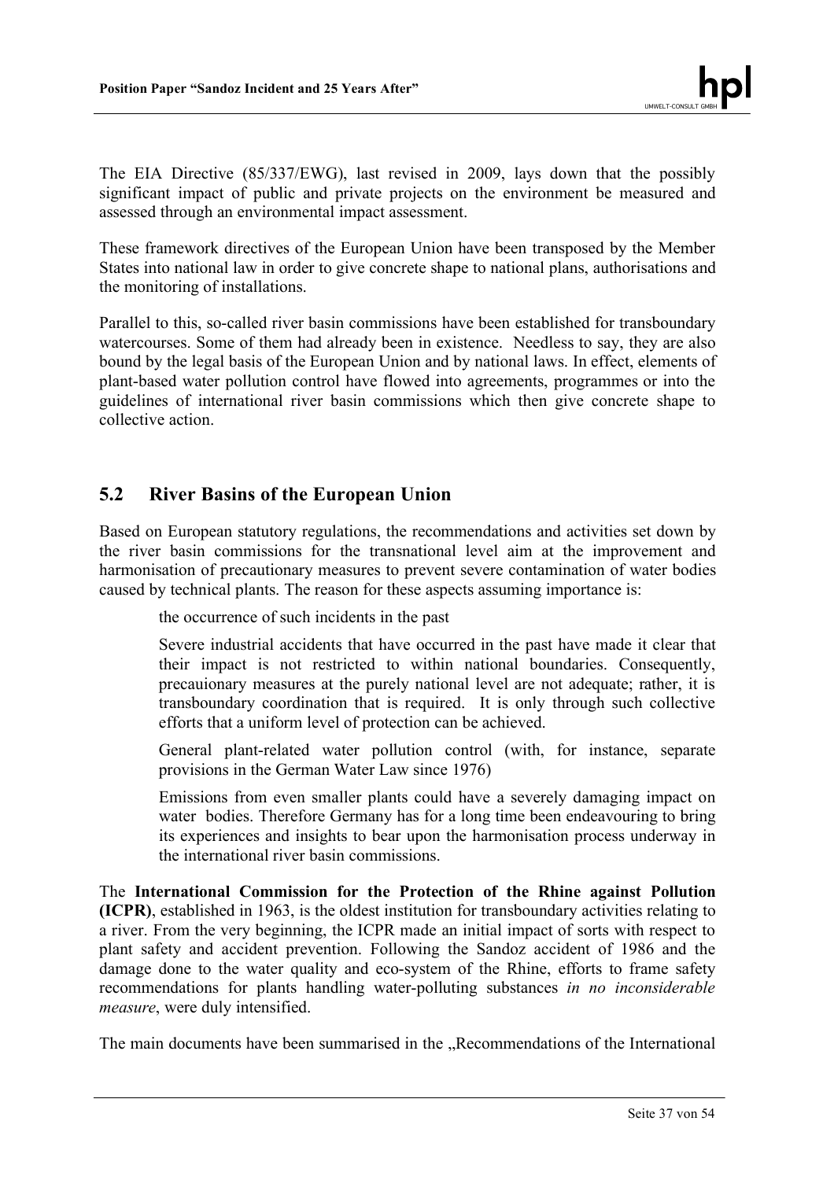The EIA Directive (85/337/EWG), last revised in 2009, lays down that the possibly significant impact of public and private projects on the environment be measured and assessed through an environmental impact assessment.

These framework directives of the European Union have been transposed by the Member States into national law in order to give concrete shape to national plans, authorisations and the monitoring of installations.

Parallel to this, so-called river basin commissions have been established for transboundary watercourses. Some of them had already been in existence. Needless to say, they are also bound by the legal basis of the European Union and by national laws. In effect, elements of plant-based water pollution control have flowed into agreements, programmes or into the guidelines of international river basin commissions which then give concrete shape to collective action.

## 5.2 River Basins of the European Union

Based on European statutory regulations, the recommendations and activities set down by the river basin commissions for the transnational level aim at the improvement and harmonisation of precautionary measures to prevent severe contamination of water bodies caused by technical plants. The reason for these aspects assuming importance is:

the occurrence of such incidents in the past

Severe industrial accidents that have occurred in the past have made it clear that their impact is not restricted to within national boundaries. Consequently, precauionary measures at the purely national level are not adequate; rather, it is transboundary coordination that is required. It is only through such collective efforts that a uniform level of protection can be achieved.

General plant-related water pollution control (with, for instance, separate provisions in the German Water Law since 1976)

Emissions from even smaller plants could have a severely damaging impact on water bodies. Therefore Germany has for a long time been endeavouring to bring its experiences and insights to bear upon the harmonisation process underway in the international river basin commissions.

The **International Commission for the Protection of the Rhine against Pollution (ICPR)**, established in 1963, is the oldest institution for transboundary activities relating to a river. From the very beginning, the ICPR made an initial impact of sorts with respect to plant safety and accident prevention. Following the Sandoz accident of 1986 and the damage done to the water quality and eco-system of the Rhine, efforts to frame safety recommendations for plants handling water-polluting substances *in no inconsiderable measure*, were duly intensified.

The main documents have been summarised in the „Recommendations of the International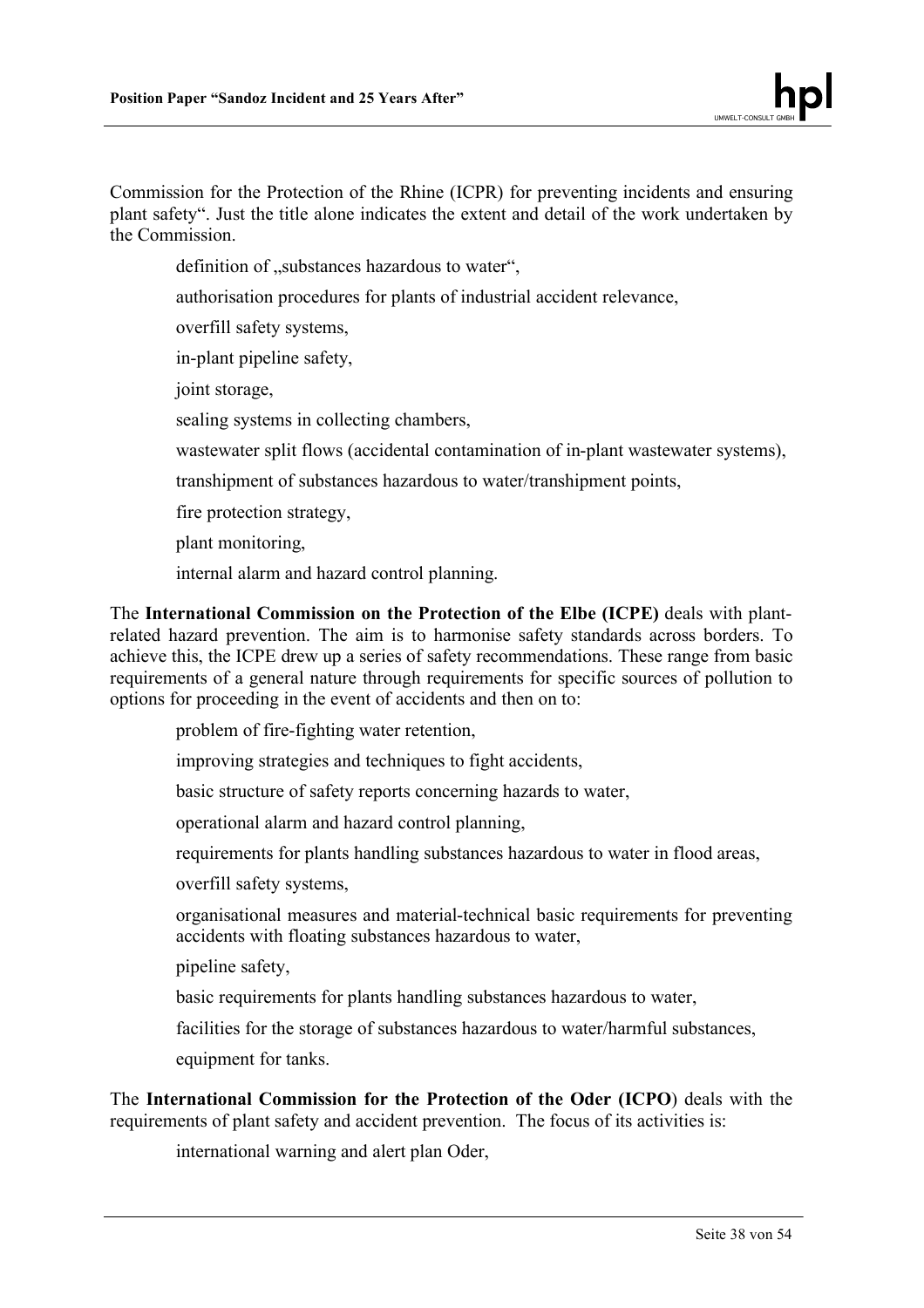Commission for the Protection of the Rhine (ICPR) for preventing incidents and ensuring plant safety". Just the title alone indicates the extent and detail of the work undertaken by the Commission.

- definition of „substances hazardous to water",
- authorisation procedures for plants of industrial accident relevance,
- overfill safety systems,
- in-plant pipeline safety,
- joint storage,
- sealing systems in collecting chambers,
- wastewater split flows (accidental contamination of in-plant wastewater systems),
- transhipment of substances hazardous to water/transhipment points,
- fire protection strategy,
- plant monitoring,
- internal alarm and hazard control planning.

The **International Commission on the Protection of the Elbe (ICPE)** deals with plant-related hazard prevention. The aim is to harmonise safety standards across borders. To achieve this, the ICPE drew up a series of safety recommendations. These range from basic requirements of a general nature through requirements for specific sources of pollution to options for proceeding in the event of accidents and then on to:

- problem of fire-fighting water retention,
- improving strategies and techniques to fight accidents,
- basic structure of safety reports concerning hazards to water,
- operational alarm and hazard control planning,
- requirements for plants handling substances hazardous to water in flood areas,
- overfill safety systems,
- organisational measures and material-technical basic requirements for preventing accidents with floating substances hazardous to water,
- pipeline safety,
- basic requirements for plants handling substances hazardous to water,
- facilities for the storage of substances hazardous to water/harmful substances,
- equipment for tanks.

The **International Commission for the Protection of the Oder (ICPO**) deals with the requirements of plant safety and accident prevention. The focus of its activities is:

- international warning and alert plan Oder,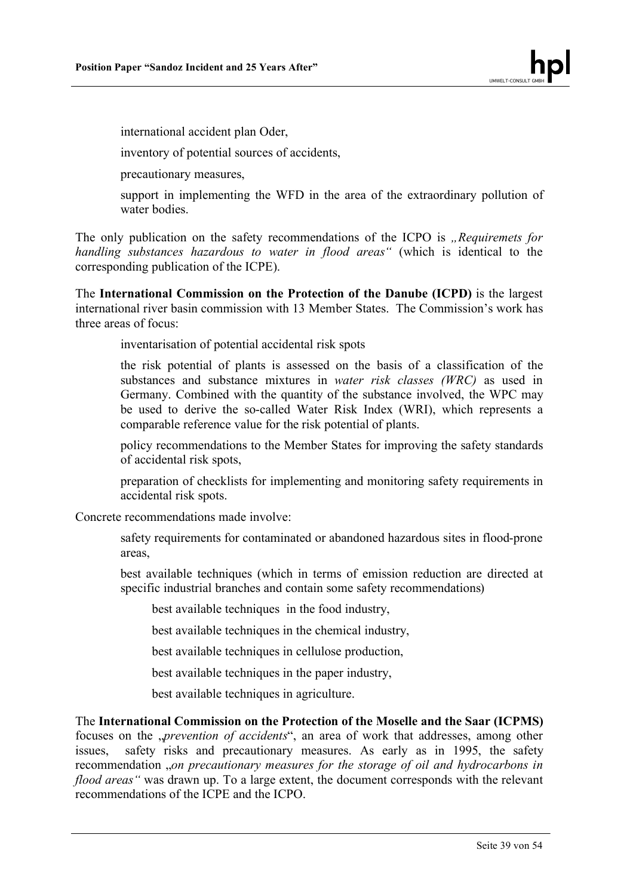- international accident plan Oder,
- inventory of potential sources of accidents,
- precautionary measures,
- support in implementing the WFD in the area of the extraordinary pollution of water bodies.

The only publication on the safety recommendations of the ICPO is *„Requiremets for handling substances hazardous to water in flood areas"* (which is identical to the corresponding publication of the ICPE).

The **International Commission on the Protection of the Danube (ICPD)** is the largest international river basin commission with 13 Member States. The Commission's work has three areas of focus:

- inventarisation of potential accidental risk spots
- the risk potential of plants is assessed on the basis of a classification of the substances and substance mixtures in *water risk classes (WRC)* as used in Germany. Combined with the quantity of the substance involved, the WPC may be used to derive the so-called Water Risk Index (WRI), which represents a comparable reference value for the risk potential of plants.
- policy recommendations to the Member States for improving the safety standards of accidental risk spots,
- preparation of checklists for implementing and monitoring safety requirements in accidental risk spots.

Concrete recommendations made involve:

- safety requirements for contaminated or abandoned hazardous sites in flood-prone areas,
- best available techniques (which in terms of emission reduction are directed at specific industrial branches and contain some safety recommendations)
  - best available techniques in the food industry,
  - best available techniques in the chemical industry,
  - best available techniques in cellulose production,
  - best available techniques in the paper industry,
  - best available techniques in agriculture.

The **International Commission on the Protection of the Moselle and the Saar (ICPMS)** focuses on the „*prevention of accidents*", an area of work that addresses, among other issues, safety risks and precautionary measures. As early as in 1995, the safety recommendation „*on precautionary measures for the storage of oil and hydrocarbons in flood areas"* was drawn up. To a large extent, the document corresponds with the relevant recommendations of the ICPE and the ICPO.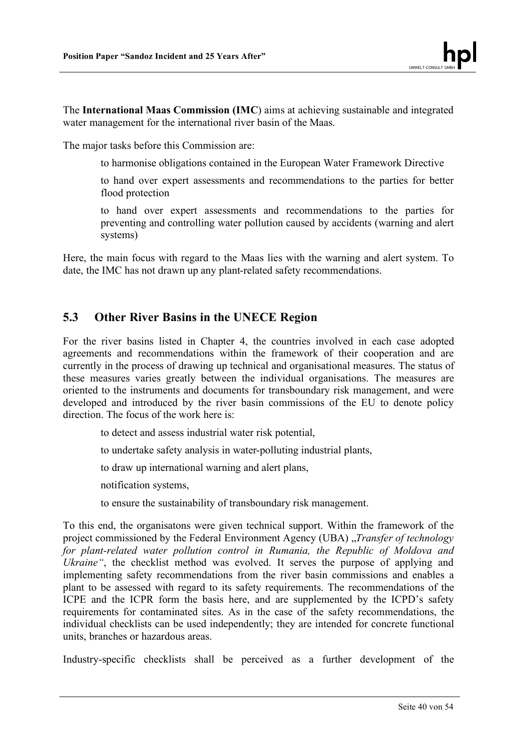The **International Maas Commission (IMC**) aims at achieving sustainable and integrated water management for the international river basin of the Maas.

The major tasks before this Commission are:

- to harmonise obligations contained in the European Water Framework Directive
- to hand over expert assessments and recommendations to the parties for better flood protection
- to hand over expert assessments and recommendations to the parties for preventing and controlling water pollution caused by accidents (warning and alert systems)

Here, the main focus with regard to the Maas lies with the warning and alert system. To date, the IMC has not drawn up any plant-related safety recommendations.

## 5.3 Other River Basins in the UNECE Region

For the river basins listed in Chapter 4, the countries involved in each case adopted agreements and recommendations within the framework of their cooperation and are currently in the process of drawing up technical and organisational measures. The status of these measures varies greatly between the individual organisations. The measures are oriented to the instruments and documents for transboundary risk management, and were developed and introduced by the river basin commissions of the EU to denote policy direction. The focus of the work here is:

- to detect and assess industrial water risk potential,
- to undertake safety analysis in water-polluting industrial plants,
- to draw up international warning and alert plans,
- notification systems,
- to ensure the sustainability of transboundary risk management.

To this end, the organisatons were given technical support. Within the framework of the project commissioned by the Federal Environment Agency (UBA) „*Transfer of technology for plant-related water pollution control in Rumania, the Republic of Moldova and Ukraine“*, the checklist method was evolved. It serves the purpose of applying and implementing safety recommendations from the river basin commissions and enables a plant to be assessed with regard to its safety requirements. The recommendations of the ICPE and the ICPR form the basis here, and are supplemented by the ICPD's safety requirements for contaminated sites. As in the case of the safety recommendations, the individual checklists can be used independently; they are intended for concrete functional units, branches or hazardous areas.

Industry-specific checklists shall be perceived as a further development of the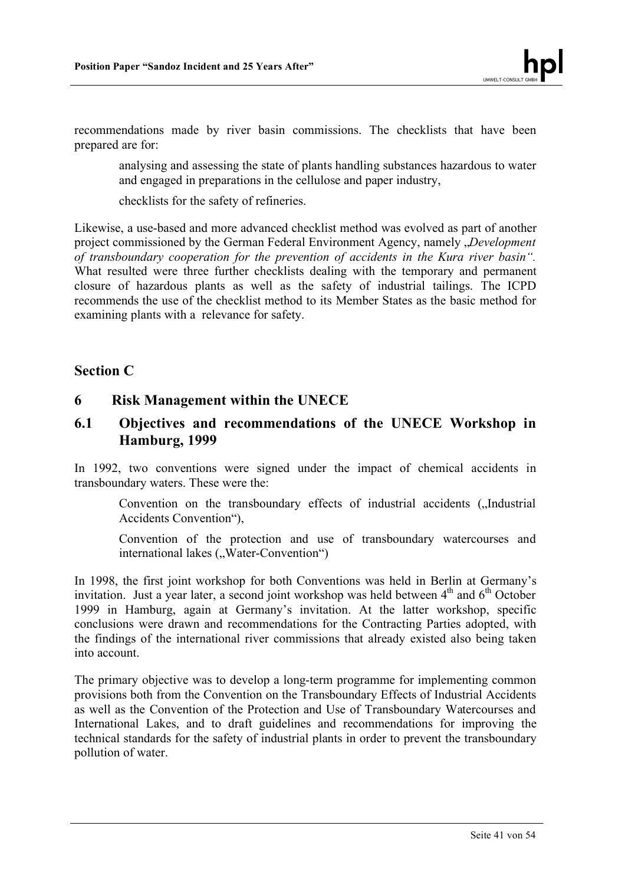recommendations made by river basin commissions. The checklists that have been prepared are for:

- analysing and assessing the state of plants handling substances hazardous to water and engaged in preparations in the cellulose and paper industry,
- checklists for the safety of refineries.

Likewise, a use-based and more advanced checklist method was evolved as part of another project commissioned by the German Federal Environment Agency, namely „*Development of transboundary cooperation for the prevention of accidents in the Kura river basin“.* What resulted were three further checklists dealing with the temporary and permanent closure of hazardous plants as well as the safety of industrial tailings. The ICPD recommends the use of the checklist method to its Member States as the basic method for examining plants with a relevance for safety.

# Section C

## 6 Risk Management within the UNECE

### 6.1 Objectives and recommendations of the UNECE Workshop in Hamburg, 1999

In 1992, two conventions were signed under the impact of chemical accidents in transboundary waters. These were the:

- Convention on the transboundary effects of industrial accidents („Industrial Accidents Convention"),
- Convention of the protection and use of transboundary watercourses and international lakes („Water-Convention")

In 1998, the first joint workshop for both Conventions was held in Berlin at Germany's invitation. Just a year later, a second joint workshop was held between 4th and 6th October 1999 in Hamburg, again at Germany's invitation. At the latter workshop, specific conclusions were drawn and recommendations for the Contracting Parties adopted, with the findings of the international river commissions that already existed also being taken into account.

The primary objective was to develop a long-term programme for implementing common provisions both from the Convention on the Transboundary Effects of Industrial Accidents as well as the Convention of the Protection and Use of Transboundary Watercourses and International Lakes, and to draft guidelines and recommendations for improving the technical standards for the safety of industrial plants in order to prevent the transboundary pollution of water.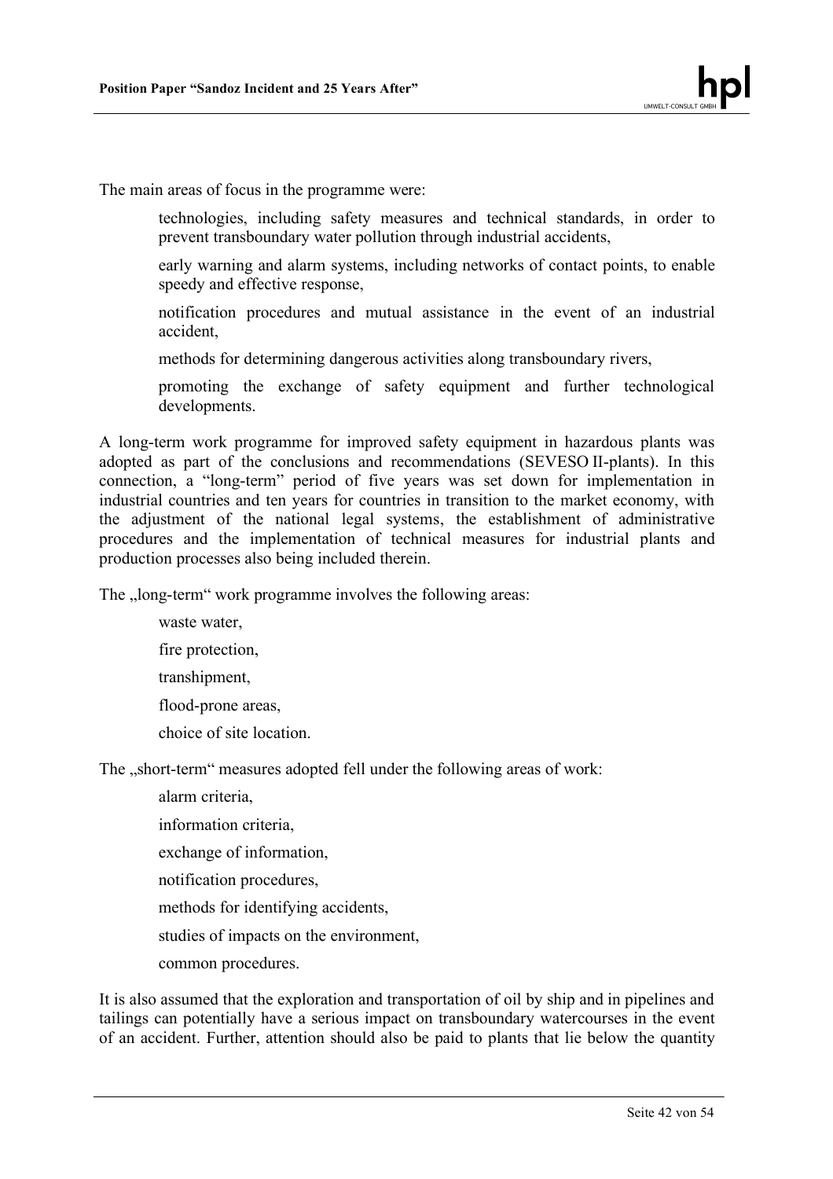The main areas of focus in the programme were:

- technologies, including safety measures and technical standards, in order to prevent transboundary water pollution through industrial accidents,
- early warning and alarm systems, including networks of contact points, to enable speedy and effective response,
- notification procedures and mutual assistance in the event of an industrial accident,
- methods for determining dangerous activities along transboundary rivers,
- promoting the exchange of safety equipment and further technological developments.

A long-term work programme for improved safety equipment in hazardous plants was adopted as part of the conclusions and recommendations (SEVESO II-plants). In this connection, a "long-term" period of five years was set down for implementation in industrial countries and ten years for countries in transition to the market economy, with the adjustment of the national legal systems, the establishment of administrative procedures and the implementation of technical measures for industrial plants and production processes also being included therein.

The „long-term" work programme involves the following areas:

- waste water,
- fire protection,
- transhipment,
- flood-prone areas,
- choice of site location.

The „short-term" measures adopted fell under the following areas of work:

- alarm criteria,
- information criteria,
- exchange of information,
- notification procedures,
- methods for identifying accidents,
- studies of impacts on the environment,
- common procedures.

It is also assumed that the exploration and transportation of oil by ship and in pipelines and tailings can potentially have a serious impact on transboundary watercourses in the event of an accident. Further, attention should also be paid to plants that lie below the quantity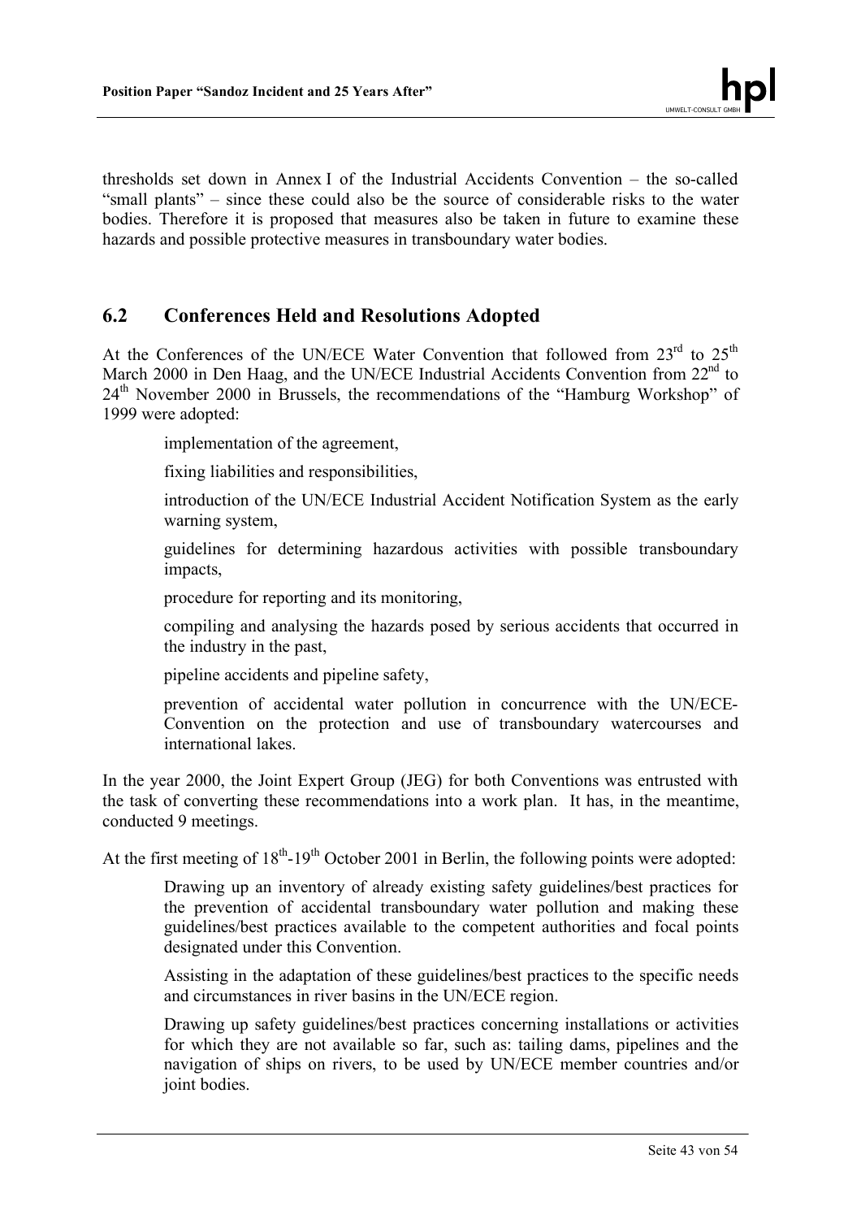thresholds set down in Annex I of the Industrial Accidents Convention – the so-called "small plants" – since these could also be the source of considerable risks to the water bodies. Therefore it is proposed that measures also be taken in future to examine these hazards and possible protective measures in transboundary water bodies.

## 6.2 Conferences Held and Resolutions Adopted

At the Conferences of the UN/ECE Water Convention that followed from 23rd to 25th March 2000 in Den Haag, and the UN/ECE Industrial Accidents Convention from 22nd to 24th November 2000 in Brussels, the recommendations of the "Hamburg Workshop" of 1999 were adopted:

- implementation of the agreement,
- fixing liabilities and responsibilities,
- introduction of the UN/ECE Industrial Accident Notification System as the early warning system,
- guidelines for determining hazardous activities with possible transboundary impacts,
- procedure for reporting and its monitoring,
- compiling and analysing the hazards posed by serious accidents that occurred in the industry in the past,
- pipeline accidents and pipeline safety,
- prevention of accidental water pollution in concurrence with the UN/ECE-Convention on the protection and use of transboundary watercourses and international lakes.

In the year 2000, the Joint Expert Group (JEG) for both Conventions was entrusted with the task of converting these recommendations into a work plan. It has, in the meantime, conducted 9 meetings.

At the first meeting of 18th-19th October 2001 in Berlin, the following points were adopted:

- Drawing up an inventory of already existing safety guidelines/best practices for the prevention of accidental transboundary water pollution and making these guidelines/best practices available to the competent authorities and focal points designated under this Convention.
- Assisting in the adaptation of these guidelines/best practices to the specific needs and circumstances in river basins in the UN/ECE region.
- Drawing up safety guidelines/best practices concerning installations or activities for which they are not available so far, such as: tailing dams, pipelines and the navigation of ships on rivers, to be used by UN/ECE member countries and/or joint bodies.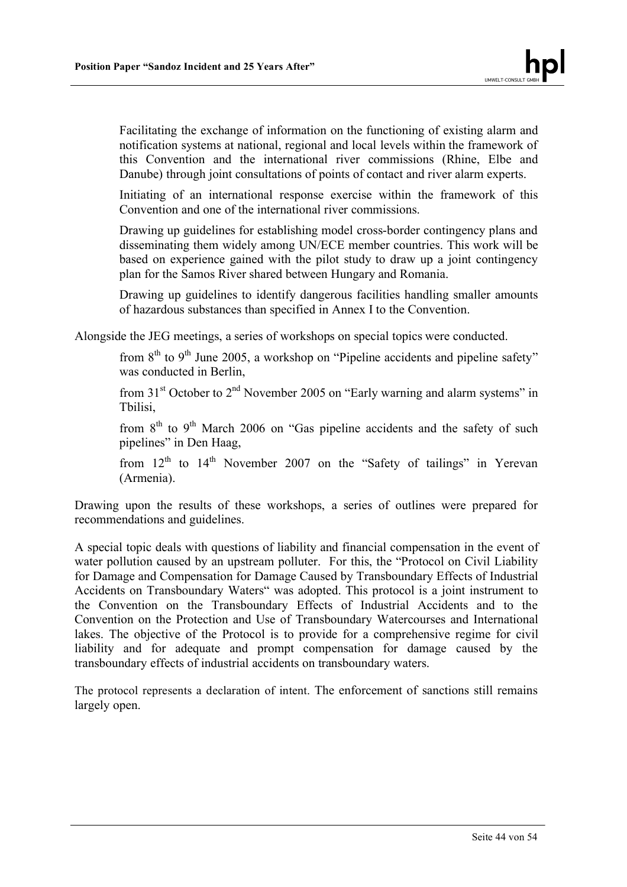Facilitating the exchange of information on the functioning of existing alarm and notification systems at national, regional and local levels within the framework of this Convention and the international river commissions (Rhine, Elbe and Danube) through joint consultations of points of contact and river alarm experts.

Initiating of an international response exercise within the framework of this Convention and one of the international river commissions.

Drawing up guidelines for establishing model cross-border contingency plans and disseminating them widely among UN/ECE member countries. This work will be based on experience gained with the pilot study to draw up a joint contingency plan for the Samos River shared between Hungary and Romania.

Drawing up guidelines to identify dangerous facilities handling smaller amounts of hazardous substances than specified in Annex I to the Convention.

Alongside the JEG meetings, a series of workshops on special topics were conducted.

from 8th to 9th June 2005, a workshop on "Pipeline accidents and pipeline safety" was conducted in Berlin,

from 31st October to 2nd November 2005 on "Early warning and alarm systems" in Tbilisi,

from 8th to 9th March 2006 on "Gas pipeline accidents and the safety of such pipelines" in Den Haag,

from 12th to 14th November 2007 on the "Safety of tailings" in Yerevan (Armenia).

Drawing upon the results of these workshops, a series of outlines were prepared for recommendations and guidelines.

A special topic deals with questions of liability and financial compensation in the event of water pollution caused by an upstream polluter. For this, the "Protocol on Civil Liability for Damage and Compensation for Damage Caused by Transboundary Effects of Industrial Accidents on Transboundary Waters" was adopted. This protocol is a joint instrument to the Convention on the Transboundary Effects of Industrial Accidents and to the Convention on the Protection and Use of Transboundary Watercourses and International lakes. The objective of the Protocol is to provide for a comprehensive regime for civil liability and for adequate and prompt compensation for damage caused by the transboundary effects of industrial accidents on transboundary waters.

The protocol represents a declaration of intent. The enforcement of sanctions still remains largely open.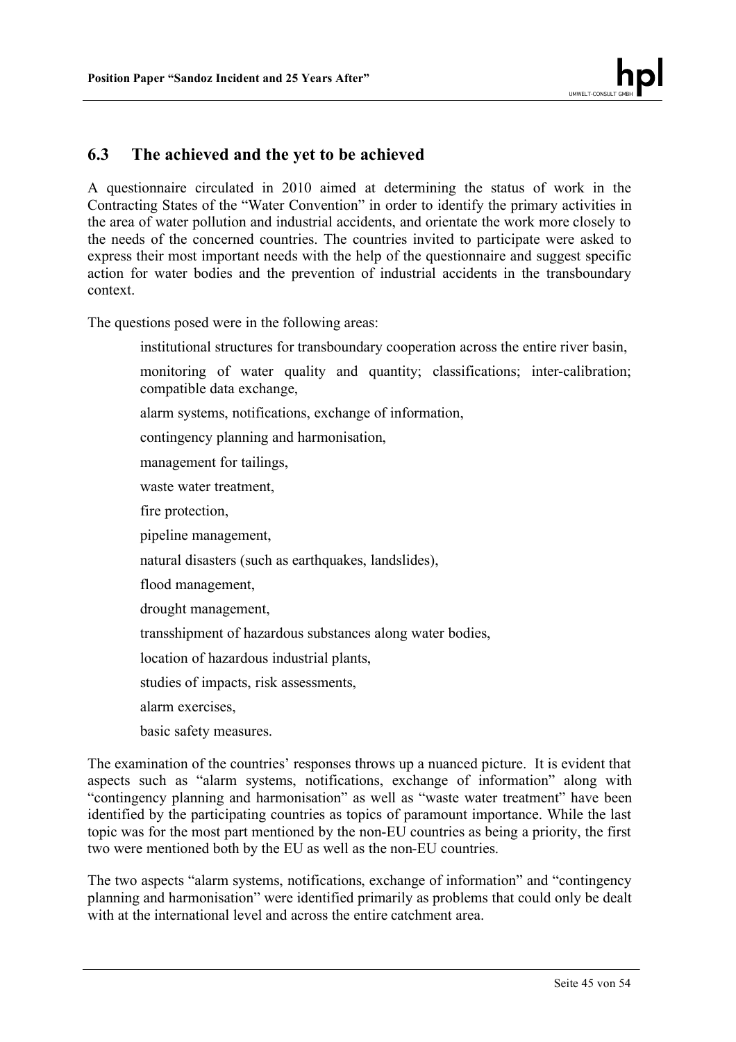## 6.3 The achieved and the yet to be achieved

A questionnaire circulated in 2010 aimed at determining the status of work in the Contracting States of the "Water Convention" in order to identify the primary activities in the area of water pollution and industrial accidents, and orientate the work more closely to the needs of the concerned countries. The countries invited to participate were asked to express their most important needs with the help of the questionnaire and suggest specific action for water bodies and the prevention of industrial accidents in the transboundary context.

The questions posed were in the following areas:

- institutional structures for transboundary cooperation across the entire river basin,
- monitoring of water quality and quantity; classifications; inter-calibration; compatible data exchange,
- alarm systems, notifications, exchange of information,
- contingency planning and harmonisation,
- management for tailings,
- waste water treatment,
- fire protection,
- pipeline management,
- natural disasters (such as earthquakes, landslides),
- flood management,
- drought management,
- transshipment of hazardous substances along water bodies,
- location of hazardous industrial plants,
- studies of impacts, risk assessments,
- alarm exercises,
- basic safety measures.

The examination of the countries' responses throws up a nuanced picture. It is evident that aspects such as "alarm systems, notifications, exchange of information" along with "contingency planning and harmonisation" as well as "waste water treatment" have been identified by the participating countries as topics of paramount importance. While the last topic was for the most part mentioned by the non-EU countries as being a priority, the first two were mentioned both by the EU as well as the non-EU countries.

The two aspects "alarm systems, notifications, exchange of information" and "contingency planning and harmonisation" were identified primarily as problems that could only be dealt with at the international level and across the entire catchment area.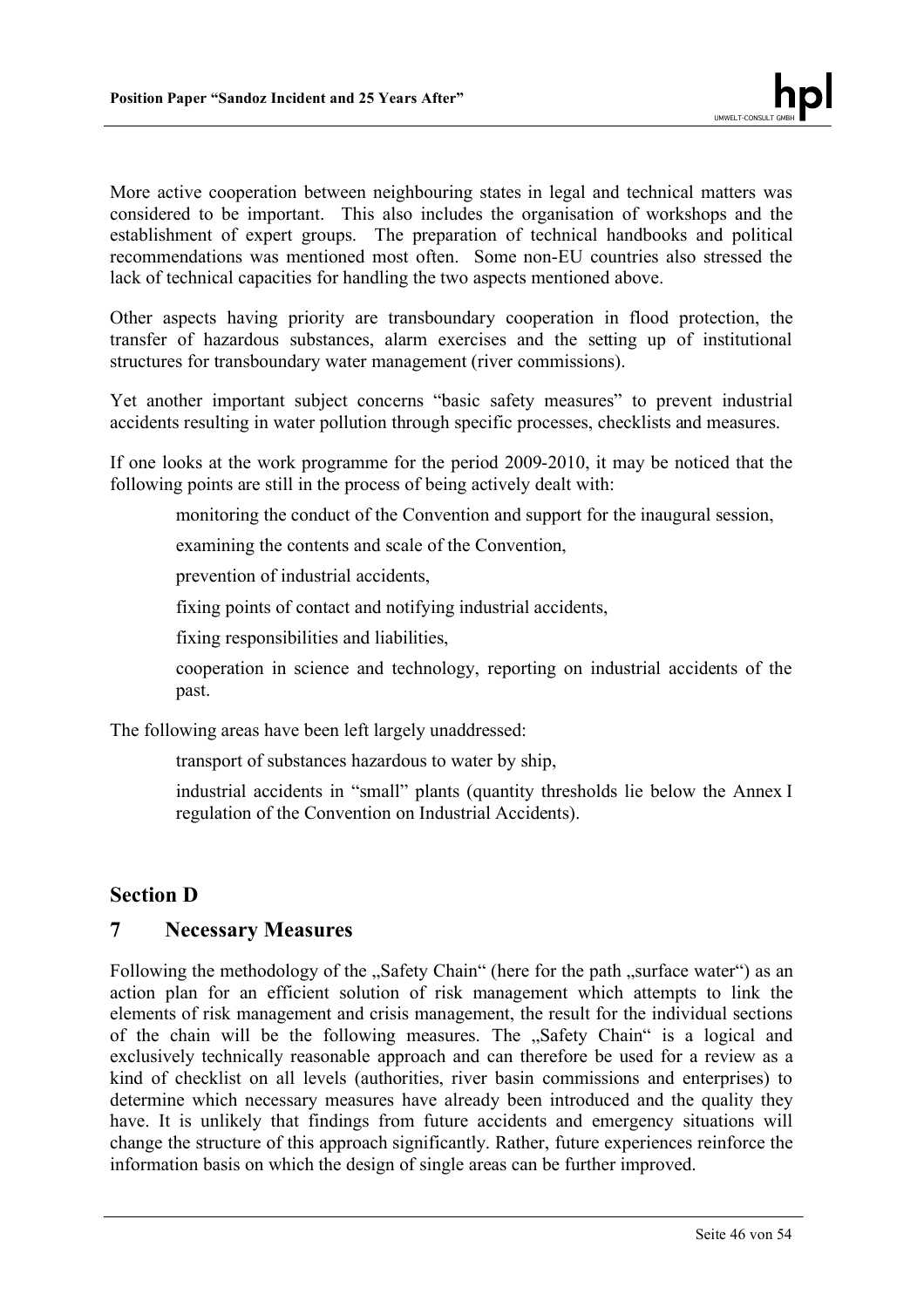More active cooperation between neighbouring states in legal and technical matters was considered to be important. This also includes the organisation of workshops and the establishment of expert groups. The preparation of technical handbooks and political recommendations was mentioned most often. Some non-EU countries also stressed the lack of technical capacities for handling the two aspects mentioned above.

Other aspects having priority are transboundary cooperation in flood protection, the transfer of hazardous substances, alarm exercises and the setting up of institutional structures for transboundary water management (river commissions).

Yet another important subject concerns "basic safety measures" to prevent industrial accidents resulting in water pollution through specific processes, checklists and measures.

If one looks at the work programme for the period 2009-2010, it may be noticed that the following points are still in the process of being actively dealt with:

- monitoring the conduct of the Convention and support for the inaugural session,
- examining the contents and scale of the Convention,
- prevention of industrial accidents,
- fixing points of contact and notifying industrial accidents,
- fixing responsibilities and liabilities,
- cooperation in science and technology, reporting on industrial accidents of the past.

The following areas have been left largely unaddressed:

- transport of substances hazardous to water by ship,
- industrial accidents in "small" plants (quantity thresholds lie below the Annex I regulation of the Convention on Industrial Accidents).

## Section D

## 7 Necessary Measures

Following the methodology of the „Safety Chain" (here for the path „surface water") as an action plan for an efficient solution of risk management which attempts to link the elements of risk management and crisis management, the result for the individual sections of the chain will be the following measures. The „Safety Chain" is a logical and exclusively technically reasonable approach and can therefore be used for a review as a kind of checklist on all levels (authorities, river basin commissions and enterprises) to determine which necessary measures have already been introduced and the quality they have. It is unlikely that findings from future accidents and emergency situations will change the structure of this approach significantly. Rather, future experiences reinforce the information basis on which the design of single areas can be further improved.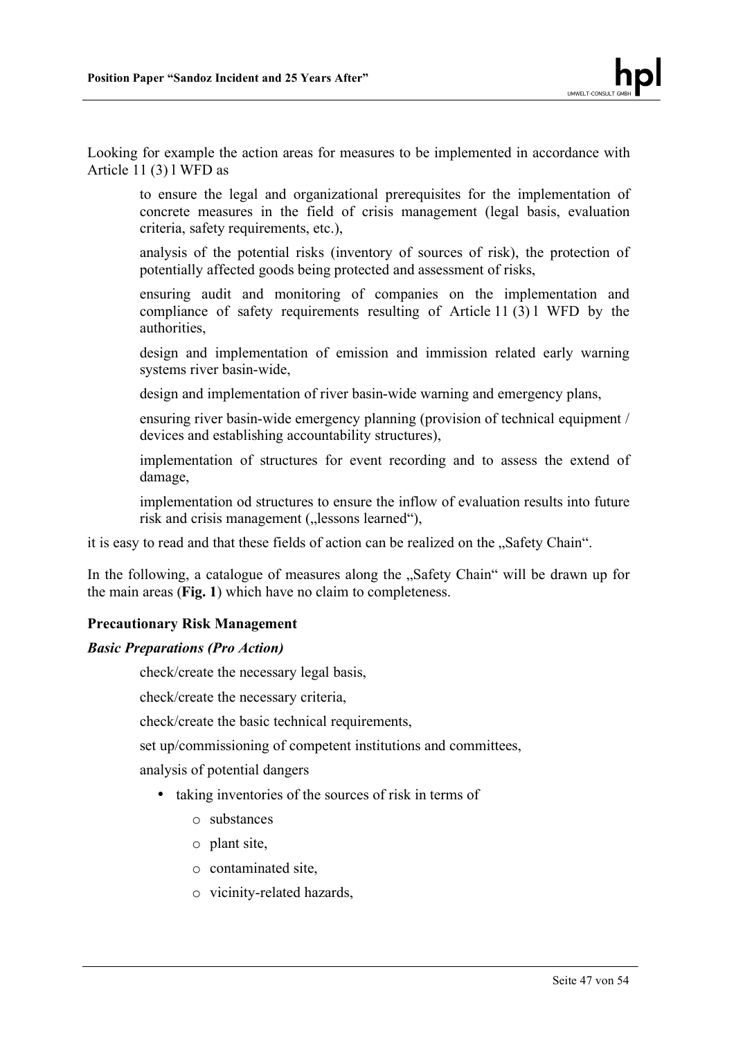Looking for example the action areas for measures to be implemented in accordance with Article 11 (3) l WFD as

> to ensure the legal and organizational prerequisites for the implementation of concrete measures in the field of crisis management (legal basis, evaluation criteria, safety requirements, etc.),
>
> analysis of the potential risks (inventory of sources of risk), the protection of potentially affected goods being protected and assessment of risks,
>
> ensuring audit and monitoring of companies on the implementation and compliance of safety requirements resulting of Article 11 (3) l WFD by the authorities,
>
> design and implementation of emission and immission related early warning systems river basin-wide,
>
> design and implementation of river basin-wide warning and emergency plans,
>
> ensuring river basin-wide emergency planning (provision of technical equipment / devices and establishing accountability structures),
>
> implementation of structures for event recording and to assess the extend of damage,
>
> implementation od structures to ensure the inflow of evaluation results into future risk and crisis management („lessons learned"),

it is easy to read and that these fields of action can be realized on the „Safety Chain".

In the following, a catalogue of measures along the „Safety Chain" will be drawn up for the main areas (**Fig. 1**) which have no claim to completeness.

**Precautionary Risk Management**

***Basic Preparations (Pro Action)***

> check/create the necessary legal basis,
>
> check/create the necessary criteria,
>
> check/create the basic technical requirements,
>
> set up/commissioning of competent institutions and committees,
>
> analysis of potential dangers

- taking inventories of the sources of risk in terms of
    - substances
    - plant site,
    - contaminated site,
    - vicinity-related hazards,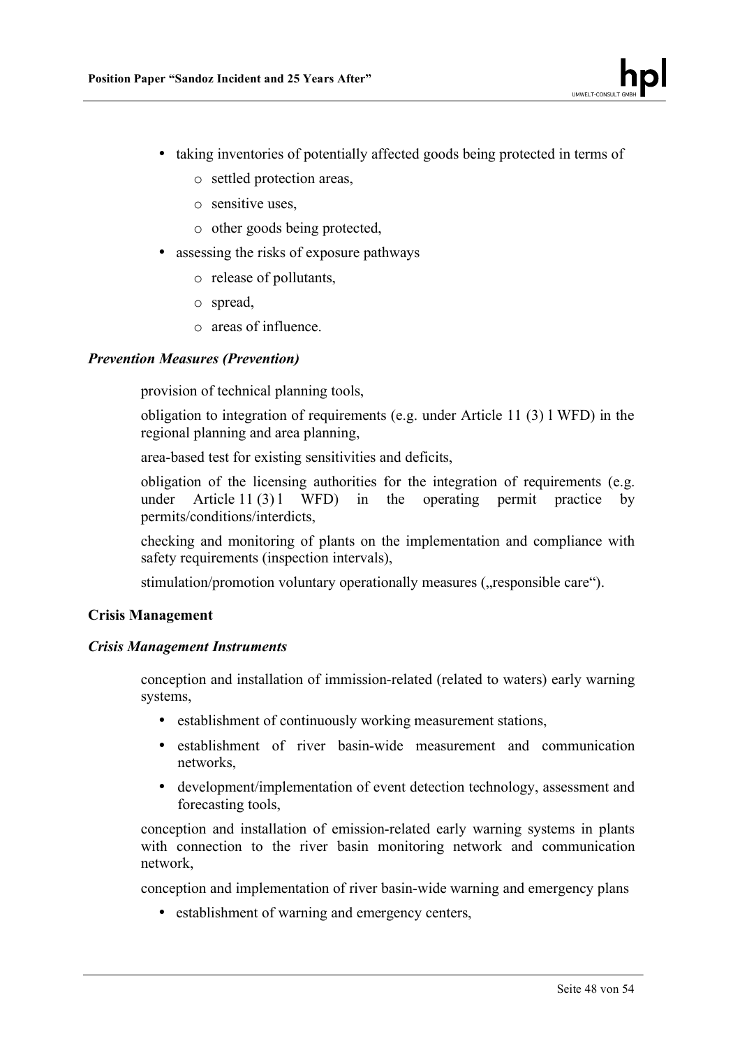- taking inventories of potentially affected goods being protected in terms of
  - settled protection areas,
  - sensitive uses,
  - other goods being protected,
- assessing the risks of exposure pathways
  - release of pollutants,
  - spread,
  - areas of influence.

***Prevention Measures (Prevention)***

provision of technical planning tools,

obligation to integration of requirements (e.g. under Article 11 (3) l WFD) in the regional planning and area planning,

area-based test for existing sensitivities and deficits,

obligation of the licensing authorities for the integration of requirements (e.g. under Article 11 (3) l WFD) in the operating permit practice by permits/conditions/interdicts,

checking and monitoring of plants on the implementation and compliance with safety requirements (inspection intervals),

stimulation/promotion voluntary operationally measures („responsible care").

**Crisis Management**

***Crisis Management Instruments***

conception and installation of immission-related (related to waters) early warning systems,

- establishment of continuously working measurement stations,
- establishment of river basin-wide measurement and communication networks,
- development/implementation of event detection technology, assessment and forecasting tools,

conception and installation of emission-related early warning systems in plants with connection to the river basin monitoring network and communication network,

conception and implementation of river basin-wide warning and emergency plans

- establishment of warning and emergency centers,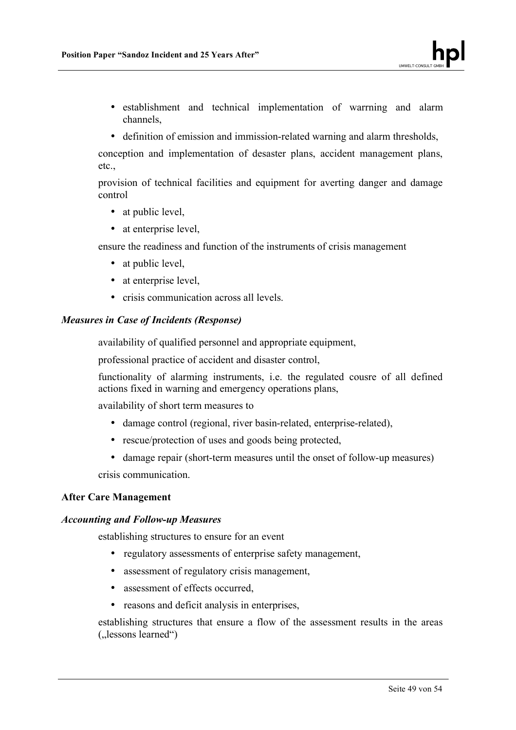- establishment and technical implementation of warrning and alarm channels,
- definition of emission and immission-related warning and alarm thresholds,

conception and implementation of desaster plans, accident management plans, etc.,

provision of technical facilities and equipment for averting danger and damage control

- at public level,
- at enterprise level,

ensure the readiness and function of the instruments of crisis management

- at public level,
- at enterprise level,
- crisis communication across all levels.

### *Measures in Case of Incidents (Response)*

availability of qualified personnel and appropriate equipment,

professional practice of accident and disaster control,

functionality of alarming instruments, i.e. the regulated cousre of all defined actions fixed in warning and emergency operations plans,

availability of short term measures to

- damage control (regional, river basin-related, enterprise-related),
- rescue/protection of uses and goods being protected,
- damage repair (short-term measures until the onset of follow-up measures)

crisis communication.

## After Care Management

### *Accounting and Follow-up Measures*

establishing structures to ensure for an event

- regulatory assessments of enterprise safety management,
- assessment of regulatory crisis management,
- assessment of effects occurred,
- reasons and deficit analysis in enterprises,

establishing structures that ensure a flow of the assessment results in the areas („lessons learned")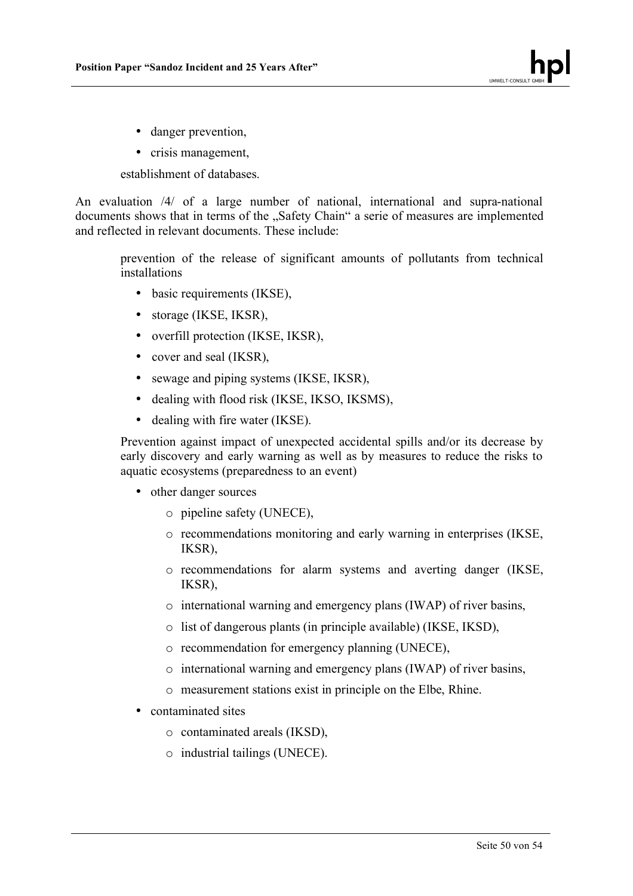- danger prevention,
- crisis management,

establishment of databases.

An evaluation /4/ of a large number of national, international and supra-national documents shows that in terms of the „Safety Chain" a serie of measures are implemented and reflected in relevant documents. These include:

prevention of the release of significant amounts of pollutants from technical installations

- basic requirements (IKSE),
- storage (IKSE, IKSR),
- overfill protection (IKSE, IKSR),
- cover and seal (IKSR),
- sewage and piping systems (IKSE, IKSR),
- dealing with flood risk (IKSE, IKSO, IKSMS),
- dealing with fire water (IKSE).

Prevention against impact of unexpected accidental spills and/or its decrease by early discovery and early warning as well as by measures to reduce the risks to aquatic ecosystems (preparedness to an event)

- other danger sources
  - pipeline safety (UNECE),
  - recommendations monitoring and early warning in enterprises (IKSE, IKSR),
  - recommendations for alarm systems and averting danger (IKSE, IKSR),
  - international warning and emergency plans (IWAP) of river basins,
  - list of dangerous plants (in principle available) (IKSE, IKSD),
  - recommendation for emergency planning (UNECE),
  - international warning and emergency plans (IWAP) of river basins,
  - measurement stations exist in principle on the Elbe, Rhine.
- contaminated sites
  - contaminated areals (IKSD),
  - industrial tailings (UNECE).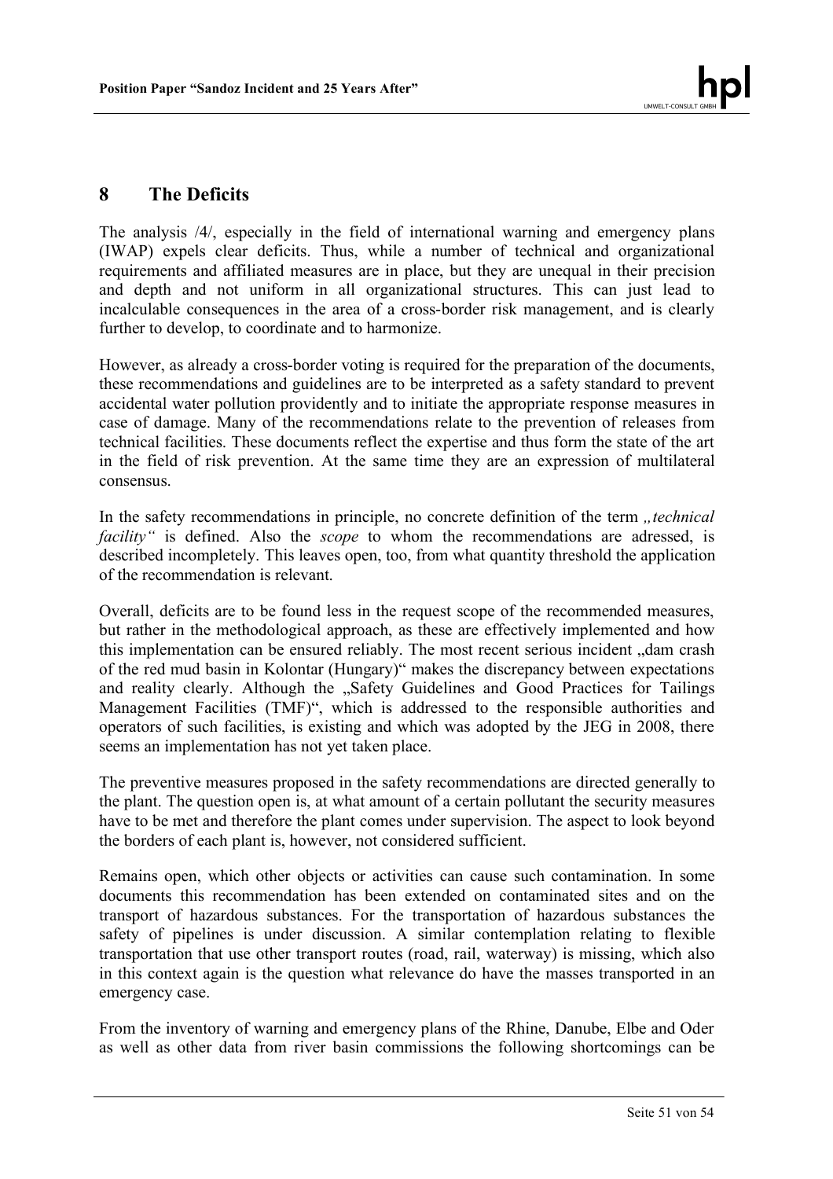## 8 The Deficits

The analysis /4/, especially in the field of international warning and emergency plans (IWAP) expels clear deficits. Thus, while a number of technical and organizational requirements and affiliated measures are in place, but they are unequal in their precision and depth and not uniform in all organizational structures. This can just lead to incalculable consequences in the area of a cross-border risk management, and is clearly further to develop, to coordinate and to harmonize.

However, as already a cross-border voting is required for the preparation of the documents, these recommendations and guidelines are to be interpreted as a safety standard to prevent accidental water pollution providently and to initiate the appropriate response measures in case of damage. Many of the recommendations relate to the prevention of releases from technical facilities. These documents reflect the expertise and thus form the state of the art in the field of risk prevention. At the same time they are an expression of multilateral consensus.

In the safety recommendations in principle, no concrete definition of the term *„technical facility"* is defined. Also the *scope* to whom the recommendations are adressed, is described incompletely. This leaves open, too, from what quantity threshold the application of the recommendation is relevant.

Overall, deficits are to be found less in the request scope of the recommended measures, but rather in the methodological approach, as these are effectively implemented and how this implementation can be ensured reliably. The most recent serious incident „dam crash of the red mud basin in Kolontar (Hungary)" makes the discrepancy between expectations and reality clearly. Although the „Safety Guidelines and Good Practices for Tailings Management Facilities (TMF)", which is addressed to the responsible authorities and operators of such facilities, is existing and which was adopted by the JEG in 2008, there seems an implementation has not yet taken place.

The preventive measures proposed in the safety recommendations are directed generally to the plant. The question open is, at what amount of a certain pollutant the security measures have to be met and therefore the plant comes under supervision. The aspect to look beyond the borders of each plant is, however, not considered sufficient.

Remains open, which other objects or activities can cause such contamination. In some documents this recommendation has been extended on contaminated sites and on the transport of hazardous substances. For the transportation of hazardous substances the safety of pipelines is under discussion. A similar contemplation relating to flexible transportation that use other transport routes (road, rail, waterway) is missing, which also in this context again is the question what relevance do have the masses transported in an emergency case.

From the inventory of warning and emergency plans of the Rhine, Danube, Elbe and Oder as well as other data from river basin commissions the following shortcomings can be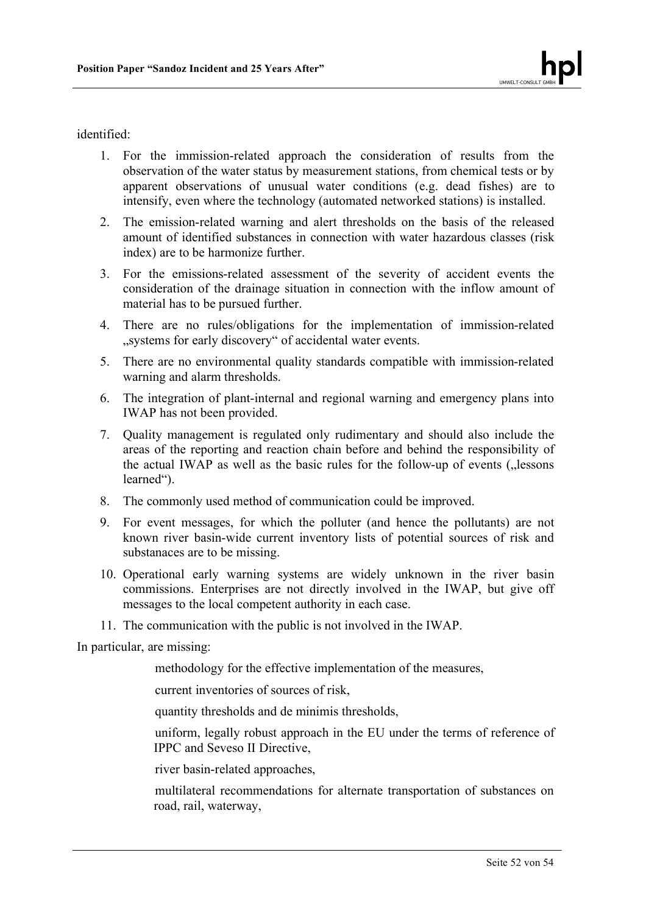identified:

1. For the immission-related approach the consideration of results from the observation of the water status by measurement stations, from chemical tests or by apparent observations of unusual water conditions (e.g. dead fishes) are to intensify, even where the technology (automated networked stations) is installed.
2. The emission-related warning and alert thresholds on the basis of the released amount of identified substances in connection with water hazardous classes (risk index) are to be harmonize further.
3. For the emissions-related assessment of the severity of accident events the consideration of the drainage situation in connection with the inflow amount of material has to be pursued further.
4. There are no rules/obligations for the implementation of immission-related „systems for early discovery“ of accidental water events.
5. There are no environmental quality standards compatible with immission-related warning and alarm thresholds.
6. The integration of plant-internal and regional warning and emergency plans into IWAP has not been provided.
7. Quality management is regulated only rudimentary and should also include the areas of the reporting and reaction chain before and behind the responsibility of the actual IWAP as well as the basic rules for the follow-up of events („lessons learned“).
8. The commonly used method of communication could be improved.
9. For event messages, for which the polluter (and hence the pollutants) are not known river basin-wide current inventory lists of potential sources of risk and substanaces are to be missing.
10. Operational early warning systems are widely unknown in the river basin commissions. Enterprises are not directly involved in the IWAP, but give off messages to the local competent authority in each case.
11. The communication with the public is not involved in the IWAP.

In particular, are missing:

- methodology for the effective implementation of the measures,
- current inventories of sources of risk,
- quantity thresholds and de minimis thresholds,
- uniform, legally robust approach in the EU under the terms of reference of IPPC and Seveso II Directive,
- river basin-related approaches,
- multilateral recommendations for alternate transportation of substances on road, rail, waterway,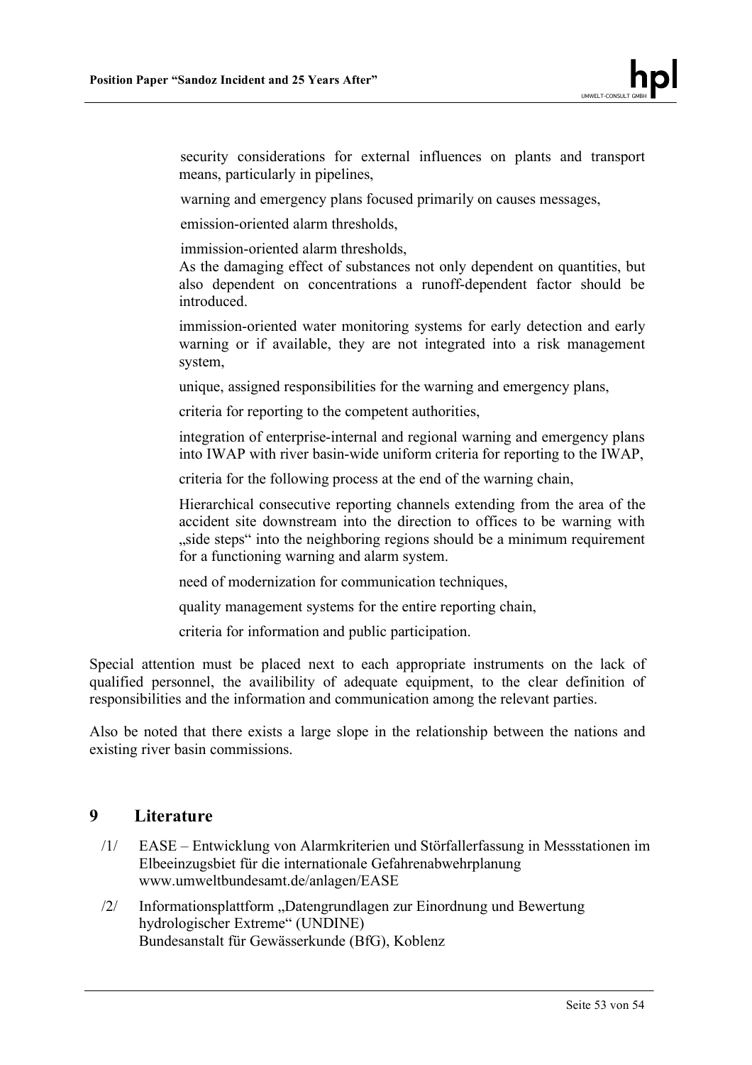- security considerations for external influences on plants and transport means, particularly in pipelines,
- warning and emergency plans focused primarily on causes messages,
- emission-oriented alarm thresholds,
- immission-oriented alarm thresholds,
  As the damaging effect of substances not only dependent on quantities, but also dependent on concentrations a runoff-dependent factor should be introduced.
- immission-oriented water monitoring systems for early detection and early warning or if available, they are not integrated into a risk management system,
- unique, assigned responsibilities for the warning and emergency plans,
- criteria for reporting to the competent authorities,
- integration of enterprise-internal and regional warning and emergency plans into IWAP with river basin-wide uniform criteria for reporting to the IWAP,
- criteria for the following process at the end of the warning chain,
  Hierarchical consecutive reporting channels extending from the area of the accident site downstream into the direction to offices to be warning with „side steps“ into the neighboring regions should be a minimum requirement for a functioning warning and alarm system.
- need of modernization for communication techniques,
- quality management systems for the entire reporting chain,
- criteria for information and public participation.

Special attention must be placed next to each appropriate instruments on the lack of qualified personnel, the availibility of adequate equipment, to the clear definition of responsibilities and the information and communication among the relevant parties.

Also be noted that there exists a large slope in the relationship between the nations and existing river basin commissions.

## 9 Literature

/1/ EASE – Entwicklung von Alarmkriterien und Störfallerfassung in Messstationen im Elbeeinzugsbiet für die internationale Gefahrenabwehrplanung
www.umweltbundesamt.de/anlagen/EASE

/2/ Informationsplattform „Datengrundlagen zur Einordnung und Bewertung hydrologischer Extreme“ (UNDINE)
Bundesanstalt für Gewässerkunde (BfG), Koblenz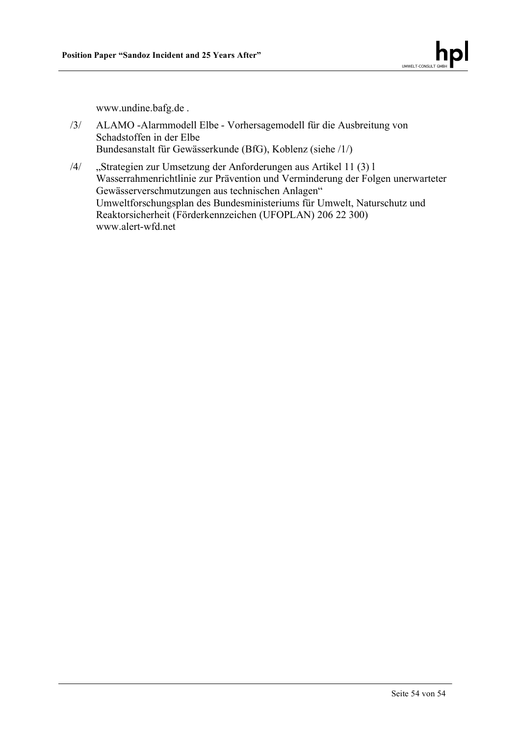www.undine.bafg.de .

/3/ ALAMO -Alarmmodell Elbe - Vorhersagemodell für die Ausbreitung von Schadstoffen in der Elbe
Bundesanstalt für Gewässerkunde (BfG), Koblenz (siehe /1/)

/4/ „Strategien zur Umsetzung der Anforderungen aus Artikel 11 (3) l Wasserrahmenrichtlinie zur Prävention und Verminderung der Folgen unerwarteter Gewässerverschmutzungen aus technischen Anlagen“
Umweltforschungsplan des Bundesministeriums für Umwelt, Naturschutz und Reaktorsicherheit (Förderkennzeichen (UFOPLAN) 206 22 300)
www.alert-wfd.net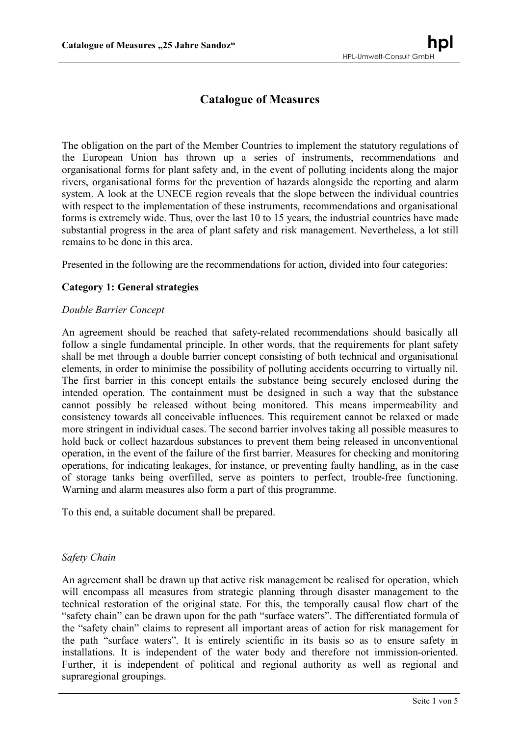# Catalogue of Measures

The obligation on the part of the Member Countries to implement the statutory regulations of the European Union has thrown up a series of instruments, recommendations and organisational forms for plant safety and, in the event of polluting incidents along the major rivers, organisational forms for the prevention of hazards alongside the reporting and alarm system. A look at the UNECE region reveals that the slope between the individual countries with respect to the implementation of these instruments, recommendations and organisational forms is extremely wide. Thus, over the last 10 to 15 years, the industrial countries have made substantial progress in the area of plant safety and risk management. Nevertheless, a lot still remains to be done in this area.

Presented in the following are the recommendations for action, divided into four categories:

**Category 1: General strategies**

*Double Barrier Concept*

An agreement should be reached that safety-related recommendations should basically all follow a single fundamental principle. In other words, that the requirements for plant safety shall be met through a double barrier concept consisting of both technical and organisational elements, in order to minimise the possibility of polluting accidents occurring to virtually nil. The first barrier in this concept entails the substance being securely enclosed during the intended operation. The containment must be designed in such a way that the substance cannot possibly be released without being monitored. This means impermeability and consistency towards all conceivable influences. This requirement cannot be relaxed or made more stringent in individual cases. The second barrier involves taking all possible measures to hold back or collect hazardous substances to prevent them being released in unconventional operation, in the event of the failure of the first barrier. Measures for checking and monitoring operations, for indicating leakages, for instance, or preventing faulty handling, as in the case of storage tanks being overfilled, serve as pointers to perfect, trouble-free functioning. Warning and alarm measures also form a part of this programme.

To this end, a suitable document shall be prepared.

*Safety Chain*

An agreement shall be drawn up that active risk management be realised for operation, which will encompass all measures from strategic planning through disaster management to the technical restoration of the original state. For this, the temporally causal flow chart of the "safety chain" can be drawn upon for the path "surface waters". The differentiated formula of the "safety chain" claims to represent all important areas of action for risk management for the path "surface waters". It is entirely scientific in its basis so as to ensure safety in installations. It is independent of the water body and therefore not immission-oriented. Further, it is independent of political and regional authority as well as regional and supraregional groupings.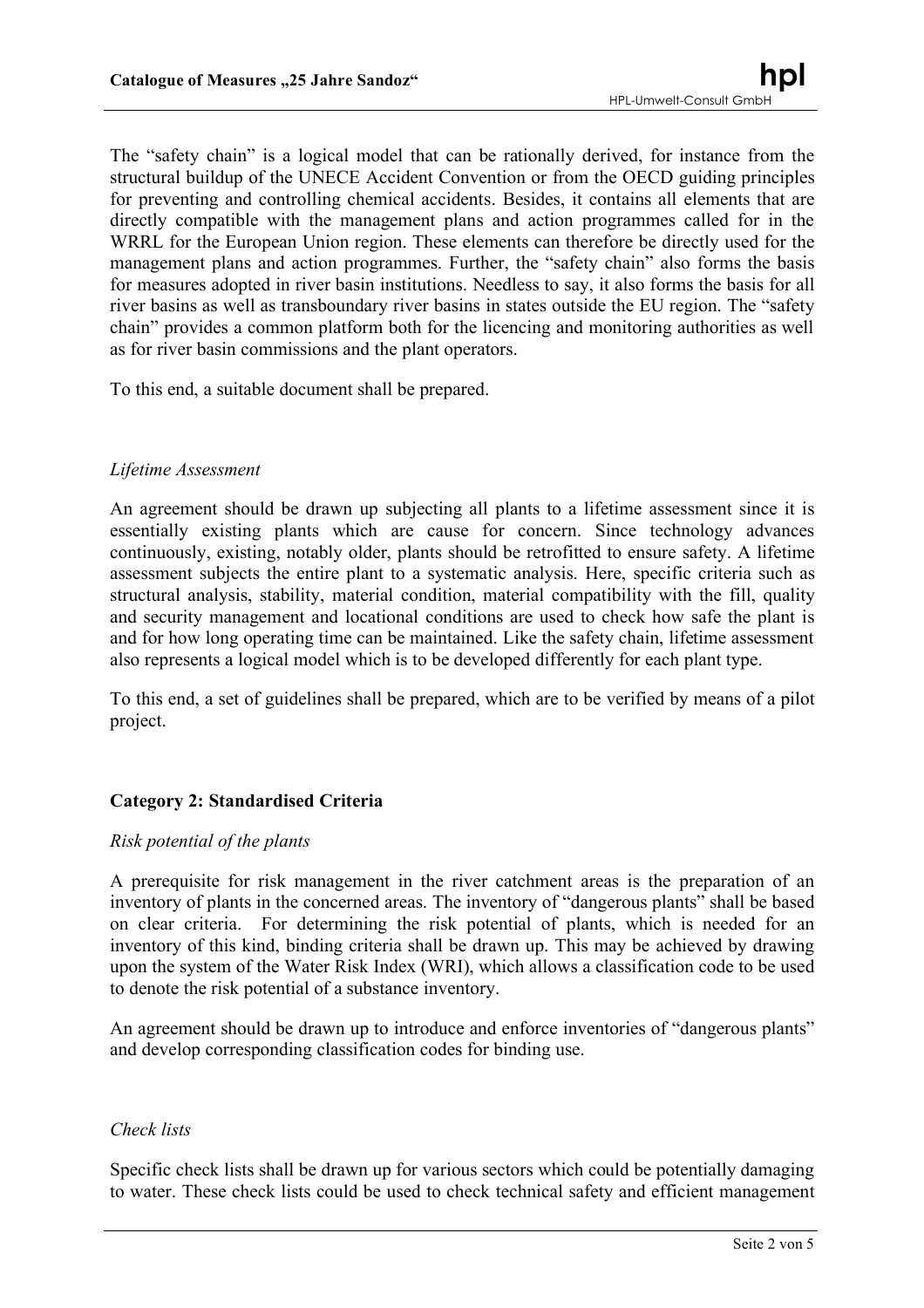The “safety chain” is a logical model that can be rationally derived, for instance from the structural buildup of the UNECE Accident Convention or from the OECD guiding principles for preventing and controlling chemical accidents. Besides, it contains all elements that are directly compatible with the management plans and action programmes called for in the WRRL for the European Union region. These elements can therefore be directly used for the management plans and action programmes. Further, the “safety chain” also forms the basis for measures adopted in river basin institutions. Needless to say, it also forms the basis for all river basins as well as transboundary river basins in states outside the EU region. The “safety chain” provides a common platform both for the licencing and monitoring authorities as well as for river basin commissions and the plant operators.

To this end, a suitable document shall be prepared.

*Lifetime Assessment*

An agreement should be drawn up subjecting all plants to a lifetime assessment since it is essentially existing plants which are cause for concern. Since technology advances continuously, existing, notably older, plants should be retrofitted to ensure safety. A lifetime assessment subjects the entire plant to a systematic analysis. Here, specific criteria such as structural analysis, stability, material condition, material compatibility with the fill, quality and security management and locational conditions are used to check how safe the plant is and for how long operating time can be maintained. Like the safety chain, lifetime assessment also represents a logical model which is to be developed differently for each plant type.

To this end, a set of guidelines shall be prepared, which are to be verified by means of a pilot project.

**Category 2: Standardised Criteria**

*Risk potential of the plants*

A prerequisite for risk management in the river catchment areas is the preparation of an inventory of plants in the concerned areas. The inventory of “dangerous plants” shall be based on clear criteria. For determining the risk potential of plants, which is needed for an inventory of this kind, binding criteria shall be drawn up. This may be achieved by drawing upon the system of the Water Risk Index (WRI), which allows a classification code to be used to denote the risk potential of a substance inventory.

An agreement should be drawn up to introduce and enforce inventories of “dangerous plants” and develop corresponding classification codes for binding use.

*Check lists*

Specific check lists shall be drawn up for various sectors which could be potentially damaging to water. These check lists could be used to check technical safety and efficient management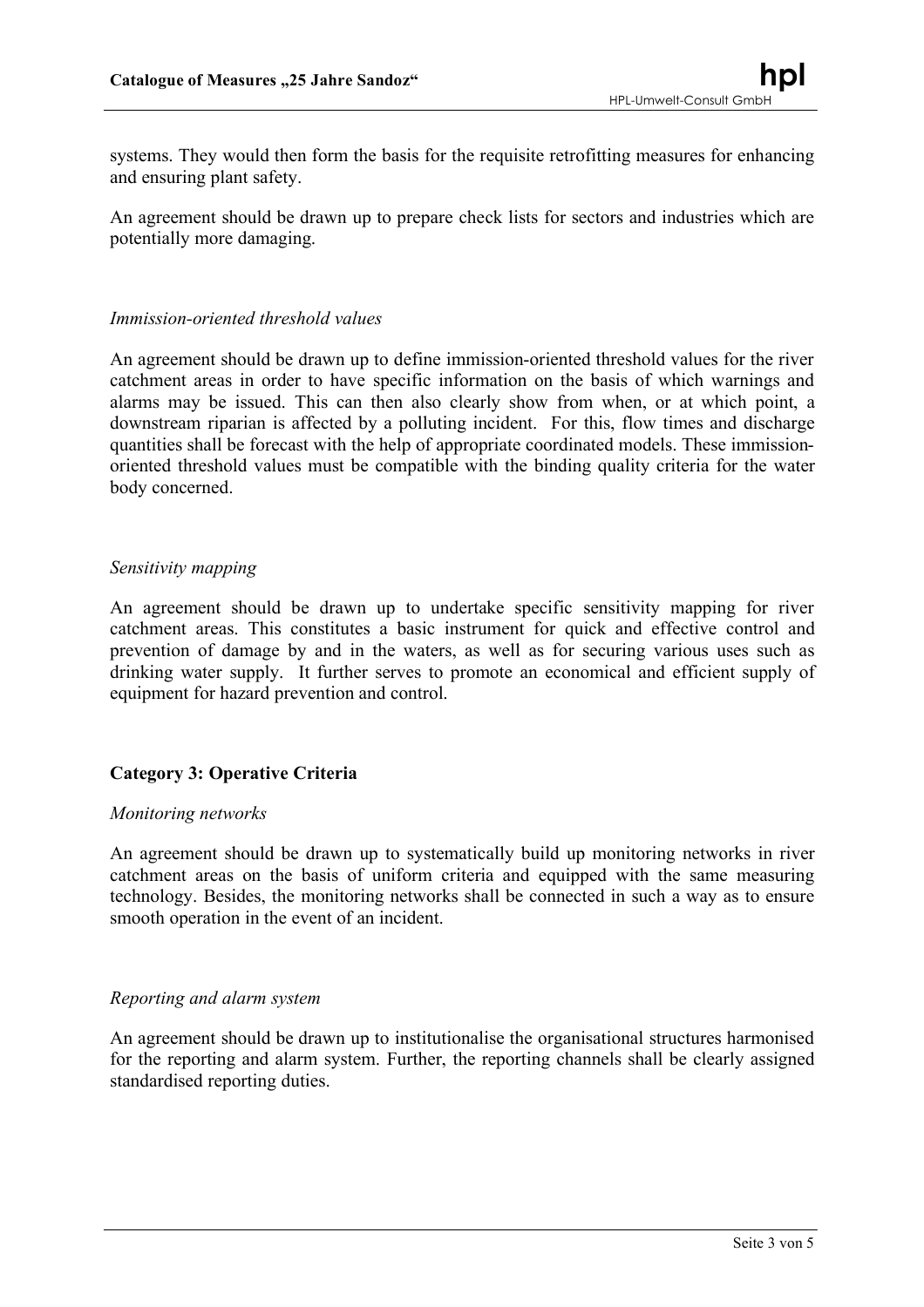systems. They would then form the basis for the requisite retrofitting measures for enhancing and ensuring plant safety.

An agreement should be drawn up to prepare check lists for sectors and industries which are potentially more damaging.

*Immission-oriented threshold values*

An agreement should be drawn up to define immission-oriented threshold values for the river catchment areas in order to have specific information on the basis of which warnings and alarms may be issued. This can then also clearly show from when, or at which point, a downstream riparian is affected by a polluting incident. For this, flow times and discharge quantities shall be forecast with the help of appropriate coordinated models. These immission-oriented threshold values must be compatible with the binding quality criteria for the water body concerned.

*Sensitivity mapping*

An agreement should be drawn up to undertake specific sensitivity mapping for river catchment areas. This constitutes a basic instrument for quick and effective control and prevention of damage by and in the waters, as well as for securing various uses such as drinking water supply. It further serves to promote an economical and efficient supply of equipment for hazard prevention and control.

**Category 3: Operative Criteria**

*Monitoring networks*

An agreement should be drawn up to systematically build up monitoring networks in river catchment areas on the basis of uniform criteria and equipped with the same measuring technology. Besides, the monitoring networks shall be connected in such a way as to ensure smooth operation in the event of an incident.

*Reporting and alarm system*

An agreement should be drawn up to institutionalise the organisational structures harmonised for the reporting and alarm system. Further, the reporting channels shall be clearly assigned standardised reporting duties.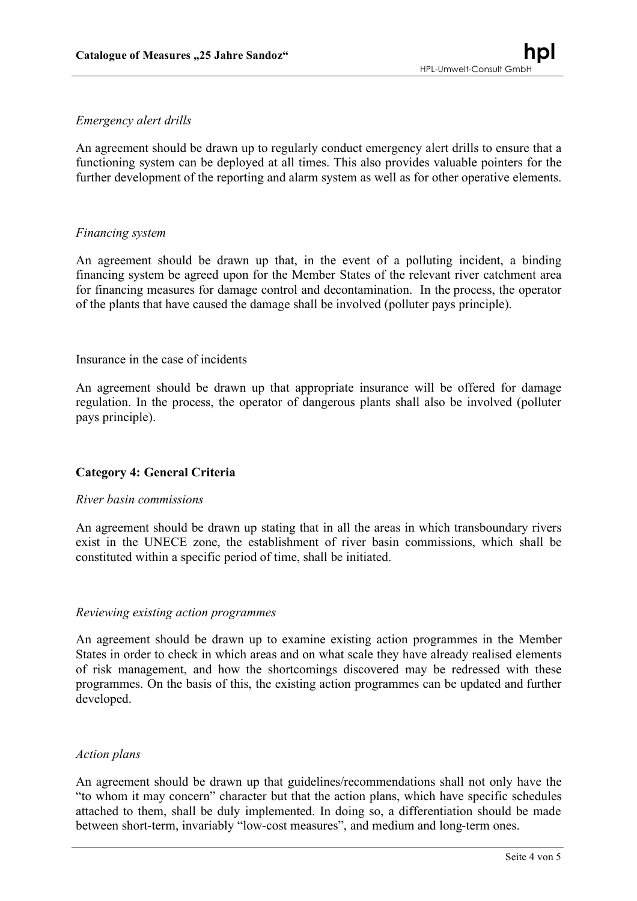*Emergency alert drills*

An agreement should be drawn up to regularly conduct emergency alert drills to ensure that a functioning system can be deployed at all times. This also provides valuable pointers for the further development of the reporting and alarm system as well as for other operative elements.

*Financing system*

An agreement should be drawn up that, in the event of a polluting incident, a binding financing system be agreed upon for the Member States of the relevant river catchment area for financing measures for damage control and decontamination. In the process, the operator of the plants that have caused the damage shall be involved (polluter pays principle).

Insurance in the case of incidents

An agreement should be drawn up that appropriate insurance will be offered for damage regulation. In the process, the operator of dangerous plants shall also be involved (polluter pays principle).

**Category 4: General Criteria**

*River basin commissions*

An agreement should be drawn up stating that in all the areas in which transboundary rivers exist in the UNECE zone, the establishment of river basin commissions, which shall be constituted within a specific period of time, shall be initiated.

*Reviewing existing action programmes*

An agreement should be drawn up to examine existing action programmes in the Member States in order to check in which areas and on what scale they have already realised elements of risk management, and how the shortcomings discovered may be redressed with these programmes. On the basis of this, the existing action programmes can be updated and further developed.

*Action plans*

An agreement should be drawn up that guidelines/recommendations shall not only have the "to whom it may concern" character but that the action plans, which have specific schedules attached to them, shall be duly implemented. In doing so, a differentiation should be made between short-term, invariably "low-cost measures", and medium and long-term ones.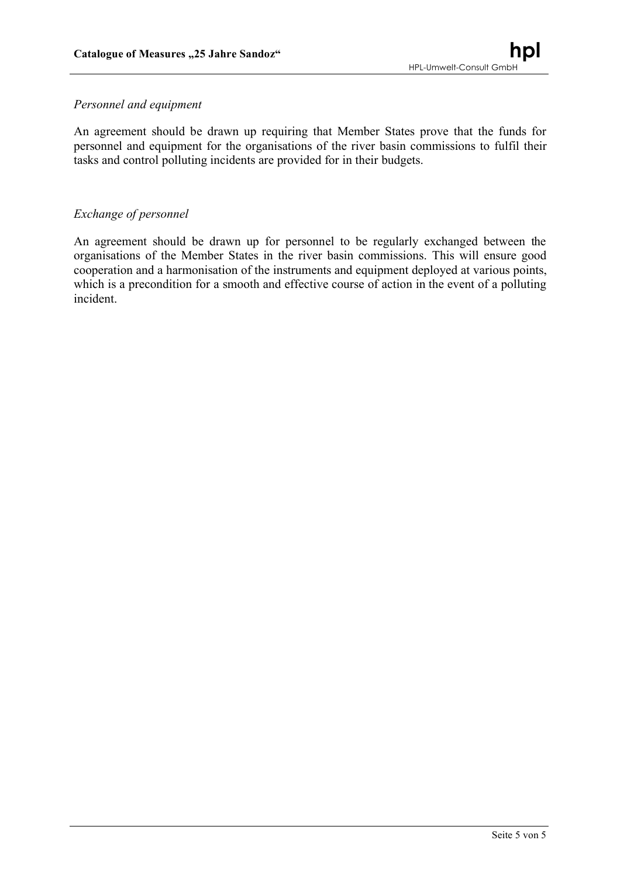*Personnel and equipment*

An agreement should be drawn up requiring that Member States prove that the funds for personnel and equipment for the organisations of the river basin commissions to fulfil their tasks and control polluting incidents are provided for in their budgets.

*Exchange of personnel*

An agreement should be drawn up for personnel to be regularly exchanged between the organisations of the Member States in the river basin commissions. This will ensure good cooperation and a harmonisation of the instruments and equipment deployed at various points, which is a precondition for a smooth and effective course of action in the event of a polluting incident.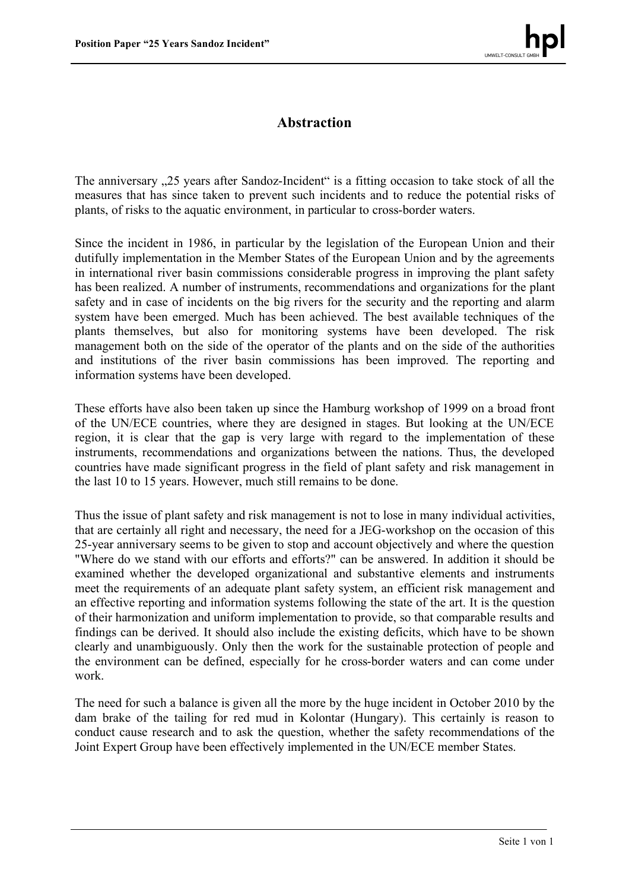# Abstraction

The anniversary „25 years after Sandoz-Incident“ is a fitting occasion to take stock of all the measures that has since taken to prevent such incidents and to reduce the potential risks of plants, of risks to the aquatic environment, in particular to cross-border waters.

Since the incident in 1986, in particular by the legislation of the European Union and their dutifully implementation in the Member States of the European Union and by the agreements in international river basin commissions considerable progress in improving the plant safety has been realized. A number of instruments, recommendations and organizations for the plant safety and in case of incidents on the big rivers for the security and the reporting and alarm system have been emerged. Much has been achieved. The best available techniques of the plants themselves, but also for monitoring systems have been developed. The risk management both on the side of the operator of the plants and on the side of the authorities and institutions of the river basin commissions has been improved. The reporting and information systems have been developed.

These efforts have also been taken up since the Hamburg workshop of 1999 on a broad front of the UN/ECE countries, where they are designed in stages. But looking at the UN/ECE region, it is clear that the gap is very large with regard to the implementation of these instruments, recommendations and organizations between the nations. Thus, the developed countries have made significant progress in the field of plant safety and risk management in the last 10 to 15 years. However, much still remains to be done.

Thus the issue of plant safety and risk management is not to lose in many individual activities, that are certainly all right and necessary, the need for a JEG-workshop on the occasion of this 25-year anniversary seems to be given to stop and account objectively and where the question "Where do we stand with our efforts and efforts?" can be answered. In addition it should be examined whether the developed organizational and substantive elements and instruments meet the requirements of an adequate plant safety system, an efficient risk management and an effective reporting and information systems following the state of the art. It is the question of their harmonization and uniform implementation to provide, so that comparable results and findings can be derived. It should also include the existing deficits, which have to be shown clearly and unambiguously. Only then the work for the sustainable protection of people and the environment can be defined, especially for he cross-border waters and can come under work.

The need for such a balance is given all the more by the huge incident in October 2010 by the dam brake of the tailing for red mud in Kolontar (Hungary). This certainly is reason to conduct cause research and to ask the question, whether the safety recommendations of the Joint Expert Group have been effectively implemented in the UN/ECE member States.